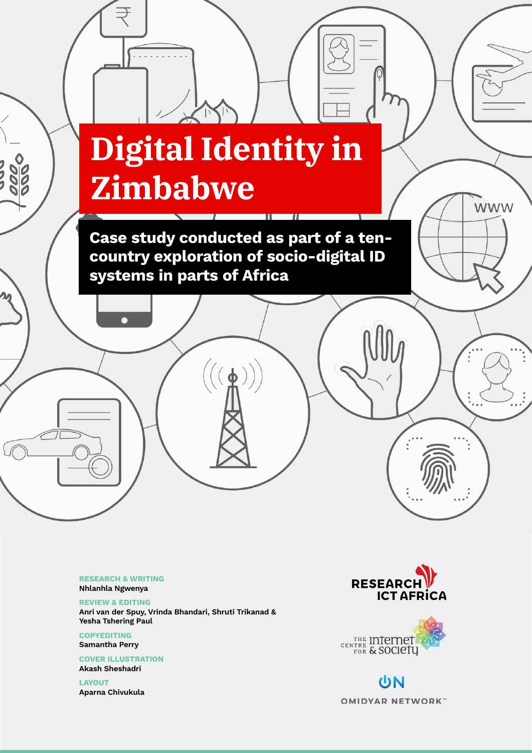# Digital Identity in Zimbabwe

**Case study conducted as part of a ten-country exploration of socio-digital ID systems in parts of Africa**

**RESEARCH & WRITING**
Nhlanhla Ngwenya

**REVIEW & EDITING**
Anri van der Spuy, Vrinda Bhandari, Shruti Trikanad & Yesha Tshering Paul

**COPYEDITING**
Samantha Perry

**COVER ILLUSTRATION**
Akash Sheshadri

**LAYOUT**
Aparna Chivukula

RESEARCH ICT AFRICA

THE CENTRE FOR INTERNET & SOCIETY

OMIDYAR NETWORK™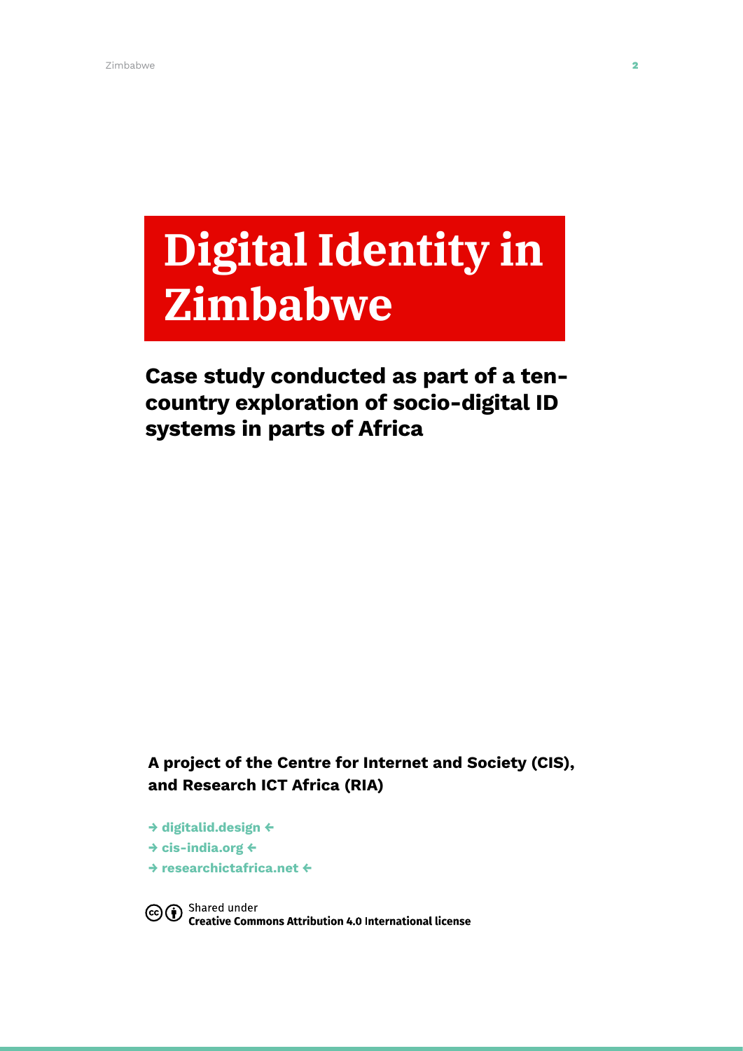# Digital Identity in Zimbabwe

## Case study conducted as part of a ten-country exploration of socio-digital ID systems in parts of Africa

**A project of the Centre for Internet and Society (CIS), and Research ICT Africa (RIA)**

→ digitalid.design ←
→ cis-india.org ←
→ researchictafrica.net ←

Shared under
**Creative Commons Attribution 4.0 International license**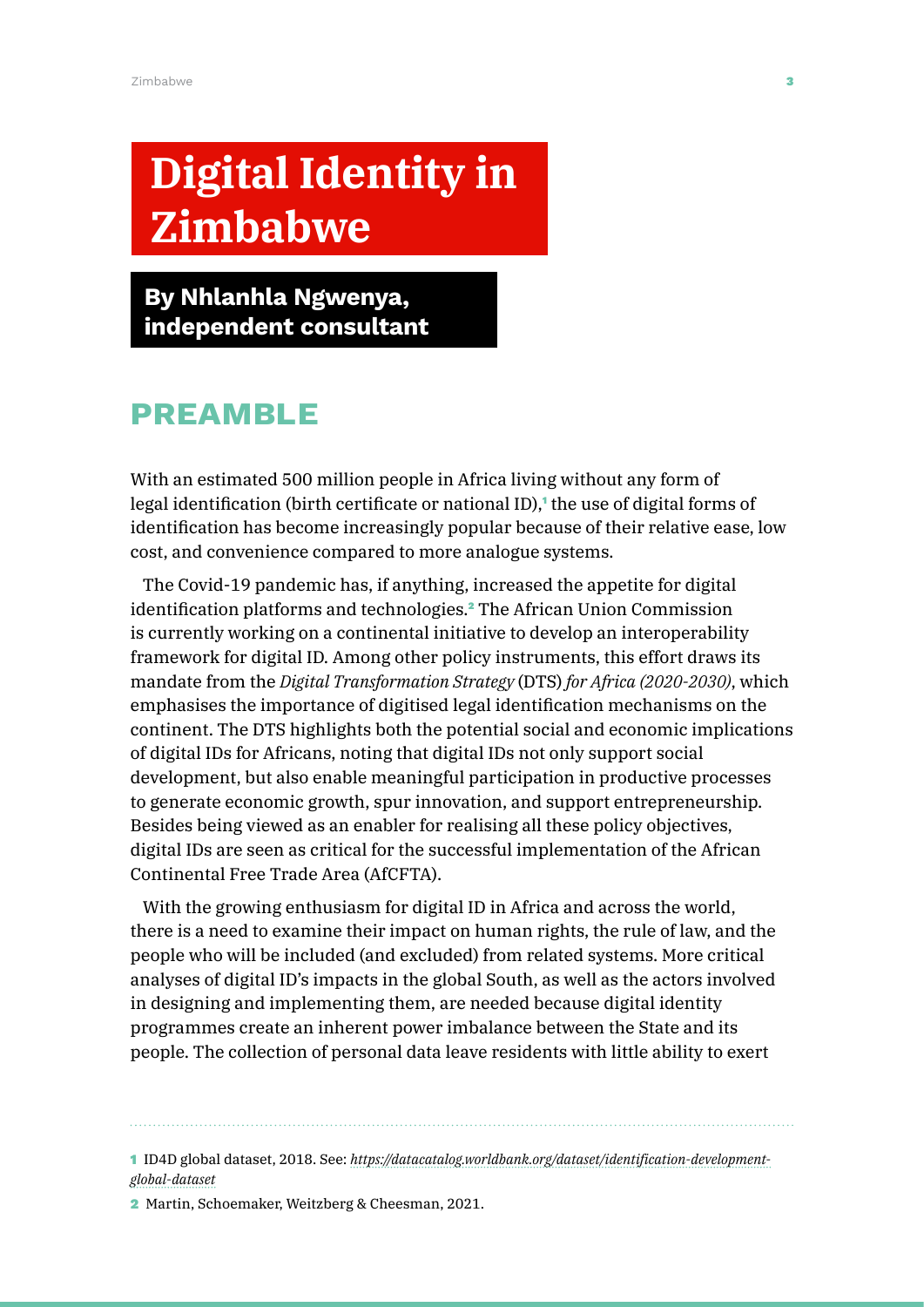# Digital Identity in Zimbabwe

**By Nhlanhla Ngwenya, independent consultant**

## PREAMBLE

With an estimated 500 million people in Africa living without any form of legal identification (birth certificate or national ID),[1] the use of digital forms of identification has become increasingly popular because of their relative ease, low cost, and convenience compared to more analogue systems.

The Covid-19 pandemic has, if anything, increased the appetite for digital identification platforms and technologies.[2] The African Union Commission is currently working on a continental initiative to develop an interoperability framework for digital ID. Among other policy instruments, this effort draws its mandate from the *Digital Transformation Strategy* (DTS) *for Africa (2020-2030)*, which emphasises the importance of digitised legal identification mechanisms on the continent. The DTS highlights both the potential social and economic implications of digital IDs for Africans, noting that digital IDs not only support social development, but also enable meaningful participation in productive processes to generate economic growth, spur innovation, and support entrepreneurship. Besides being viewed as an enabler for realising all these policy objectives, digital IDs are seen as critical for the successful implementation of the African Continental Free Trade Area (AfCFTA).

With the growing enthusiasm for digital ID in Africa and across the world, there is a need to examine their impact on human rights, the rule of law, and the people who will be included (and excluded) from related systems. More critical analyses of digital ID's impacts in the global South, as well as the actors involved in designing and implementing them, are needed because digital identity programmes create an inherent power imbalance between the State and its people. The collection of personal data leave residents with little ability to exert

---

1 ID4D global dataset, 2018. See: *https://datacatalog.worldbank.org/dataset/identification-development-global-dataset*

2 Martin, Schoemaker, Weitzberg & Cheesman, 2021.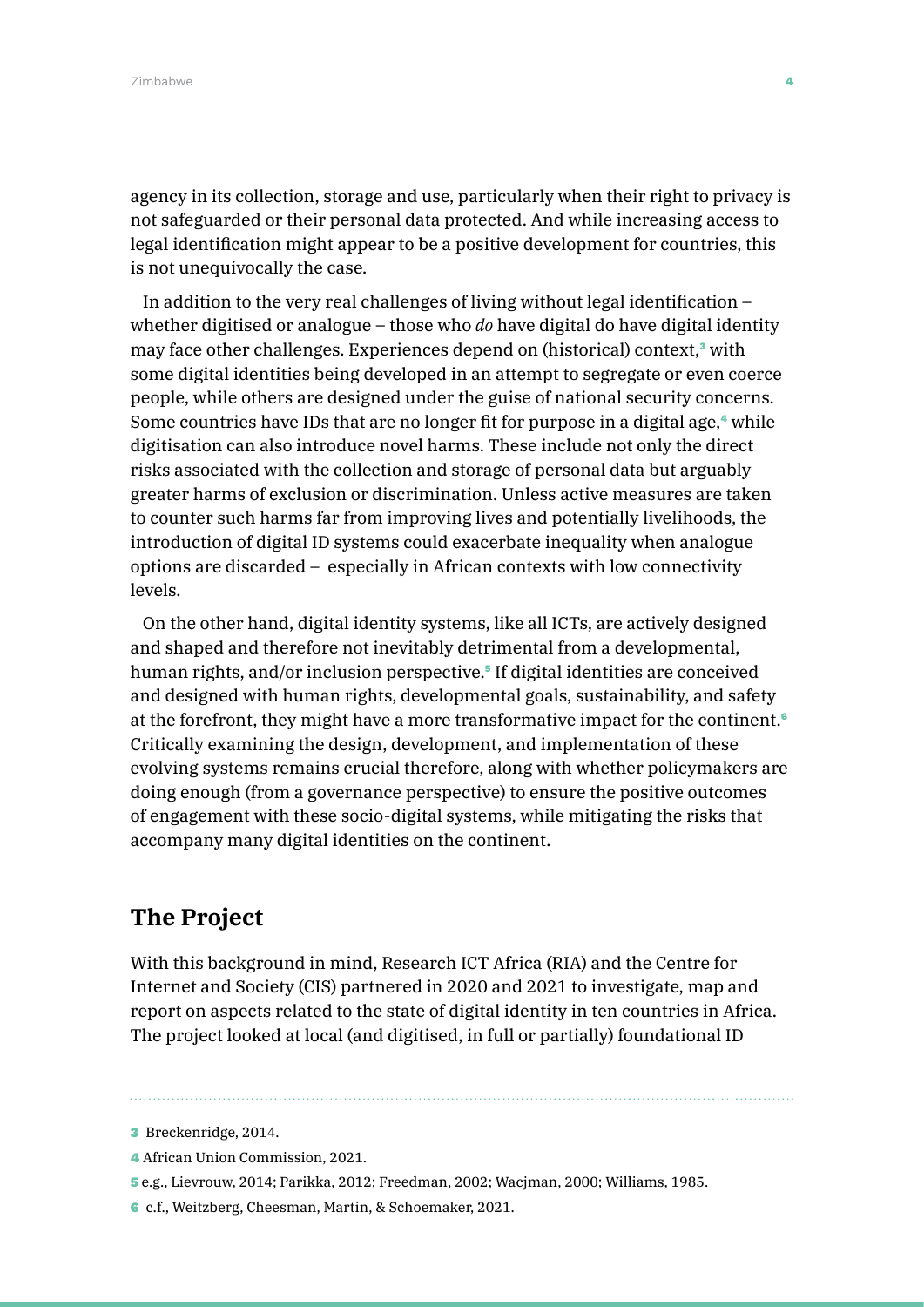agency in its collection, storage and use, particularly when their right to privacy is not safeguarded or their personal data protected. And while increasing access to legal identification might appear to be a positive development for countries, this is not unequivocally the case.

In addition to the very real challenges of living without legal identification – whether digitised or analogue – those who *do* have digital do have digital identity may face other challenges. Experiences depend on (historical) context,[3] with some digital identities being developed in an attempt to segregate or even coerce people, while others are designed under the guise of national security concerns. Some countries have IDs that are no longer fit for purpose in a digital age,[4] while digitisation can also introduce novel harms. These include not only the direct risks associated with the collection and storage of personal data but arguably greater harms of exclusion or discrimination. Unless active measures are taken to counter such harms far from improving lives and potentially livelihoods, the introduction of digital ID systems could exacerbate inequality when analogue options are discarded – especially in African contexts with low connectivity levels.

On the other hand, digital identity systems, like all ICTs, are actively designed and shaped and therefore not inevitably detrimental from a developmental, human rights, and/or inclusion perspective.[5] If digital identities are conceived and designed with human rights, developmental goals, sustainability, and safety at the forefront, they might have a more transformative impact for the continent.[6] Critically examining the design, development, and implementation of these evolving systems remains crucial therefore, along with whether policymakers are doing enough (from a governance perspective) to ensure the positive outcomes of engagement with these socio-digital systems, while mitigating the risks that accompany many digital identities on the continent.

## The Project

With this background in mind, Research ICT Africa (RIA) and the Centre for Internet and Society (CIS) partnered in 2020 and 2021 to investigate, map and report on aspects related to the state of digital identity in ten countries in Africa. The project looked at local (and digitised, in full or partially) foundational ID

---

[3] Breckenridge, 2014.

[4] African Union Commission, 2021.

[5] e.g., Lievrouw, 2014; Parikka, 2012; Freedman, 2002; Wacjman, 2000; Williams, 1985.

[6] c.f., Weitzberg, Cheesman, Martin, & Schoemaker, 2021.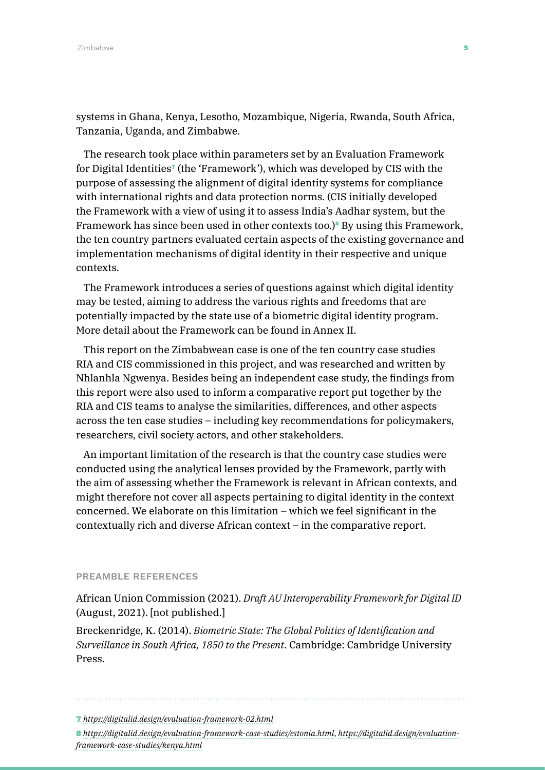systems in Ghana, Kenya, Lesotho, Mozambique, Nigeria, Rwanda, South Africa, Tanzania, Uganda, and Zimbabwe.

The research took place within parameters set by an Evaluation Framework for Digital Identities[7] (the 'Framework'), which was developed by CIS with the purpose of assessing the alignment of digital identity systems for compliance with international rights and data protection norms. (CIS initially developed the Framework with a view of using it to assess India's Aadhar system, but the Framework has since been used in other contexts too.)[8] By using this Framework, the ten country partners evaluated certain aspects of the existing governance and implementation mechanisms of digital identity in their respective and unique contexts.

The Framework introduces a series of questions against which digital identity may be tested, aiming to address the various rights and freedoms that are potentially impacted by the state use of a biometric digital identity program. More detail about the Framework can be found in Annex II.

This report on the Zimbabwean case is one of the ten country case studies RIA and CIS commissioned in this project, and was researched and written by Nhlanhla Ngwenya. Besides being an independent case study, the findings from this report were also used to inform a comparative report put together by the RIA and CIS teams to analyse the similarities, differences, and other aspects across the ten case studies – including key recommendations for policymakers, researchers, civil society actors, and other stakeholders.

An important limitation of the research is that the country case studies were conducted using the analytical lenses provided by the Framework, partly with the aim of assessing whether the Framework is relevant in African contexts, and might therefore not cover all aspects pertaining to digital identity in the context concerned. We elaborate on this limitation – which we feel significant in the contextually rich and diverse African context – in the comparative report.

#### PREAMBLE REFERENCES

African Union Commission (2021). *Draft AU Interoperability Framework for Digital ID* (August, 2021). [not published.]

Breckenridge, K. (2014). *Biometric State: The Global Politics of Identification and Surveillance in South Africa, 1850 to the Present*. Cambridge: Cambridge University Press.

---

7 *https://digitalid.design/evaluation-framework-02.html*

8 *https://digitalid.design/evaluation-framework-case-studies/estonia.html*, *https://digitalid.design/evaluation-framework-case-studies/kenya.html*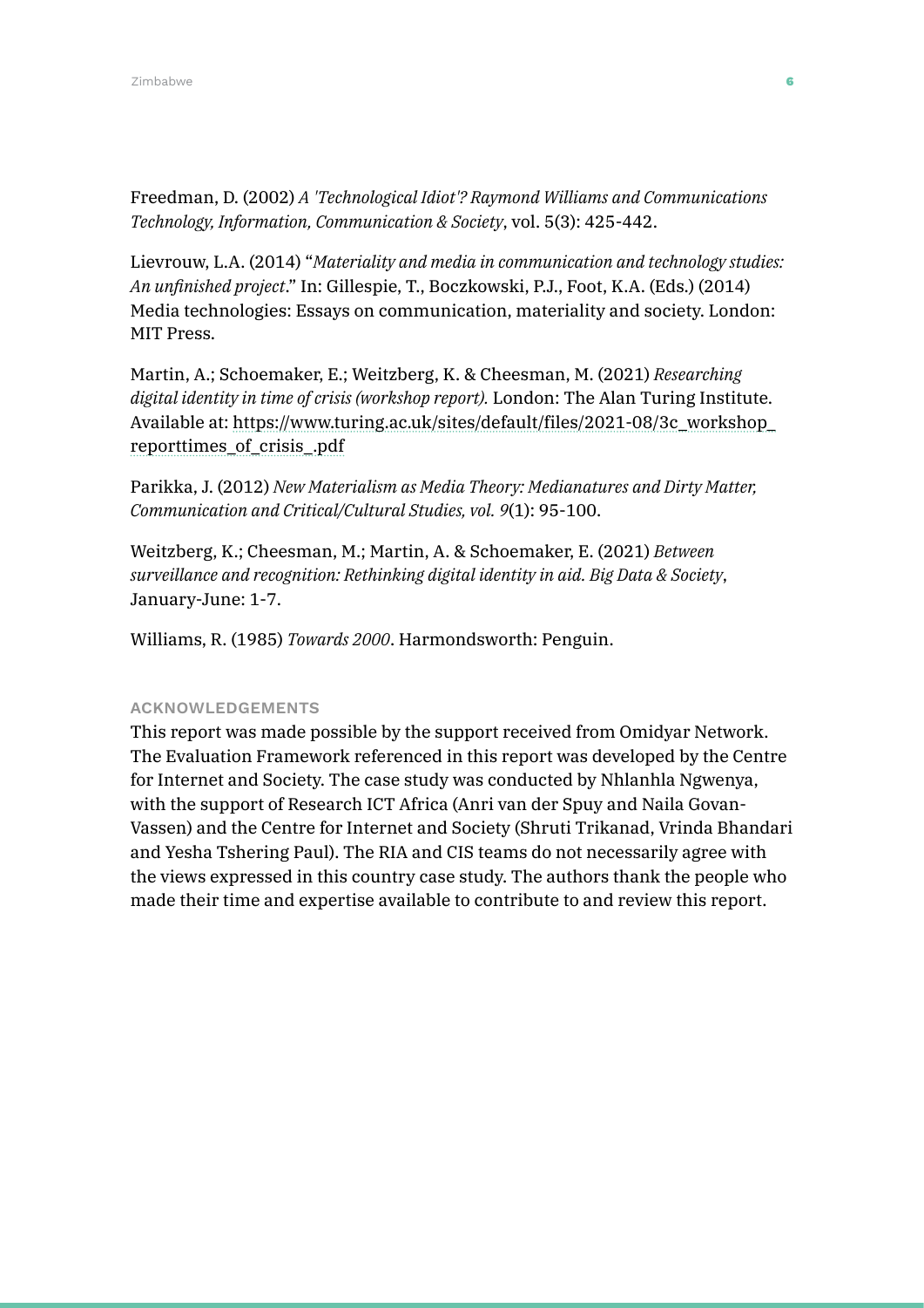Freedman, D. (2002) *A 'Technological Idiot'? Raymond Williams and Communications Technology, Information, Communication & Society*, vol. 5(3): 425-442.

Lievrouw, L.A. (2014) "*Materiality and media in communication and technology studies: An unfinished project*." In: Gillespie, T., Boczkowski, P.J., Foot, K.A. (Eds.) (2014) Media technologies: Essays on communication, materiality and society. London: MIT Press.

Martin, A.; Schoemaker, E.; Weitzberg, K. & Cheesman, M. (2021) *Researching digital identity in time of crisis (workshop report).* London: The Alan Turing Institute. Available at: https://www.turing.ac.uk/sites/default/files/2021-08/3c_workshop_reporttimes_of_crisis_.pdf

Parikka, J. (2012) *New Materialism as Media Theory: Medianatures and Dirty Matter, Communication and Critical/Cultural Studies, vol. 9*(1): 95-100.

Weitzberg, K.; Cheesman, M.; Martin, A. & Schoemaker, E. (2021) *Between surveillance and recognition: Rethinking digital identity in aid. Big Data & Society*, January-June: 1-7.

Williams, R. (1985) *Towards 2000*. Harmondsworth: Penguin.

## ACKNOWLEDGEMENTS

This report was made possible by the support received from Omidyar Network. The Evaluation Framework referenced in this report was developed by the Centre for Internet and Society. The case study was conducted by Nhlanhla Ngwenya, with the support of Research ICT Africa (Anri van der Spuy and Naila Govan-Vassen) and the Centre for Internet and Society (Shruti Trikanad, Vrinda Bhandari and Yesha Tshering Paul). The RIA and CIS teams do not necessarily agree with the views expressed in this country case study. The authors thank the people who made their time and expertise available to contribute to and review this report.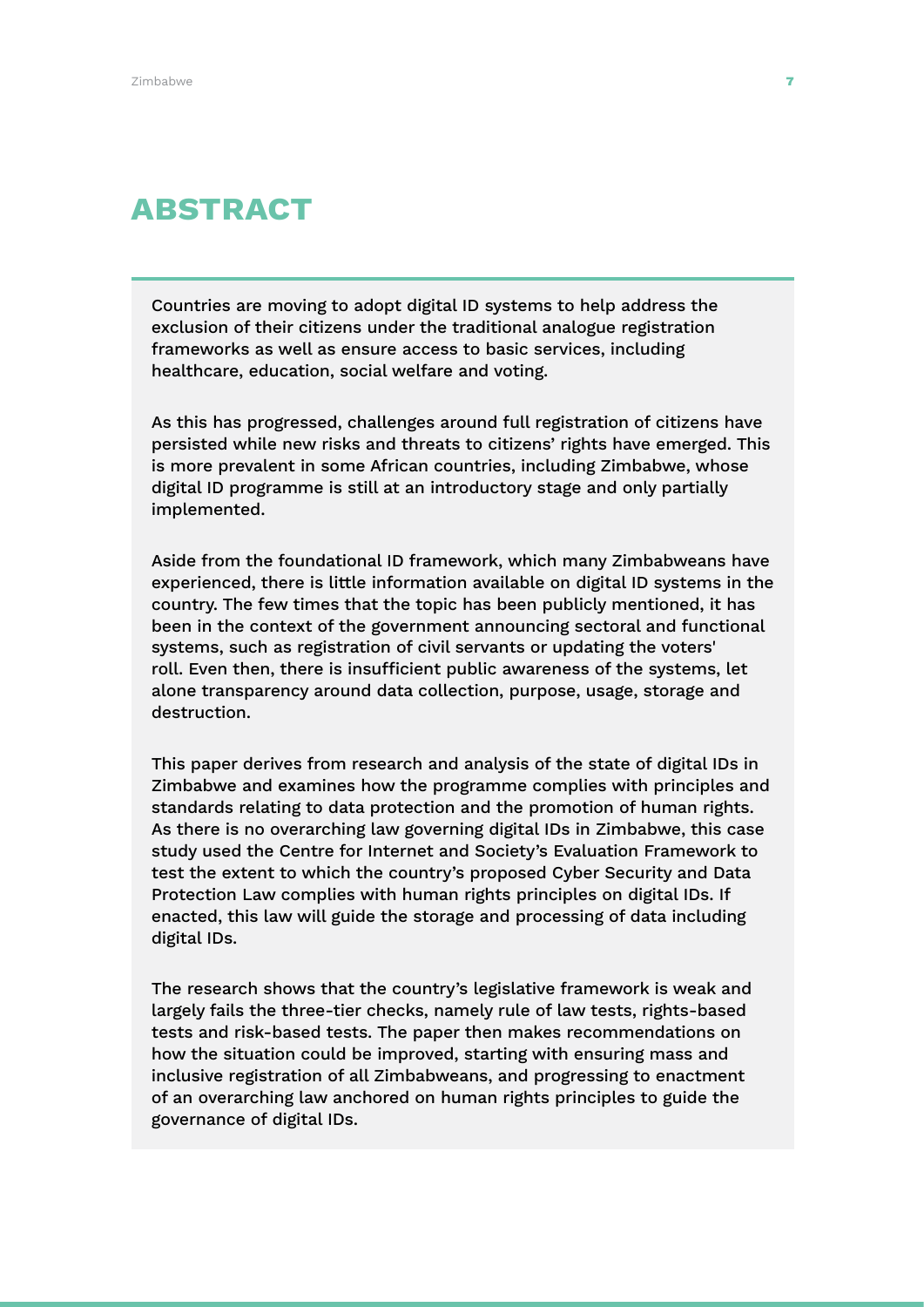# ABSTRACT

Countries are moving to adopt digital ID systems to help address the exclusion of their citizens under the traditional analogue registration frameworks as well as ensure access to basic services, including healthcare, education, social welfare and voting.

As this has progressed, challenges around full registration of citizens have persisted while new risks and threats to citizens' rights have emerged. This is more prevalent in some African countries, including Zimbabwe, whose digital ID programme is still at an introductory stage and only partially implemented.

Aside from the foundational ID framework, which many Zimbabweans have experienced, there is little information available on digital ID systems in the country. The few times that the topic has been publicly mentioned, it has been in the context of the government announcing sectoral and functional systems, such as registration of civil servants or updating the voters' roll. Even then, there is insufficient public awareness of the systems, let alone transparency around data collection, purpose, usage, storage and destruction.

This paper derives from research and analysis of the state of digital IDs in Zimbabwe and examines how the programme complies with principles and standards relating to data protection and the promotion of human rights. As there is no overarching law governing digital IDs in Zimbabwe, this case study used the Centre for Internet and Society's Evaluation Framework to test the extent to which the country's proposed Cyber Security and Data Protection Law complies with human rights principles on digital IDs. If enacted, this law will guide the storage and processing of data including digital IDs.

The research shows that the country's legislative framework is weak and largely fails the three-tier checks, namely rule of law tests, rights-based tests and risk-based tests. The paper then makes recommendations on how the situation could be improved, starting with ensuring mass and inclusive registration of all Zimbabweans, and progressing to enactment of an overarching law anchored on human rights principles to guide the governance of digital IDs.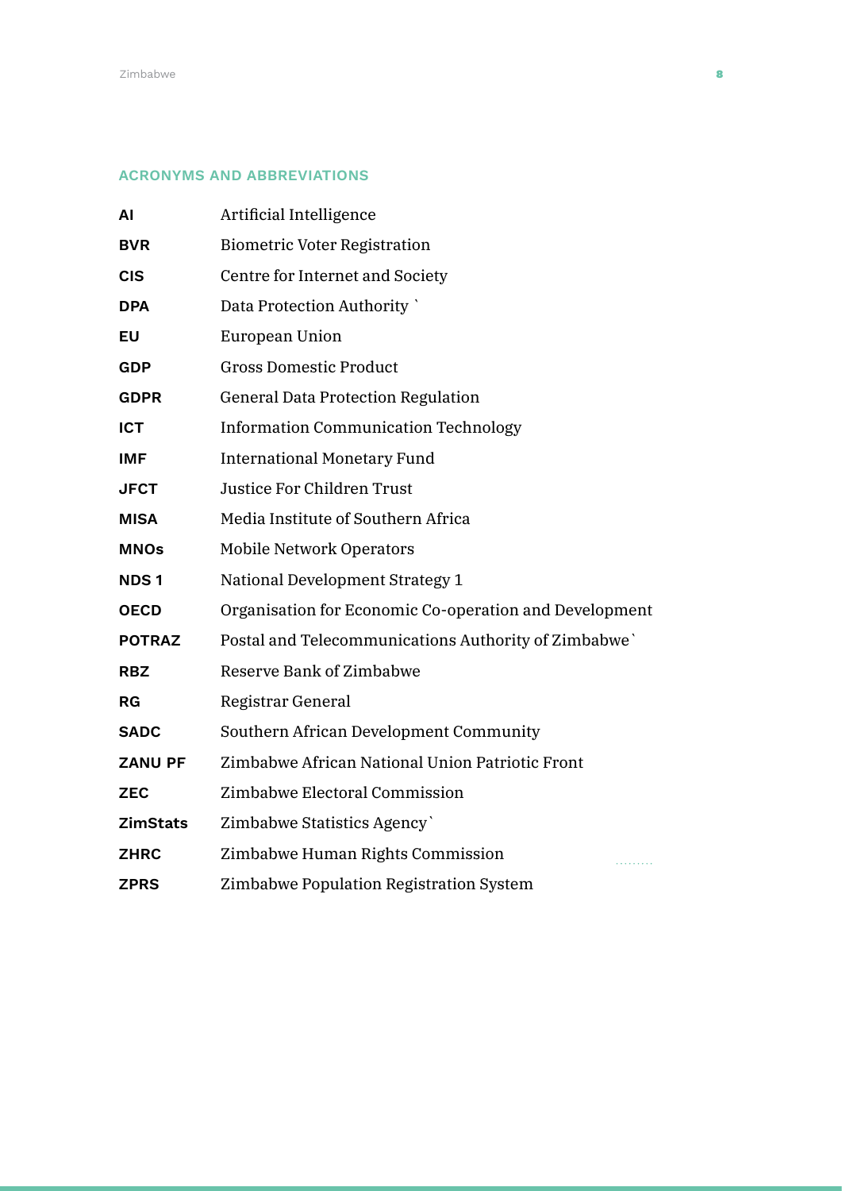## ACRONYMS AND ABBREVIATIONS

| | |
|---|---|
| **AI** | Artificial Intelligence |
| **BVR** | Biometric Voter Registration |
| **CIS** | Centre for Internet and Society |
| **DPA** | Data Protection Authority ` |
| **EU** | European Union |
| **GDP** | Gross Domestic Product |
| **GDPR** | General Data Protection Regulation |
| **ICT** | Information Communication Technology |
| **IMF** | International Monetary Fund |
| **JFCT** | Justice For Children Trust |
| **MISA** | Media Institute of Southern Africa |
| **MNOs** | Mobile Network Operators |
| **NDS 1** | National Development Strategy 1 |
| **OECD** | Organisation for Economic Co-operation and Development |
| **POTRAZ** | Postal and Telecommunications Authority of Zimbabwe` |
| **RBZ** | Reserve Bank of Zimbabwe |
| **RG** | Registrar General |
| **SADC** | Southern African Development Community |
| **ZANU PF** | Zimbabwe African National Union Patriotic Front |
| **ZEC** | Zimbabwe Electoral Commission |
| **ZimStats** | Zimbabwe Statistics Agency` |
| **ZHRC** | Zimbabwe Human Rights Commission |
| **ZPRS** | Zimbabwe Population Registration System |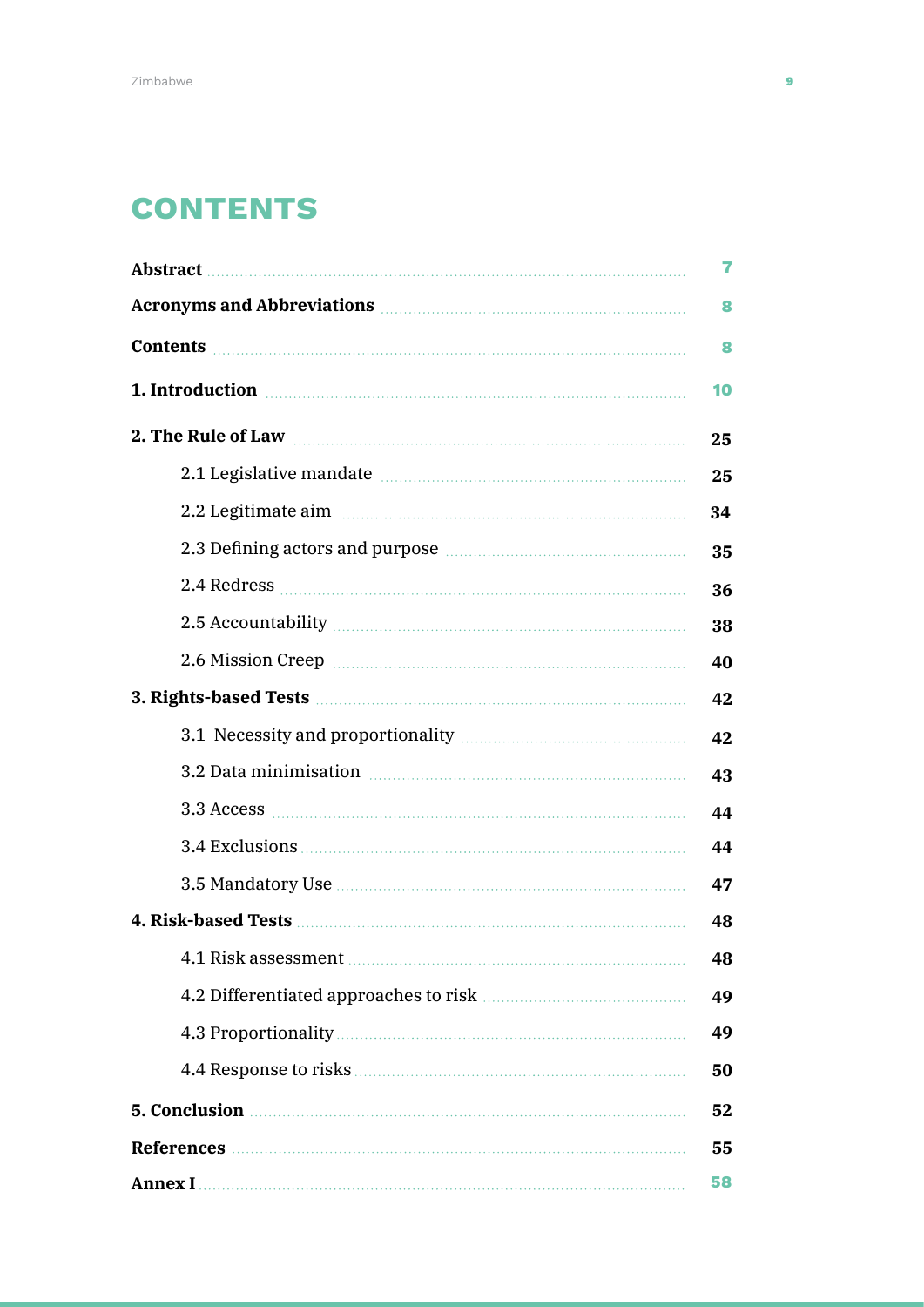# CONTENTS

| | |
|---|---|
| **Abstract** | 7 |
| **Acronyms and Abbreviations** | 8 |
| **Contents** | 8 |
| **1. Introduction** | 10 |
| **2. The Rule of Law** | 25 |
| 2.1 Legislative mandate | 25 |
| 2.2 Legitimate aim | 34 |
| 2.3 Defining actors and purpose | 35 |
| 2.4 Redress | 36 |
| 2.5 Accountability | 38 |
| 2.6 Mission Creep | 40 |
| **3. Rights-based Tests** | 42 |
| 3.1 Necessity and proportionality | 42 |
| 3.2 Data minimisation | 43 |
| 3.3 Access | 44 |
| 3.4 Exclusions | 44 |
| 3.5 Mandatory Use | 47 |
| **4. Risk-based Tests** | 48 |
| 4.1 Risk assessment | 48 |
| 4.2 Differentiated approaches to risk | 49 |
| 4.3 Proportionality | 49 |
| 4.4 Response to risks | 50 |
| **5. Conclusion** | 52 |
| **References** | 55 |
| **Annex I** | 58 |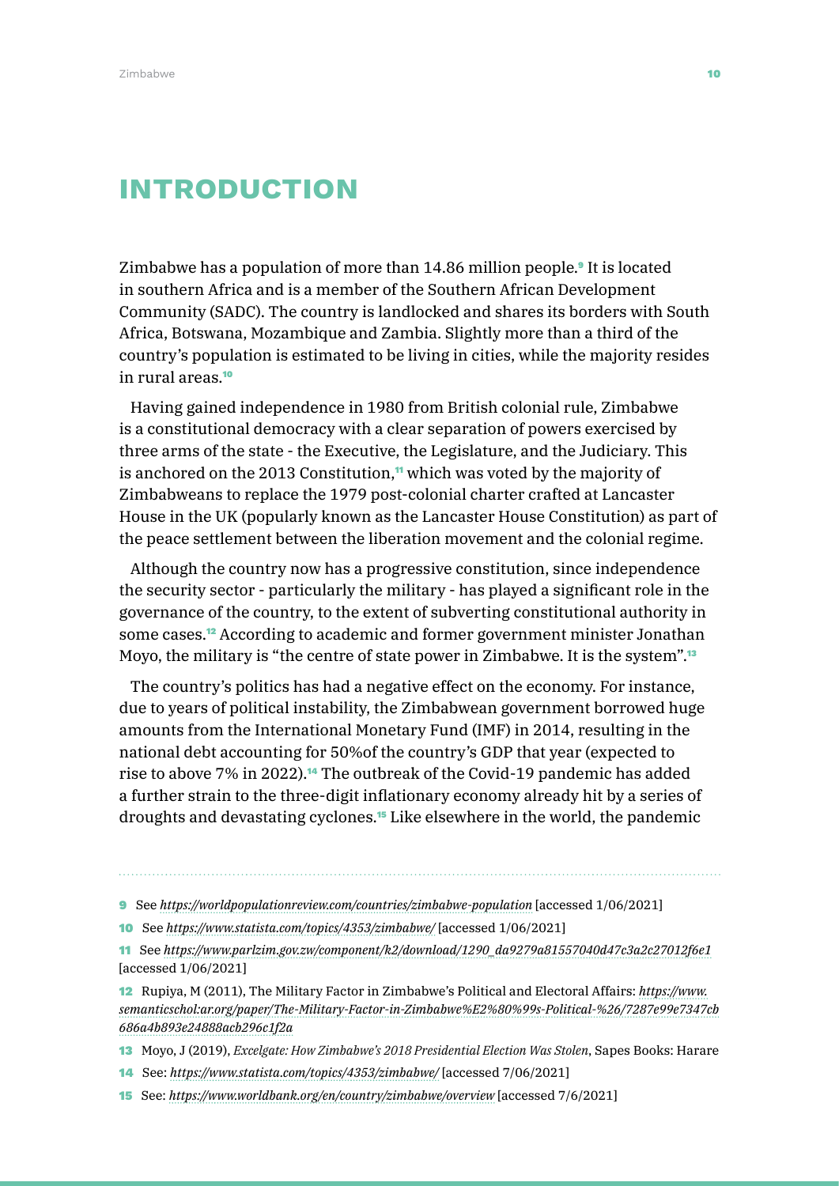# INTRODUCTION

Zimbabwe has a population of more than 14.86 million people.[9] It is located in southern Africa and is a member of the Southern African Development Community (SADC). The country is landlocked and shares its borders with South Africa, Botswana, Mozambique and Zambia. Slightly more than a third of the country's population is estimated to be living in cities, while the majority resides in rural areas.[10]

Having gained independence in 1980 from British colonial rule, Zimbabwe is a constitutional democracy with a clear separation of powers exercised by three arms of the state - the Executive, the Legislature, and the Judiciary. This is anchored on the 2013 Constitution,[11] which was voted by the majority of Zimbabweans to replace the 1979 post-colonial charter crafted at Lancaster House in the UK (popularly known as the Lancaster House Constitution) as part of the peace settlement between the liberation movement and the colonial regime.

Although the country now has a progressive constitution, since independence the security sector - particularly the military - has played a significant role in the governance of the country, to the extent of subverting constitutional authority in some cases.[12] According to academic and former government minister Jonathan Moyo, the military is "the centre of state power in Zimbabwe. It is the system".[13]

The country's politics has had a negative effect on the economy. For instance, due to years of political instability, the Zimbabwean government borrowed huge amounts from the International Monetary Fund (IMF) in 2014, resulting in the national debt accounting for 50%of the country's GDP that year (expected to rise to above 7% in 2022).[14] The outbreak of the Covid-19 pandemic has added a further strain to the three-digit inflationary economy already hit by a series of droughts and devastating cyclones.[15] Like elsewhere in the world, the pandemic

---

9 See *https://worldpopulationreview.com/countries/zimbabwe-population* [accessed 1/06/2021]

10 See *https://www.statista.com/topics/4353/zimbabwe/* [accessed 1/06/2021]

11 See *https://www.parlzim.gov.zw/component/k2/download/1290_da9279a81557040d47c3a2c27012f6e1* [accessed 1/06/2021]

12 Rupiya, M (2011), The Military Factor in Zimbabwe's Political and Electoral Affairs: *https://www.semanticschol:ar.org/paper/The-Military-Factor-in-Zimbabwe%E2%80%99s-Political-%26/7287e99e7347cb686a4b893e24888acb296c1f2a*

13 Moyo, J (2019), *Excelgate: How Zimbabwe's 2018 Presidential Election Was Stolen*, Sapes Books: Harare

14 See: *https://www.statista.com/topics/4353/zimbabwe/* [accessed 7/06/2021]

15 See: *https://www.worldbank.org/en/country/zimbabwe/overview* [accessed 7/6/2021]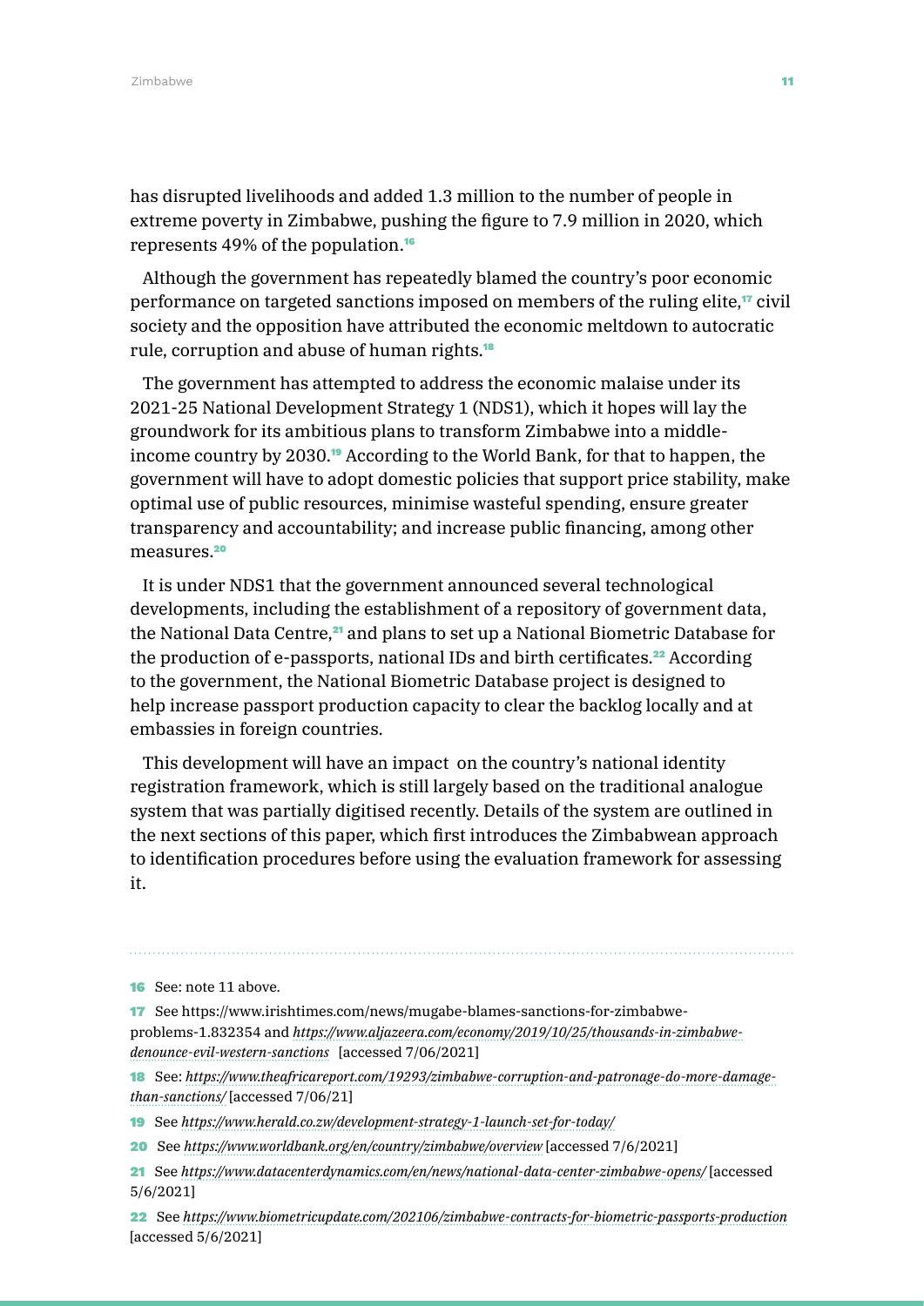has disrupted livelihoods and added 1.3 million to the number of people in extreme poverty in Zimbabwe, pushing the figure to 7.9 million in 2020, which represents 49% of the population.[16]

Although the government has repeatedly blamed the country's poor economic performance on targeted sanctions imposed on members of the ruling elite,[17] civil society and the opposition have attributed the economic meltdown to autocratic rule, corruption and abuse of human rights.[18]

The government has attempted to address the economic malaise under its 2021-25 National Development Strategy 1 (NDS1), which it hopes will lay the groundwork for its ambitious plans to transform Zimbabwe into a middle-income country by 2030.[19] According to the World Bank, for that to happen, the government will have to adopt domestic policies that support price stability, make optimal use of public resources, minimise wasteful spending, ensure greater transparency and accountability; and increase public financing, among other measures.[20]

It is under NDS1 that the government announced several technological developments, including the establishment of a repository of government data, the National Data Centre,[21] and plans to set up a National Biometric Database for the production of e-passports, national IDs and birth certificates.[22] According to the government, the National Biometric Database project is designed to help increase passport production capacity to clear the backlog locally and at embassies in foreign countries.

This development will have an impact on the country's national identity registration framework, which is still largely based on the traditional analogue system that was partially digitised recently. Details of the system are outlined in the next sections of this paper, which first introduces the Zimbabwean approach to identification procedures before using the evaluation framework for assessing it.

---

16 See: note 11 above.

17 See https://www.irishtimes.com/news/mugabe-blames-sanctions-for-zimbabwe-problems-1.832354 and *https://www.aljazeera.com/economy/2019/10/25/thousands-in-zimbabwe-denounce-evil-western-sanctions* [accessed 7/06/2021]

18 See: *https://www.theafricareport.com/19293/zimbabwe-corruption-and-patronage-do-more-damage-than-sanctions/* [accessed 7/06/21]

19 See *https://www.herald.co.zw/development-strategy-1-launch-set-for-today/*

20 See *https://www.worldbank.org/en/country/zimbabwe/overview* [accessed 7/6/2021]

21 See *https://www.datacenterdynamics.com/en/news/national-data-center-zimbabwe-opens/* [accessed 5/6/2021]

22 See *https://www.biometricupdate.com/202106/zimbabwe-contracts-for-biometric-passports-production* [accessed 5/6/2021]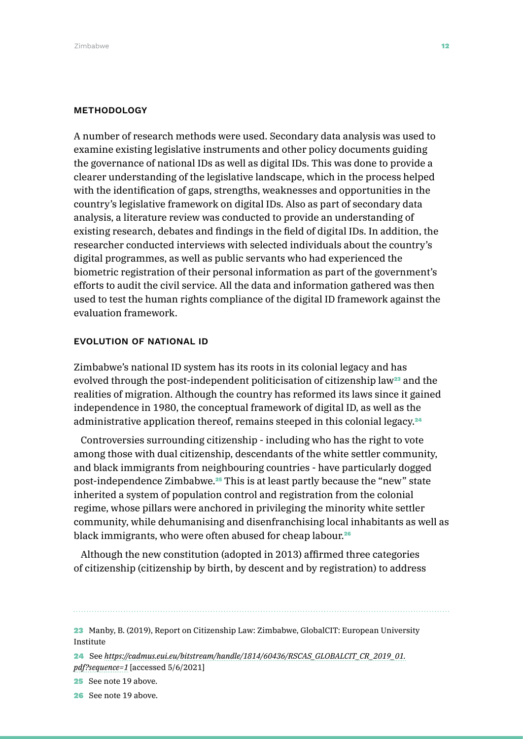## METHODOLOGY

A number of research methods were used. Secondary data analysis was used to examine existing legislative instruments and other policy documents guiding the governance of national IDs as well as digital IDs. This was done to provide a clearer understanding of the legislative landscape, which in the process helped with the identification of gaps, strengths, weaknesses and opportunities in the country's legislative framework on digital IDs. Also as part of secondary data analysis, a literature review was conducted to provide an understanding of existing research, debates and findings in the field of digital IDs. In addition, the researcher conducted interviews with selected individuals about the country's digital programmes, as well as public servants who had experienced the biometric registration of their personal information as part of the government's efforts to audit the civil service. All the data and information gathered was then used to test the human rights compliance of the digital ID framework against the evaluation framework.

## EVOLUTION OF NATIONAL ID

Zimbabwe's national ID system has its roots in its colonial legacy and has evolved through the post-independent politicisation of citizenship law[23] and the realities of migration. Although the country has reformed its laws since it gained independence in 1980, the conceptual framework of digital ID, as well as the administrative application thereof, remains steeped in this colonial legacy.[24]

Controversies surrounding citizenship - including who has the right to vote among those with dual citizenship, descendants of the white settler community, and black immigrants from neighbouring countries - have particularly dogged post-independence Zimbabwe.[25] This is at least partly because the "new" state inherited a system of population control and registration from the colonial regime, whose pillars were anchored in privileging the minority white settler community, while dehumanising and disenfranchising local inhabitants as well as black immigrants, who were often abused for cheap labour.[26]

Although the new constitution (adopted in 2013) affirmed three categories of citizenship (citizenship by birth, by descent and by registration) to address

---

23 Manby, B. (2019), Report on Citizenship Law: Zimbabwe, GlobalCIT: European University Institute

24 See *https://cadmus.eui.eu/bitstream/handle/1814/60436/RSCAS_GLOBALCIT_CR_2019_01.pdf?sequence=1* [accessed 5/6/2021]

25 See note 19 above.

26 See note 19 above.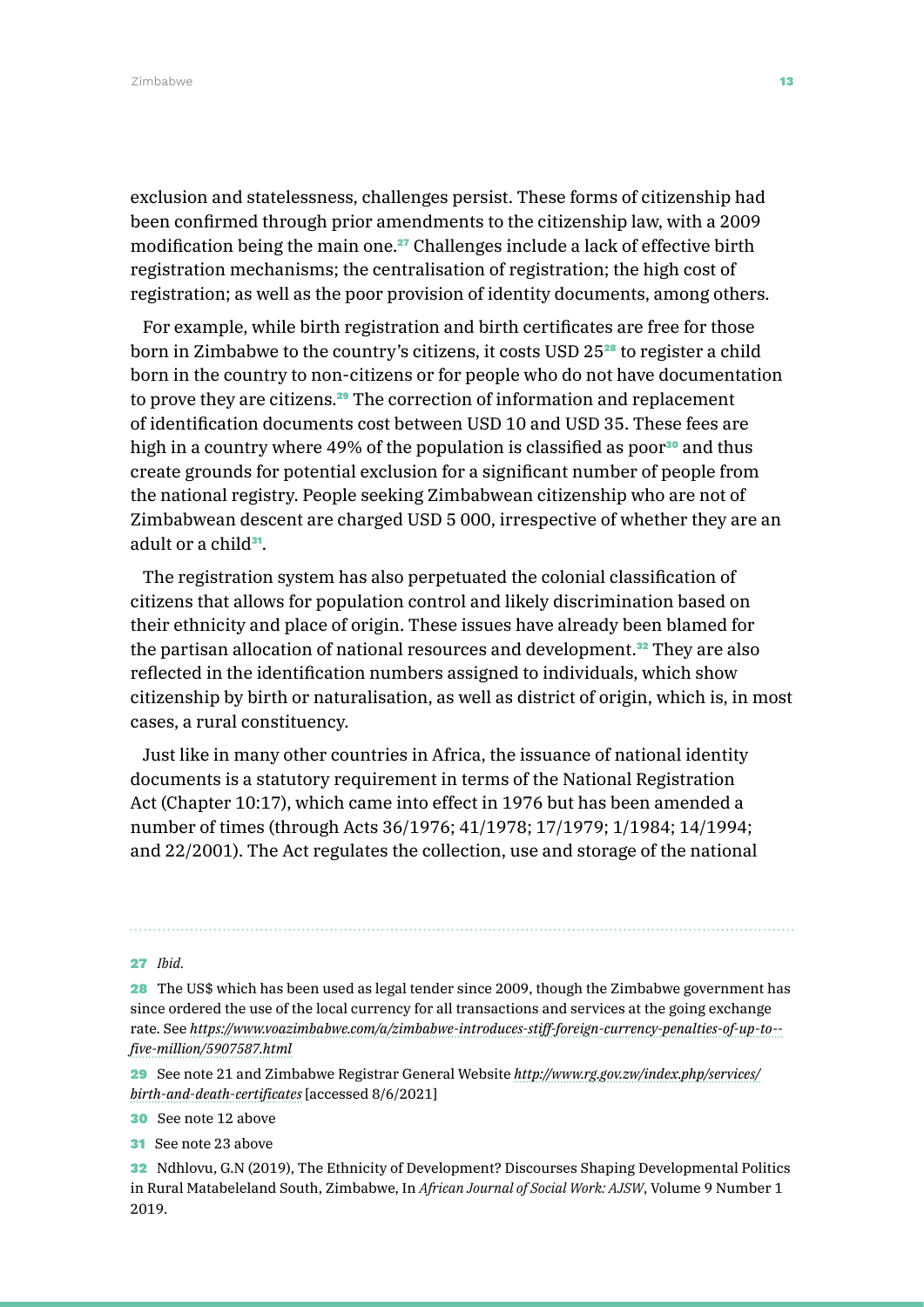exclusion and statelessness, challenges persist. These forms of citizenship had been confirmed through prior amendments to the citizenship law, with a 2009 modification being the main one.[27] Challenges include a lack of effective birth registration mechanisms; the centralisation of registration; the high cost of registration; as well as the poor provision of identity documents, among others.

For example, while birth registration and birth certificates are free for those born in Zimbabwe to the country's citizens, it costs USD 25[28] to register a child born in the country to non-citizens or for people who do not have documentation to prove they are citizens.[29] The correction of information and replacement of identification documents cost between USD 10 and USD 35. These fees are high in a country where 49% of the population is classified as poor[30] and thus create grounds for potential exclusion for a significant number of people from the national registry. People seeking Zimbabwean citizenship who are not of Zimbabwean descent are charged USD 5 000, irrespective of whether they are an adult or a child[31].

The registration system has also perpetuated the colonial classification of citizens that allows for population control and likely discrimination based on their ethnicity and place of origin. These issues have already been blamed for the partisan allocation of national resources and development.[32] They are also reflected in the identification numbers assigned to individuals, which show citizenship by birth or naturalisation, as well as district of origin, which is, in most cases, a rural constituency.

Just like in many other countries in Africa, the issuance of national identity documents is a statutory requirement in terms of the National Registration Act (Chapter 10:17), which came into effect in 1976 but has been amended a number of times (through Acts 36/1976; 41/1978; 17/1979; 1/1984; 14/1994; and 22/2001). The Act regulates the collection, use and storage of the national

---

27 *Ibid.*

28 The US$ which has been used as legal tender since 2009, though the Zimbabwe government has since ordered the use of the local currency for all transactions and services at the going exchange rate. See *https://www.voazimbabwe.com/a/zimbabwe-introduces-stiff-foreign-currency-penalties-of-up-to--five-million/5907587.html*

29 See note 21 and Zimbabwe Registrar General Website *http://www.rg.gov.zw/index.php/services/birth-and-death-certificates* [accessed 8/6/2021]

30 See note 12 above

31 See note 23 above

32 Ndhlovu, G.N (2019), The Ethnicity of Development? Discourses Shaping Developmental Politics in Rural Matabeleland South, Zimbabwe, In *African Journal of Social Work: AJSW*, Volume 9 Number 1 2019.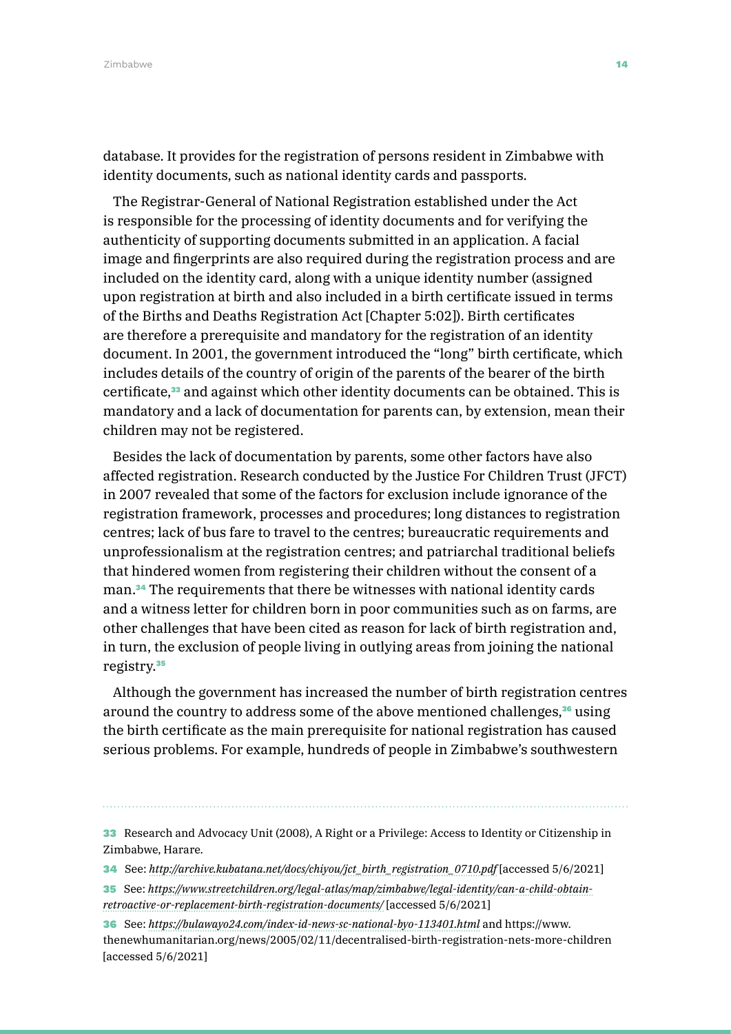database. It provides for the registration of persons resident in Zimbabwe with identity documents, such as national identity cards and passports.

The Registrar-General of National Registration established under the Act is responsible for the processing of identity documents and for verifying the authenticity of supporting documents submitted in an application. A facial image and fingerprints are also required during the registration process and are included on the identity card, along with a unique identity number (assigned upon registration at birth and also included in a birth certificate issued in terms of the Births and Deaths Registration Act [Chapter 5:02]). Birth certificates are therefore a prerequisite and mandatory for the registration of an identity document. In 2001, the government introduced the "long" birth certificate, which includes details of the country of origin of the parents of the bearer of the birth certificate,[33] and against which other identity documents can be obtained. This is mandatory and a lack of documentation for parents can, by extension, mean their children may not be registered.

Besides the lack of documentation by parents, some other factors have also affected registration. Research conducted by the Justice For Children Trust (JFCT) in 2007 revealed that some of the factors for exclusion include ignorance of the registration framework, processes and procedures; long distances to registration centres; lack of bus fare to travel to the centres; bureaucratic requirements and unprofessionalism at the registration centres; and patriarchal traditional beliefs that hindered women from registering their children without the consent of a man.[34] The requirements that there be witnesses with national identity cards and a witness letter for children born in poor communities such as on farms, are other challenges that have been cited as reason for lack of birth registration and, in turn, the exclusion of people living in outlying areas from joining the national registry.[35]

Although the government has increased the number of birth registration centres around the country to address some of the above mentioned challenges,[36] using the birth certificate as the main prerequisite for national registration has caused serious problems. For example, hundreds of people in Zimbabwe's southwestern

---

33 Research and Advocacy Unit (2008), A Right or a Privilege: Access to Identity or Citizenship in Zimbabwe, Harare.

34 See: *http://archive.kubatana.net/docs/chiyou/jct_birth_registration_0710.pdf* [accessed 5/6/2021]

35 See: *https://www.streetchildren.org/legal-atlas/map/zimbabwe/legal-identity/can-a-child-obtain-retroactive-or-replacement-birth-registration-documents/* [accessed 5/6/2021]

36 See: *https://bulawayo24.com/index-id-news-sc-national-byo-113401.html* and https://www.thenewhumanitarian.org/news/2005/02/11/decentralised-birth-registration-nets-more-children [accessed 5/6/2021]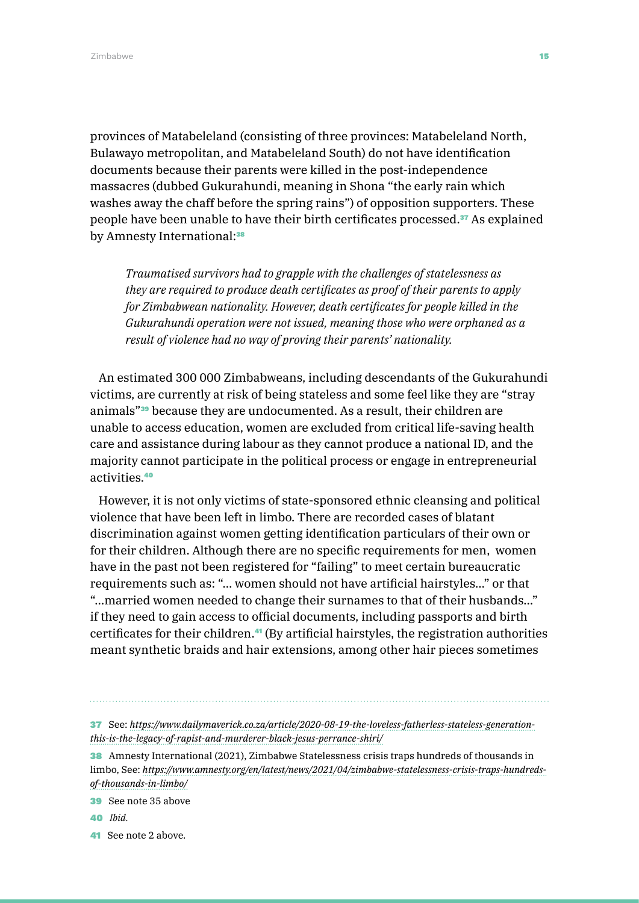provinces of Matabeleland (consisting of three provinces: Matabeleland North, Bulawayo metropolitan, and Matabeleland South) do not have identification documents because their parents were killed in the post-independence massacres (dubbed Gukurahundi, meaning in Shona "the early rain which washes away the chaff before the spring rains") of opposition supporters. These people have been unable to have their birth certificates processed.[37] As explained by Amnesty International:[38]

> *Traumatised survivors had to grapple with the challenges of statelessness as they are required to produce death certificates as proof of their parents to apply for Zimbabwean nationality. However, death certificates for people killed in the Gukurahundi operation were not issued, meaning those who were orphaned as a result of violence had no way of proving their parents' nationality.*

An estimated 300 000 Zimbabweans, including descendants of the Gukurahundi victims, are currently at risk of being stateless and some feel like they are "stray animals"[39] because they are undocumented. As a result, their children are unable to access education, women are excluded from critical life-saving health care and assistance during labour as they cannot produce a national ID, and the majority cannot participate in the political process or engage in entrepreneurial activities.[40]

However, it is not only victims of state-sponsored ethnic cleansing and political violence that have been left in limbo. There are recorded cases of blatant discrimination against women getting identification particulars of their own or for their children. Although there are no specific requirements for men, women have in the past not been registered for "failing" to meet certain bureaucratic requirements such as: "... women should not have artificial hairstyles..." or that "...married women needed to change their surnames to that of their husbands..." if they need to gain access to official documents, including passports and birth certificates for their children.[41] (By artificial hairstyles, the registration authorities meant synthetic braids and hair extensions, among other hair pieces sometimes

---

[37] See: *https://www.dailymaverick.co.za/article/2020-08-19-the-loveless-fatherless-stateless-generation-this-is-the-legacy-of-rapist-and-murderer-black-jesus-perrance-shiri/*

[38] Amnesty International (2021), Zimbabwe Statelessness crisis traps hundreds of thousands in limbo, See: *https://www.amnesty.org/en/latest/news/2021/04/zimbabwe-statelessness-crisis-traps-hundreds-of-thousands-in-limbo/*

[39] See note 35 above

[40] *Ibid.*

[41] See note 2 above.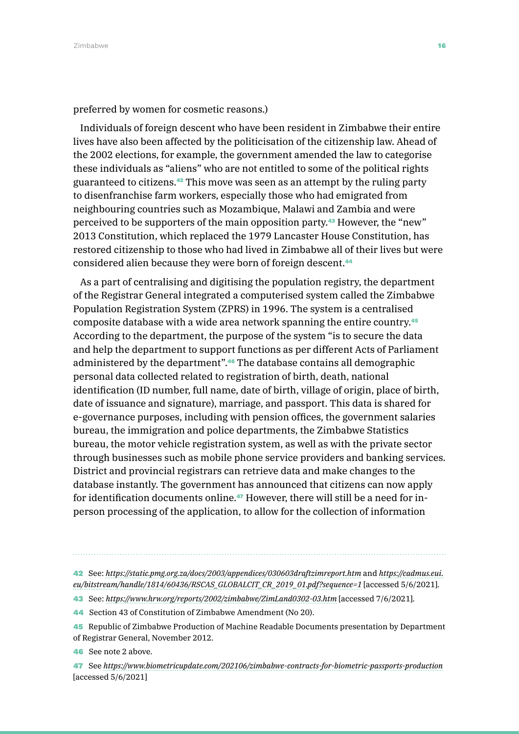preferred by women for cosmetic reasons.)

Individuals of foreign descent who have been resident in Zimbabwe their entire lives have also been affected by the politicisation of the citizenship law. Ahead of the 2002 elections, for example, the government amended the law to categorise these individuals as "aliens" who are not entitled to some of the political rights guaranteed to citizens.[42] This move was seen as an attempt by the ruling party to disenfranchise farm workers, especially those who had emigrated from neighbouring countries such as Mozambique, Malawi and Zambia and were perceived to be supporters of the main opposition party.[43] However, the "new" 2013 Constitution, which replaced the 1979 Lancaster House Constitution, has restored citizenship to those who had lived in Zimbabwe all of their lives but were considered alien because they were born of foreign descent.[44]

As a part of centralising and digitising the population registry, the department of the Registrar General integrated a computerised system called the Zimbabwe Population Registration System (ZPRS) in 1996. The system is a centralised composite database with a wide area network spanning the entire country.[45] According to the department, the purpose of the system "is to secure the data and help the department to support functions as per different Acts of Parliament administered by the department".[46] The database contains all demographic personal data collected related to registration of birth, death, national identification (ID number, full name, date of birth, village of origin, place of birth, date of issuance and signature), marriage, and passport. This data is shared for e-governance purposes, including with pension offices, the government salaries bureau, the immigration and police departments, the Zimbabwe Statistics bureau, the motor vehicle registration system, as well as with the private sector through businesses such as mobile phone service providers and banking services. District and provincial registrars can retrieve data and make changes to the database instantly. The government has announced that citizens can now apply for identification documents online.[47] However, there will still be a need for in-person processing of the application, to allow for the collection of information

---

42 See: *https://static.pmg.org.za/docs/2003/appendices/030603draftzimreport.htm* and *https://cadmus.eui.eu/bitstream/handle/1814/60436/RSCAS_GLOBALCIT_CR_2019_01.pdf?sequence=1* [accessed 5/6/2021].

43 See: *https://www.hrw.org/reports/2002/zimbabwe/ZimLand0302-03.htm* [accessed 7/6/2021].

44 Section 43 of Constitution of Zimbabwe Amendment (No 20).

45 Republic of Zimbabwe Production of Machine Readable Documents presentation by Department of Registrar General, November 2012.

46 See note 2 above.

47 See *https://www.biometricupdate.com/202106/zimbabwe-contracts-for-biometric-passports-production* [accessed 5/6/2021]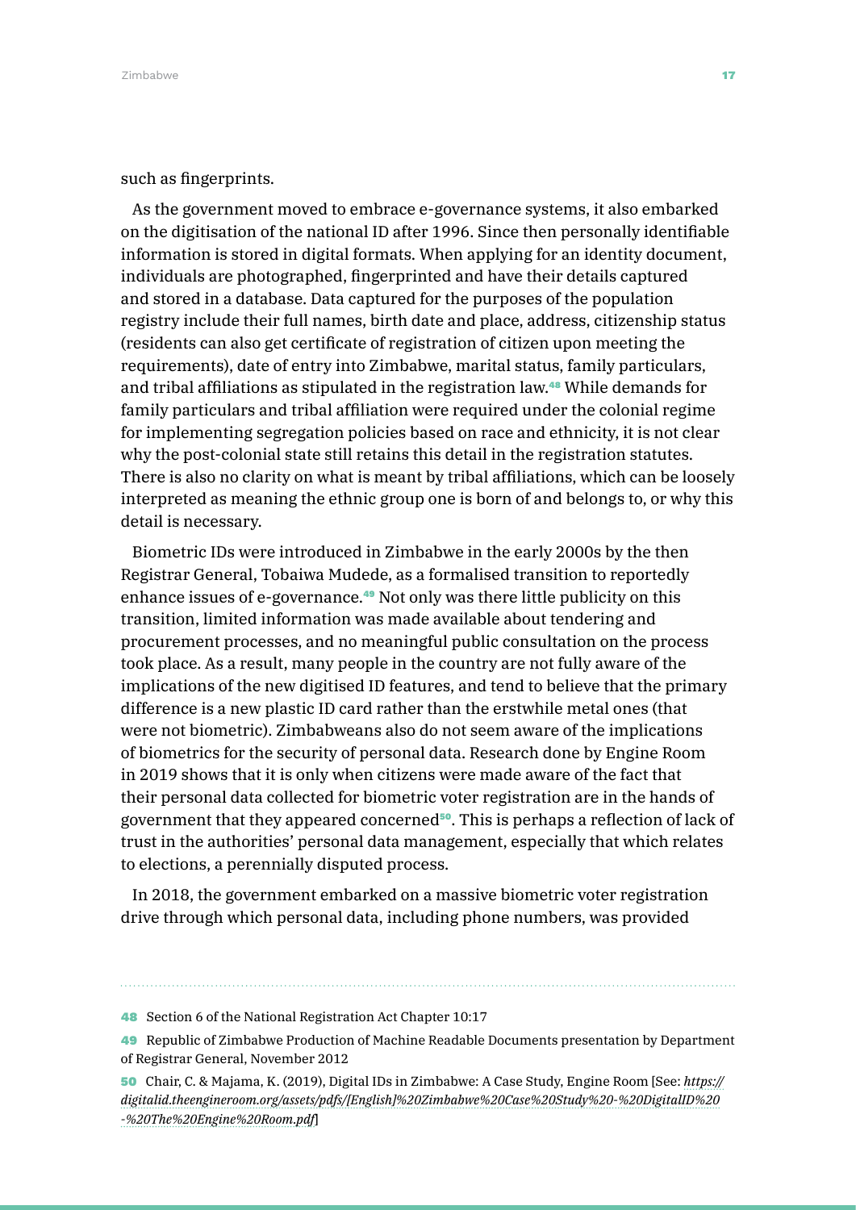such as fingerprints.

As the government moved to embrace e-governance systems, it also embarked on the digitisation of the national ID after 1996. Since then personally identifiable information is stored in digital formats. When applying for an identity document, individuals are photographed, fingerprinted and have their details captured and stored in a database. Data captured for the purposes of the population registry include their full names, birth date and place, address, citizenship status (residents can also get certificate of registration of citizen upon meeting the requirements), date of entry into Zimbabwe, marital status, family particulars, and tribal affiliations as stipulated in the registration law.[48] While demands for family particulars and tribal affiliation were required under the colonial regime for implementing segregation policies based on race and ethnicity, it is not clear why the post-colonial state still retains this detail in the registration statutes. There is also no clarity on what is meant by tribal affiliations, which can be loosely interpreted as meaning the ethnic group one is born of and belongs to, or why this detail is necessary.

Biometric IDs were introduced in Zimbabwe in the early 2000s by the then Registrar General, Tobaiwa Mudede, as a formalised transition to reportedly enhance issues of e-governance.[49] Not only was there little publicity on this transition, limited information was made available about tendering and procurement processes, and no meaningful public consultation on the process took place. As a result, many people in the country are not fully aware of the implications of the new digitised ID features, and tend to believe that the primary difference is a new plastic ID card rather than the erstwhile metal ones (that were not biometric). Zimbabweans also do not seem aware of the implications of biometrics for the security of personal data. Research done by Engine Room in 2019 shows that it is only when citizens were made aware of the fact that their personal data collected for biometric voter registration are in the hands of government that they appeared concerned[50]. This is perhaps a reflection of lack of trust in the authorities' personal data management, especially that which relates to elections, a perennially disputed process.

In 2018, the government embarked on a massive biometric voter registration drive through which personal data, including phone numbers, was provided

---

48 Section 6 of the National Registration Act Chapter 10:17

49 Republic of Zimbabwe Production of Machine Readable Documents presentation by Department of Registrar General, November 2012

50 Chair, C. & Majama, K. (2019), Digital IDs in Zimbabwe: A Case Study, Engine Room [See: *https://digitalid.theengineroom.org/assets/pdfs/[English]%20Zimbabwe%20Case%20Study%20-%20DigitalID%20-%20The%20Engine%20Room.pdf*]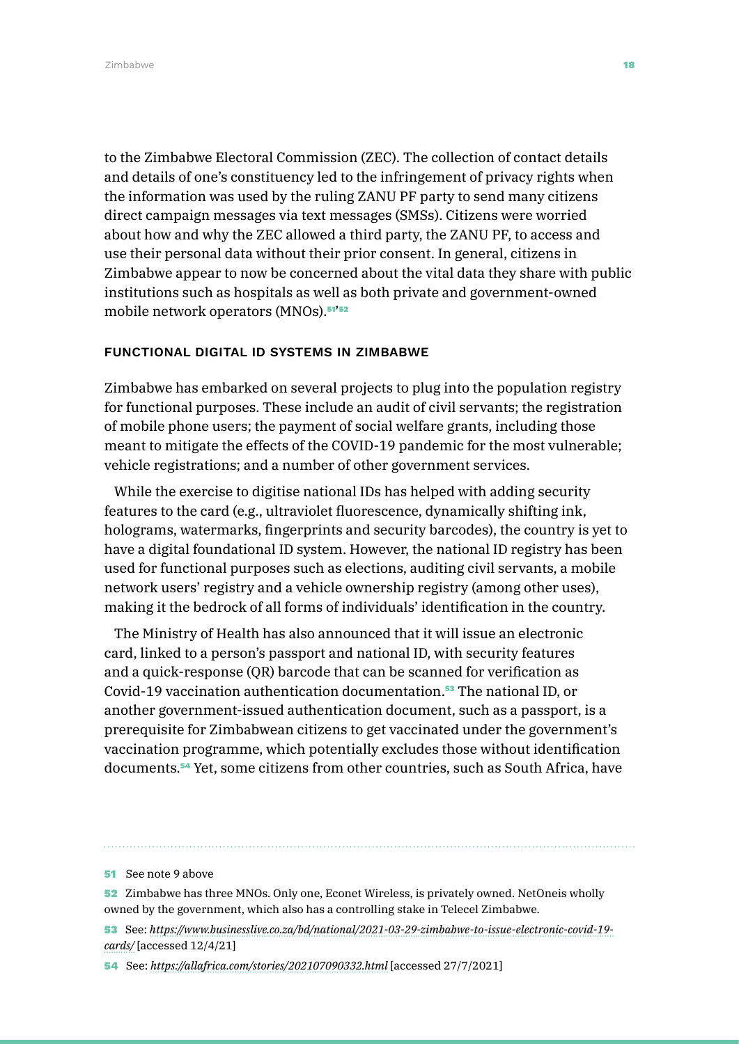to the Zimbabwe Electoral Commission (ZEC). The collection of contact details and details of one's constituency led to the infringement of privacy rights when the information was used by the ruling ZANU PF party to send many citizens direct campaign messages via text messages (SMSs). Citizens were worried about how and why the ZEC allowed a third party, the ZANU PF, to access and use their personal data without their prior consent. In general, citizens in Zimbabwe appear to now be concerned about the vital data they share with public institutions such as hospitals as well as both private and government-owned mobile network operators (MNOs).[51,52]

### FUNCTIONAL DIGITAL ID SYSTEMS IN ZIMBABWE

Zimbabwe has embarked on several projects to plug into the population registry for functional purposes. These include an audit of civil servants; the registration of mobile phone users; the payment of social welfare grants, including those meant to mitigate the effects of the COVID-19 pandemic for the most vulnerable; vehicle registrations; and a number of other government services.

While the exercise to digitise national IDs has helped with adding security features to the card (e.g., ultraviolet fluorescence, dynamically shifting ink, holograms, watermarks, fingerprints and security barcodes), the country is yet to have a digital foundational ID system. However, the national ID registry has been used for functional purposes such as elections, auditing civil servants, a mobile network users' registry and a vehicle ownership registry (among other uses), making it the bedrock of all forms of individuals' identification in the country.

The Ministry of Health has also announced that it will issue an electronic card, linked to a person's passport and national ID, with security features and a quick-response (QR) barcode that can be scanned for verification as Covid-19 vaccination authentication documentation.[53] The national ID, or another government-issued authentication document, such as a passport, is a prerequisite for Zimbabwean citizens to get vaccinated under the government's vaccination programme, which potentially excludes those without identification documents.[54] Yet, some citizens from other countries, such as South Africa, have

---

[51] See note 9 above

[52] Zimbabwe has three MNOs. Only one, Econet Wireless, is privately owned. NetOneis wholly owned by the government, which also has a controlling stake in Telecel Zimbabwe.

[53] See: *https://www.businesslive.co.za/bd/national/2021-03-29-zimbabwe-to-issue-electronic-covid-19-cards/* [accessed 12/4/21]

[54] See: *https://allafrica.com/stories/202107090332.html* [accessed 27/7/2021]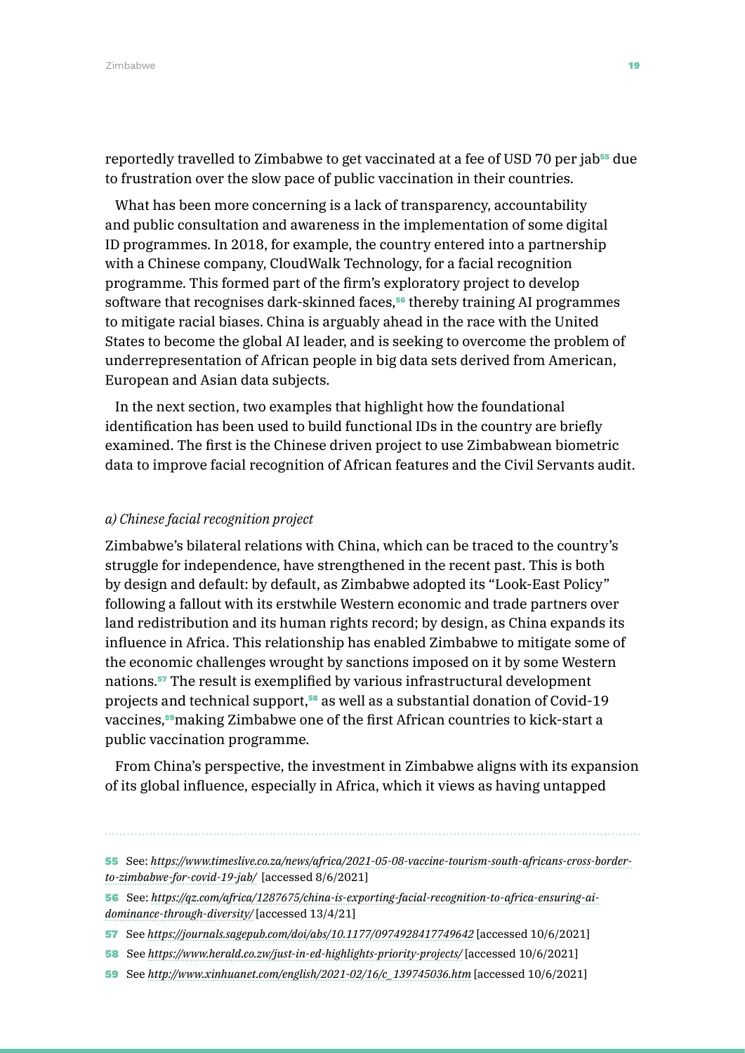reportedly travelled to Zimbabwe to get vaccinated at a fee of USD 70 per jab[55] due to frustration over the slow pace of public vaccination in their countries.

What has been more concerning is a lack of transparency, accountability and public consultation and awareness in the implementation of some digital ID programmes. In 2018, for example, the country entered into a partnership with a Chinese company, CloudWalk Technology, for a facial recognition programme. This formed part of the firm's exploratory project to develop software that recognises dark-skinned faces,[56] thereby training AI programmes to mitigate racial biases. China is arguably ahead in the race with the United States to become the global AI leader, and is seeking to overcome the problem of underrepresentation of African people in big data sets derived from American, European and Asian data subjects.

In the next section, two examples that highlight how the foundational identification has been used to build functional IDs in the country are briefly examined. The first is the Chinese driven project to use Zimbabwean biometric data to improve facial recognition of African features and the Civil Servants audit.

*a) Chinese facial recognition project*

Zimbabwe's bilateral relations with China, which can be traced to the country's struggle for independence, have strengthened in the recent past. This is both by design and default: by default, as Zimbabwe adopted its "Look-East Policy" following a fallout with its erstwhile Western economic and trade partners over land redistribution and its human rights record; by design, as China expands its influence in Africa. This relationship has enabled Zimbabwe to mitigate some of the economic challenges wrought by sanctions imposed on it by some Western nations.[57] The result is exemplified by various infrastructural development projects and technical support,[58] as well as a substantial donation of Covid-19 vaccines,[59] making Zimbabwe one of the first African countries to kick-start a public vaccination programme.

From China's perspective, the investment in Zimbabwe aligns with its expansion of its global influence, especially in Africa, which it views as having untapped

---

55 See: *https://www.timeslive.co.za/news/africa/2021-05-08-vaccine-tourism-south-africans-cross-border-to-zimbabwe-for-covid-19-jab/* [accessed 8/6/2021]

56 See: *https://qz.com/africa/1287675/china-is-exporting-facial-recognition-to-africa-ensuring-ai-dominance-through-diversity/* [accessed 13/4/21]

57 See *https://journals.sagepub.com/doi/abs/10.1177/0974928417749642* [accessed 10/6/2021]

58 See *https://www.herald.co.zw/just-in-ed-highlights-priority-projects/* [accessed 10/6/2021]

59 See *http://www.xinhuanet.com/english/2021-02/16/c_139745036.htm* [accessed 10/6/2021]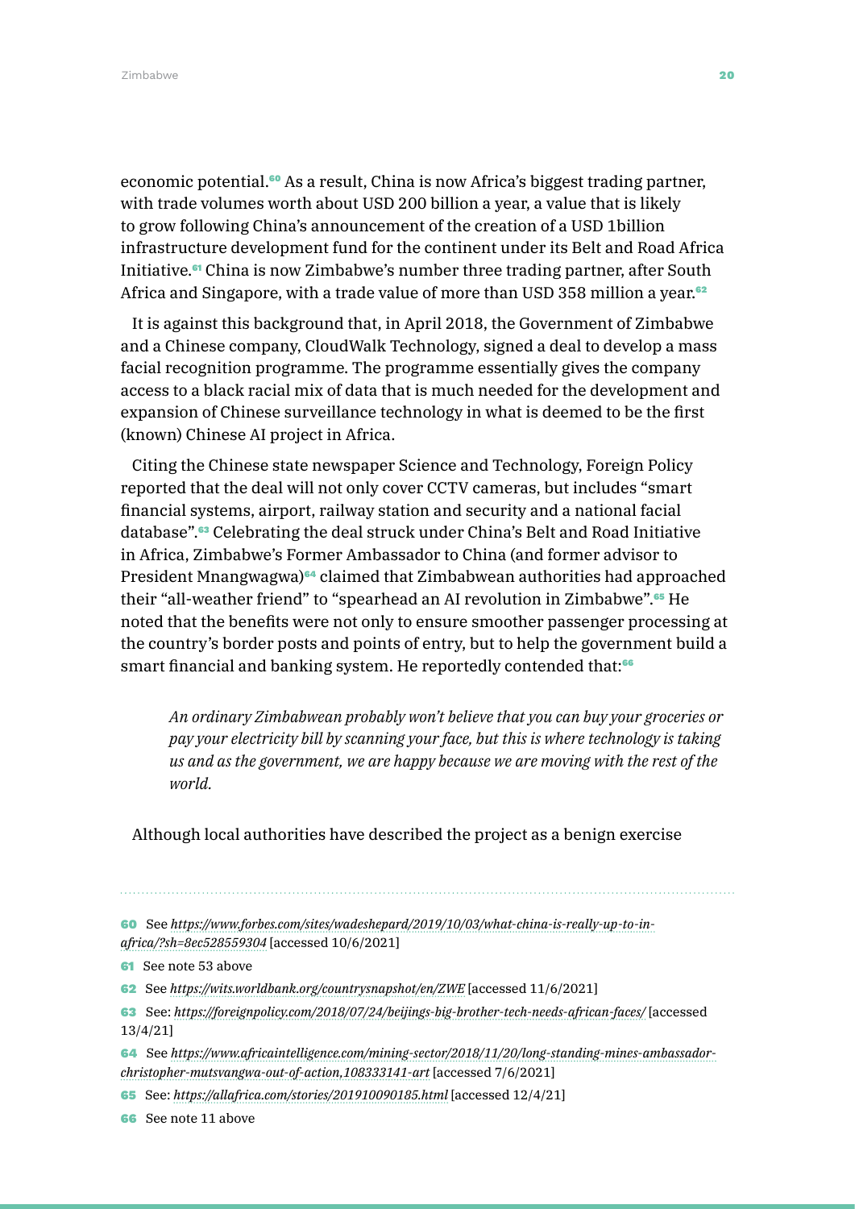economic potential.[60] As a result, China is now Africa's biggest trading partner, with trade volumes worth about USD 200 billion a year, a value that is likely to grow following China's announcement of the creation of a USD 1billion infrastructure development fund for the continent under its Belt and Road Africa Initiative.[61] China is now Zimbabwe's number three trading partner, after South Africa and Singapore, with a trade value of more than USD 358 million a year.[62]

It is against this background that, in April 2018, the Government of Zimbabwe and a Chinese company, CloudWalk Technology, signed a deal to develop a mass facial recognition programme. The programme essentially gives the company access to a black racial mix of data that is much needed for the development and expansion of Chinese surveillance technology in what is deemed to be the first (known) Chinese AI project in Africa.

Citing the Chinese state newspaper Science and Technology, Foreign Policy reported that the deal will not only cover CCTV cameras, but includes "smart financial systems, airport, railway station and security and a national facial database".[63] Celebrating the deal struck under China's Belt and Road Initiative in Africa, Zimbabwe's Former Ambassador to China (and former advisor to President Mnangwagwa)[64] claimed that Zimbabwean authorities had approached their "all-weather friend" to "spearhead an AI revolution in Zimbabwe".[65] He noted that the benefits were not only to ensure smoother passenger processing at the country's border posts and points of entry, but to help the government build a smart financial and banking system. He reportedly contended that:[66]

> *An ordinary Zimbabwean probably won't believe that you can buy your groceries or pay your electricity bill by scanning your face, but this is where technology is taking us and as the government, we are happy because we are moving with the rest of the world.*

Although local authorities have described the project as a benign exercise

---

[60] See *https://www.forbes.com/sites/wadeshepard/2019/10/03/what-china-is-really-up-to-in-africa/?sh=8ec528559304* [accessed 10/6/2021]

[61] See note 53 above

[62] See *https://wits.worldbank.org/countrysnapshot/en/ZWE* [accessed 11/6/2021]

[63] See: *https://foreignpolicy.com/2018/07/24/beijings-big-brother-tech-needs-african-faces/* [accessed 13/4/21]

[64] See *https://www.africaintelligence.com/mining-sector/2018/11/20/long-standing-mines-ambassador-christopher-mutsvangwa-out-of-action,108333141-art* [accessed 7/6/2021]

[65] See: *https://allafrica.com/stories/201910090185.html* [accessed 12/4/21]

[66] See note 11 above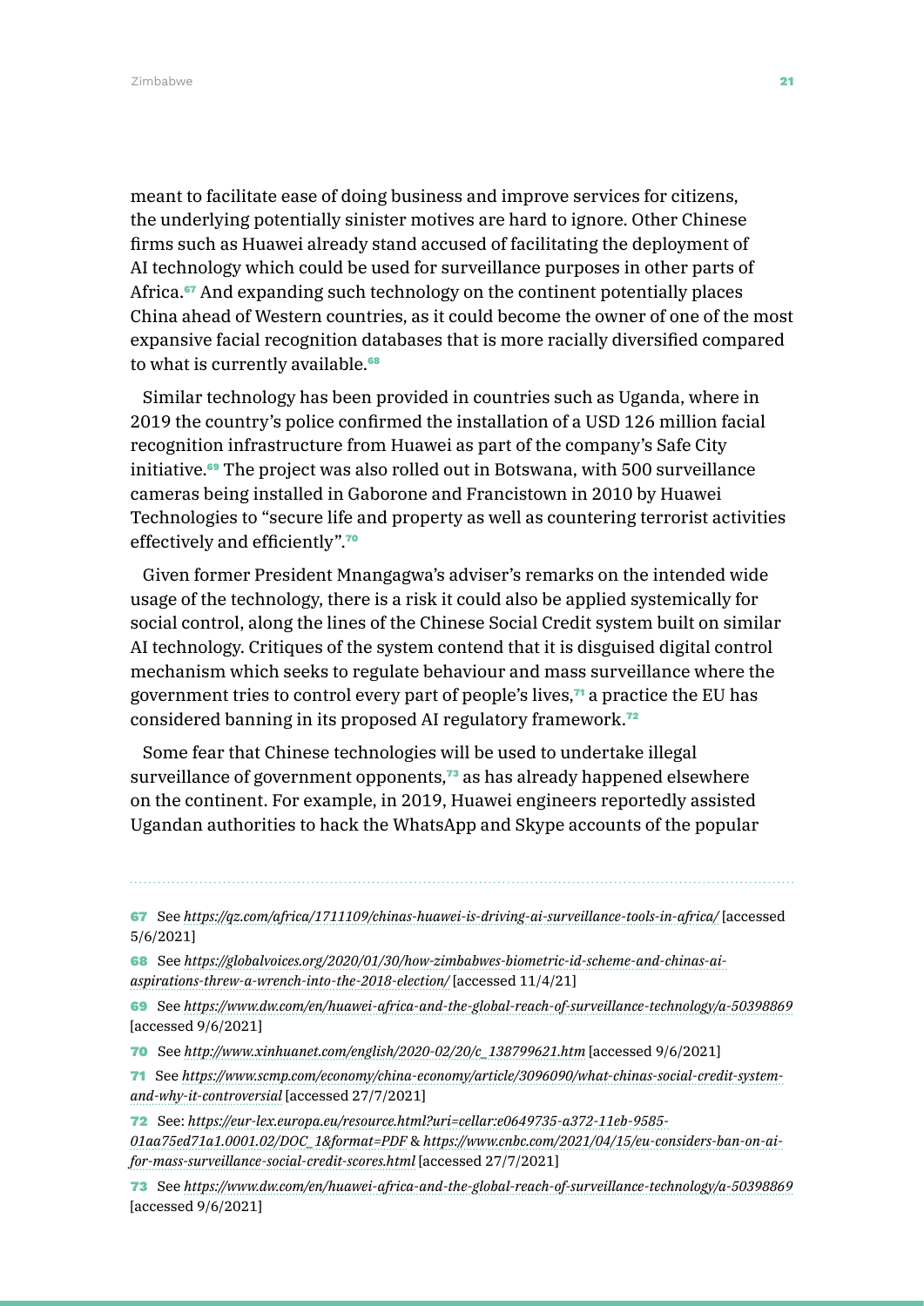meant to facilitate ease of doing business and improve services for citizens, the underlying potentially sinister motives are hard to ignore. Other Chinese firms such as Huawei already stand accused of facilitating the deployment of AI technology which could be used for surveillance purposes in other parts of Africa.[67] And expanding such technology on the continent potentially places China ahead of Western countries, as it could become the owner of one of the most expansive facial recognition databases that is more racially diversified compared to what is currently available.[68]

Similar technology has been provided in countries such as Uganda, where in 2019 the country's police confirmed the installation of a USD 126 million facial recognition infrastructure from Huawei as part of the company's Safe City initiative.[69] The project was also rolled out in Botswana, with 500 surveillance cameras being installed in Gaborone and Francistown in 2010 by Huawei Technologies to "secure life and property as well as countering terrorist activities effectively and efficiently".[70]

Given former President Mnangagwa's adviser's remarks on the intended wide usage of the technology, there is a risk it could also be applied systemically for social control, along the lines of the Chinese Social Credit system built on similar AI technology. Critiques of the system contend that it is disguised digital control mechanism which seeks to regulate behaviour and mass surveillance where the government tries to control every part of people's lives,[71] a practice the EU has considered banning in its proposed AI regulatory framework.[72]

Some fear that Chinese technologies will be used to undertake illegal surveillance of government opponents,[73] as has already happened elsewhere on the continent. For example, in 2019, Huawei engineers reportedly assisted Ugandan authorities to hack the WhatsApp and Skype accounts of the popular

---

67 See *https://qz.com/africa/1711109/chinas-huawei-is-driving-ai-surveillance-tools-in-africa/* [accessed 5/6/2021]

68 See *https://globalvoices.org/2020/01/30/how-zimbabwes-biometric-id-scheme-and-chinas-ai-aspirations-threw-a-wrench-into-the-2018-election/* [accessed 11/4/21]

69 See *https://www.dw.com/en/huawei-africa-and-the-global-reach-of-surveillance-technology/a-50398869* [accessed 9/6/2021]

70 See *http://www.xinhuanet.com/english/2020-02/20/c_138799621.htm* [accessed 9/6/2021]

71 See *https://www.scmp.com/economy/china-economy/article/3096090/what-chinas-social-credit-system-and-why-it-controversial* [accessed 27/7/2021]

72 See: *https://eur-lex.europa.eu/resource.html?uri=cellar:e0649735-a372-11eb-9585-01aa75ed71a1.0001.02/DOC_1&format=PDF* & *https://www.cnbc.com/2021/04/15/eu-considers-ban-on-ai-for-mass-surveillance-social-credit-scores.html* [accessed 27/7/2021]

73 See *https://www.dw.com/en/huawei-africa-and-the-global-reach-of-surveillance-technology/a-50398869* [accessed 9/6/2021]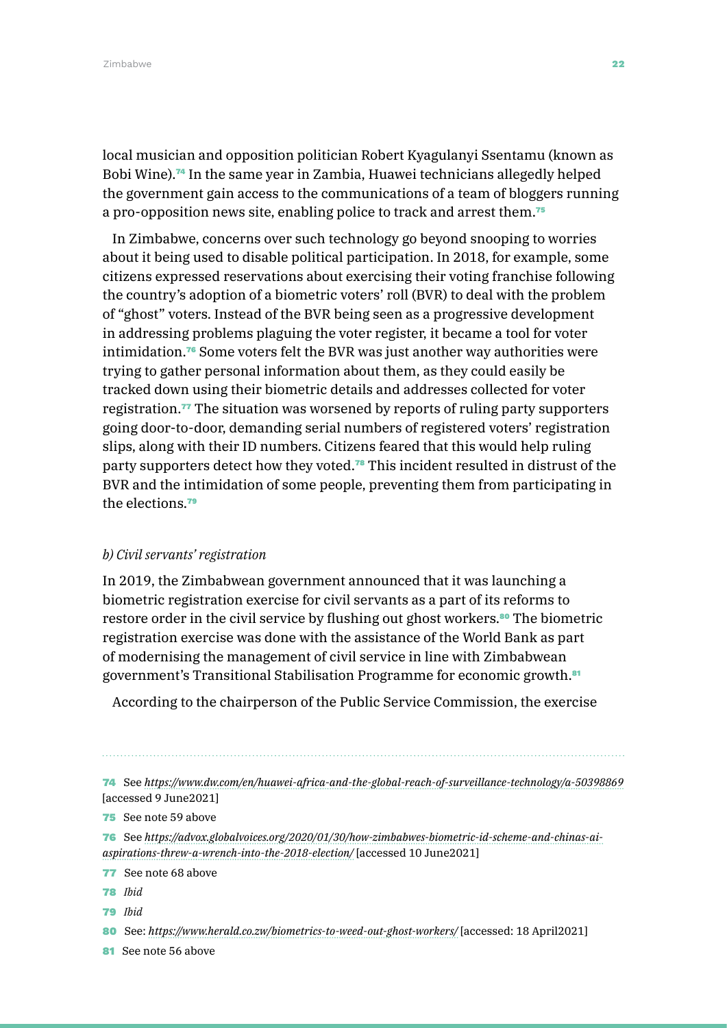local musician and opposition politician Robert Kyagulanyi Ssentamu (known as Bobi Wine).[74] In the same year in Zambia, Huawei technicians allegedly helped the government gain access to the communications of a team of bloggers running a pro-opposition news site, enabling police to track and arrest them.[75]

In Zimbabwe, concerns over such technology go beyond snooping to worries about it being used to disable political participation. In 2018, for example, some citizens expressed reservations about exercising their voting franchise following the country's adoption of a biometric voters' roll (BVR) to deal with the problem of "ghost" voters. Instead of the BVR being seen as a progressive development in addressing problems plaguing the voter register, it became a tool for voter intimidation.[76] Some voters felt the BVR was just another way authorities were trying to gather personal information about them, as they could easily be tracked down using their biometric details and addresses collected for voter registration.[77] The situation was worsened by reports of ruling party supporters going door-to-door, demanding serial numbers of registered voters' registration slips, along with their ID numbers. Citizens feared that this would help ruling party supporters detect how they voted.[78] This incident resulted in distrust of the BVR and the intimidation of some people, preventing them from participating in the elections.[79]

*b) Civil servants' registration*

In 2019, the Zimbabwean government announced that it was launching a biometric registration exercise for civil servants as a part of its reforms to restore order in the civil service by flushing out ghost workers.[80] The biometric registration exercise was done with the assistance of the World Bank as part of modernising the management of civil service in line with Zimbabwean government's Transitional Stabilisation Programme for economic growth.[81]

According to the chairperson of the Public Service Commission, the exercise

---

74 See *https://www.dw.com/en/huawei-africa-and-the-global-reach-of-surveillance-technology/a-50398869* [accessed 9 June2021]

75 See note 59 above

76 See *https://advox.globalvoices.org/2020/01/30/how-zimbabwes-biometric-id-scheme-and-chinas-ai-aspirations-threw-a-wrench-into-the-2018-election/* [accessed 10 June2021]

77 See note 68 above

78 *Ibid*

79 *Ibid*

80 See: *https://www.herald.co.zw/biometrics-to-weed-out-ghost-workers/* [accessed: 18 April2021]

81 See note 56 above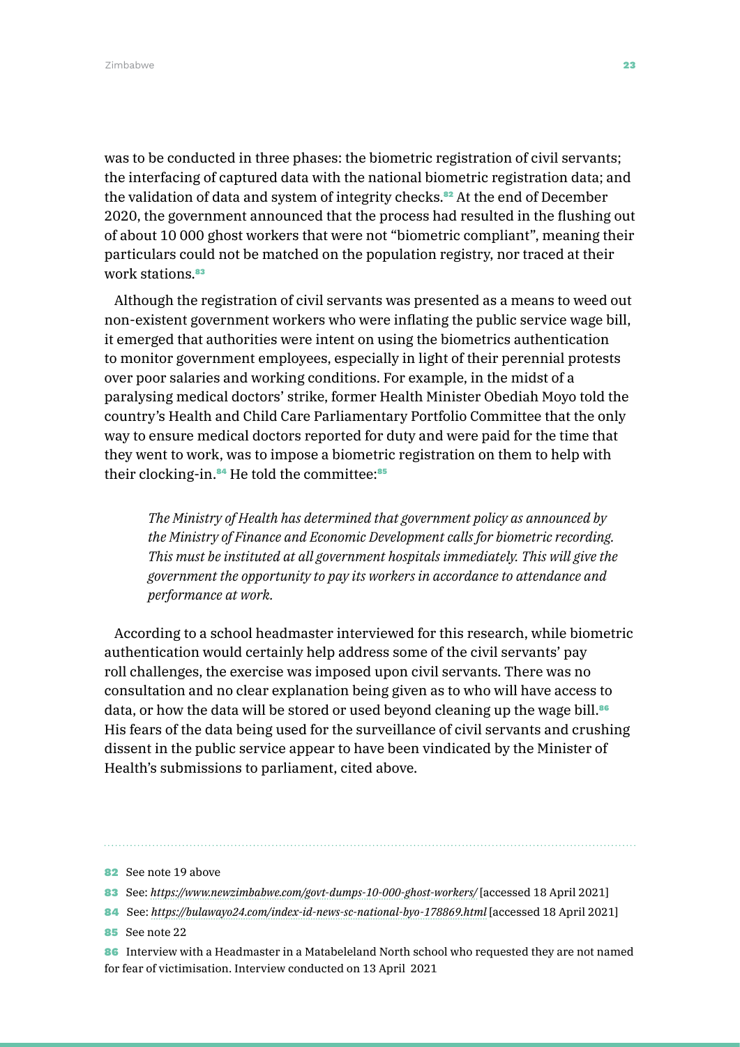was to be conducted in three phases: the biometric registration of civil servants; the interfacing of captured data with the national biometric registration data; and the validation of data and system of integrity checks.[82] At the end of December 2020, the government announced that the process had resulted in the flushing out of about 10 000 ghost workers that were not "biometric compliant", meaning their particulars could not be matched on the population registry, nor traced at their work stations.[83]

Although the registration of civil servants was presented as a means to weed out non-existent government workers who were inflating the public service wage bill, it emerged that authorities were intent on using the biometrics authentication to monitor government employees, especially in light of their perennial protests over poor salaries and working conditions. For example, in the midst of a paralysing medical doctors' strike, former Health Minister Obediah Moyo told the country's Health and Child Care Parliamentary Portfolio Committee that the only way to ensure medical doctors reported for duty and were paid for the time that they went to work, was to impose a biometric registration on them to help with their clocking-in.[84] He told the committee:[85]

> *The Ministry of Health has determined that government policy as announced by the Ministry of Finance and Economic Development calls for biometric recording. This must be instituted at all government hospitals immediately. This will give the government the opportunity to pay its workers in accordance to attendance and performance at work.*

According to a school headmaster interviewed for this research, while biometric authentication would certainly help address some of the civil servants' pay roll challenges, the exercise was imposed upon civil servants. There was no consultation and no clear explanation being given as to who will have access to data, or how the data will be stored or used beyond cleaning up the wage bill.[86] His fears of the data being used for the surveillance of civil servants and crushing dissent in the public service appear to have been vindicated by the Minister of Health's submissions to parliament, cited above.

---

82 See note 19 above

83 See: *https://www.newzimbabwe.com/govt-dumps-10-000-ghost-workers/* [accessed 18 April 2021]

84 See: *https://bulawayo24.com/index-id-news-sc-national-byo-178869.html* [accessed 18 April 2021]

85 See note 22

86 Interview with a Headmaster in a Matabeleland North school who requested they are not named for fear of victimisation. Interview conducted on 13 April 2021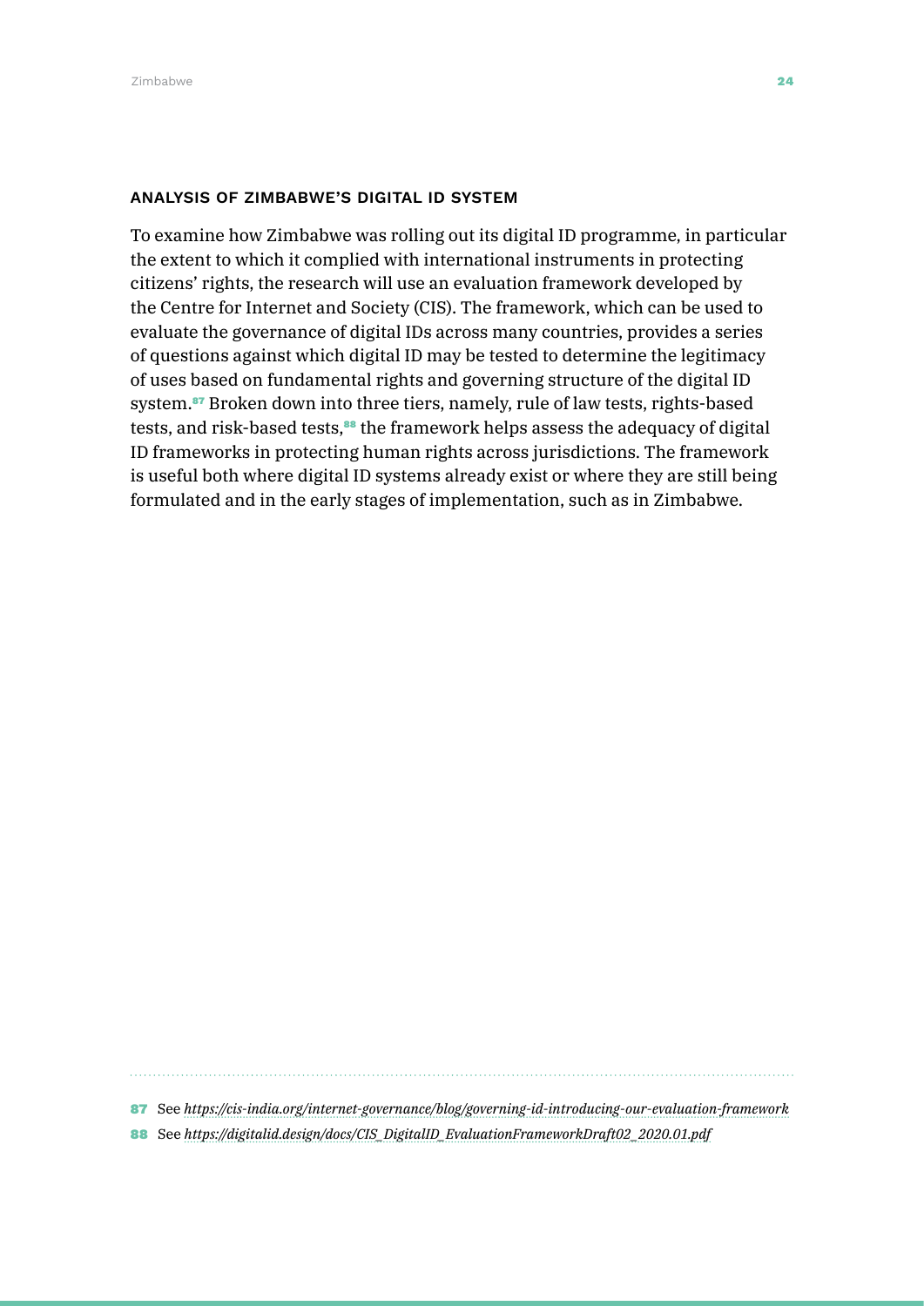### ANALYSIS OF ZIMBABWE'S DIGITAL ID SYSTEM

To examine how Zimbabwe was rolling out its digital ID programme, in particular the extent to which it complied with international instruments in protecting citizens' rights, the research will use an evaluation framework developed by the Centre for Internet and Society (CIS). The framework, which can be used to evaluate the governance of digital IDs across many countries, provides a series of questions against which digital ID may be tested to determine the legitimacy of uses based on fundamental rights and governing structure of the digital ID system.[87] Broken down into three tiers, namely, rule of law tests, rights-based tests, and risk-based tests,[88] the framework helps assess the adequacy of digital ID frameworks in protecting human rights across jurisdictions. The framework is useful both where digital ID systems already exist or where they are still being formulated and in the early stages of implementation, such as in Zimbabwe.

---

87 See *https://cis-india.org/internet-governance/blog/governing-id-introducing-our-evaluation-framework*

88 See *https://digitalid.design/docs/CIS_DigitalID_EvaluationFrameworkDraft02_2020.01.pdf*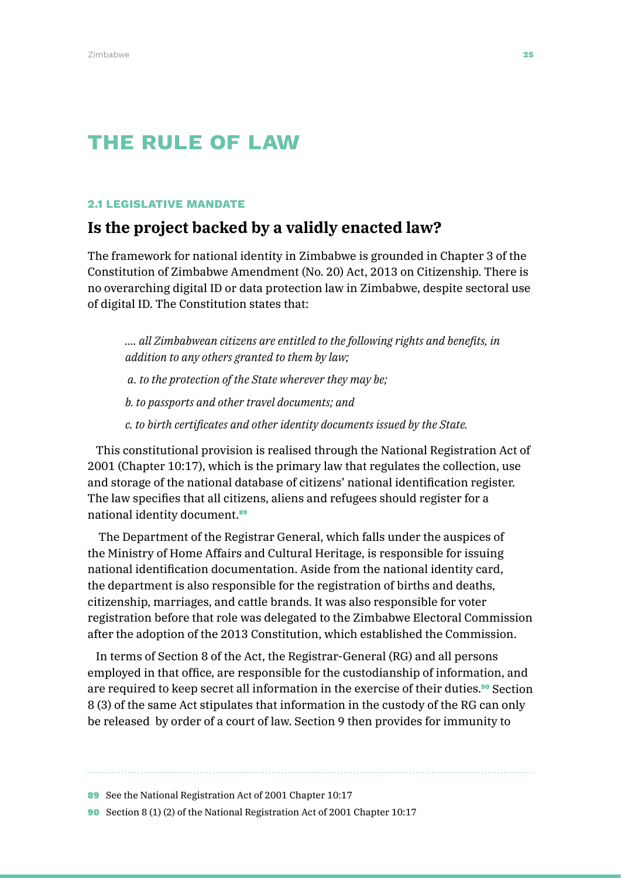# THE RULE OF LAW

### 2.1 LEGISLATIVE MANDATE

## Is the project backed by a validly enacted law?

The framework for national identity in Zimbabwe is grounded in Chapter 3 of the Constitution of Zimbabwe Amendment (No. 20) Act, 2013 on Citizenship. There is no overarching digital ID or data protection law in Zimbabwe, despite sectoral use of digital ID. The Constitution states that:

> *…. all Zimbabwean citizens are entitled to the following rights and benefits, in addition to any others granted to them by law;*
>
> *a. to the protection of the State wherever they may be;*
>
> *b. to passports and other travel documents; and*
>
> *c. to birth certificates and other identity documents issued by the State.*

This constitutional provision is realised through the National Registration Act of 2001 (Chapter 10:17), which is the primary law that regulates the collection, use and storage of the national database of citizens' national identification register. The law specifies that all citizens, aliens and refugees should register for a national identity document.[89]

The Department of the Registrar General, which falls under the auspices of the Ministry of Home Affairs and Cultural Heritage, is responsible for issuing national identification documentation. Aside from the national identity card, the department is also responsible for the registration of births and deaths, citizenship, marriages, and cattle brands. It was also responsible for voter registration before that role was delegated to the Zimbabwe Electoral Commission after the adoption of the 2013 Constitution, which established the Commission.

In terms of Section 8 of the Act, the Registrar-General (RG) and all persons employed in that office, are responsible for the custodianship of information, and are required to keep secret all information in the exercise of their duties.[90] Section 8 (3) of the same Act stipulates that information in the custody of the RG can only be released by order of a court of law. Section 9 then provides for immunity to

---

[89] See the National Registration Act of 2001 Chapter 10:17

[90] Section 8 (1) (2) of the National Registration Act of 2001 Chapter 10:17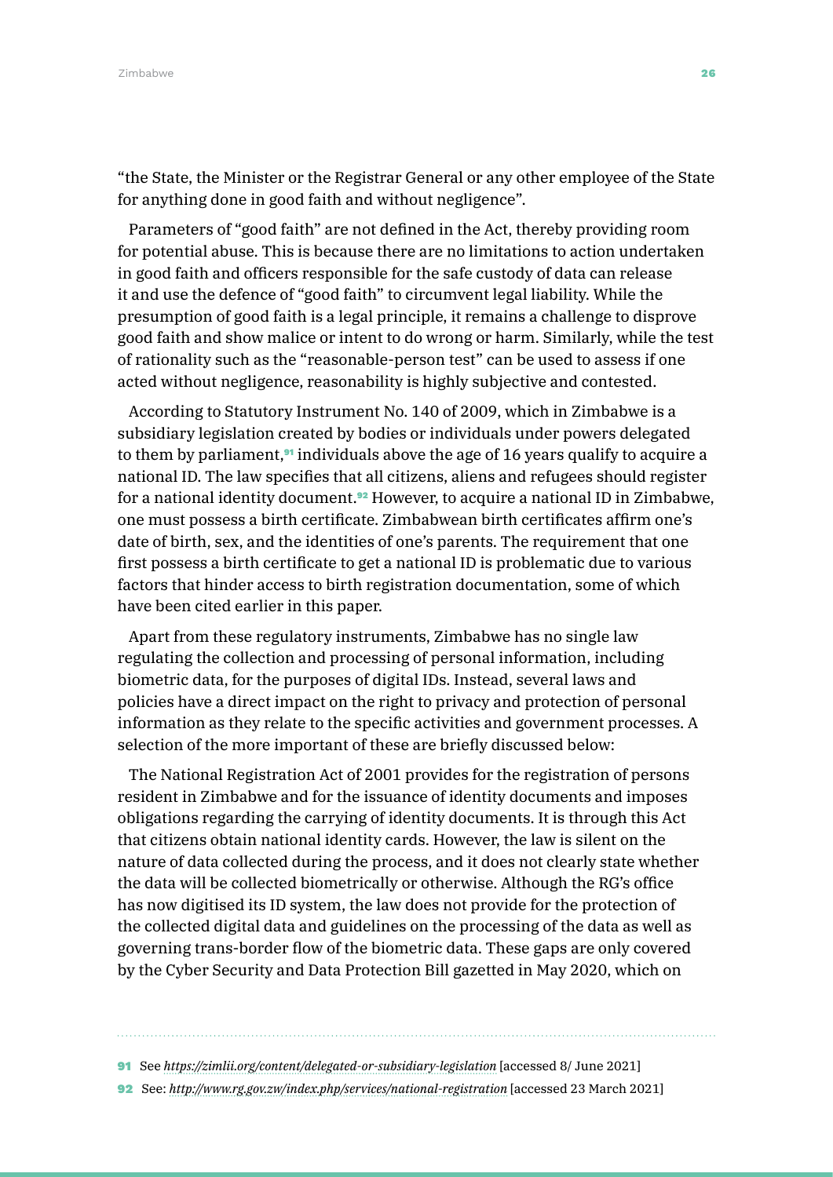"the State, the Minister or the Registrar General or any other employee of the State for anything done in good faith and without negligence".

Parameters of "good faith" are not defined in the Act, thereby providing room for potential abuse. This is because there are no limitations to action undertaken in good faith and officers responsible for the safe custody of data can release it and use the defence of "good faith" to circumvent legal liability. While the presumption of good faith is a legal principle, it remains a challenge to disprove good faith and show malice or intent to do wrong or harm. Similarly, while the test of rationality such as the "reasonable-person test" can be used to assess if one acted without negligence, reasonability is highly subjective and contested.

According to Statutory Instrument No. 140 of 2009, which in Zimbabwe is a subsidiary legislation created by bodies or individuals under powers delegated to them by parliament,[91] individuals above the age of 16 years qualify to acquire a national ID. The law specifies that all citizens, aliens and refugees should register for a national identity document.[92] However, to acquire a national ID in Zimbabwe, one must possess a birth certificate. Zimbabwean birth certificates affirm one's date of birth, sex, and the identities of one's parents. The requirement that one first possess a birth certificate to get a national ID is problematic due to various factors that hinder access to birth registration documentation, some of which have been cited earlier in this paper.

Apart from these regulatory instruments, Zimbabwe has no single law regulating the collection and processing of personal information, including biometric data, for the purposes of digital IDs. Instead, several laws and policies have a direct impact on the right to privacy and protection of personal information as they relate to the specific activities and government processes. A selection of the more important of these are briefly discussed below:

The National Registration Act of 2001 provides for the registration of persons resident in Zimbabwe and for the issuance of identity documents and imposes obligations regarding the carrying of identity documents. It is through this Act that citizens obtain national identity cards. However, the law is silent on the nature of data collected during the process, and it does not clearly state whether the data will be collected biometrically or otherwise. Although the RG's office has now digitised its ID system, the law does not provide for the protection of the collected digital data and guidelines on the processing of the data as well as governing trans-border flow of the biometric data. These gaps are only covered by the Cyber Security and Data Protection Bill gazetted in May 2020, which on

---

[91] See *https://zimlii.org/content/delegated-or-subsidiary-legislation* [accessed 8/ June 2021]

[92] See: *http://www.rg.gov.zw/index.php/services/national-registration* [accessed 23 March 2021]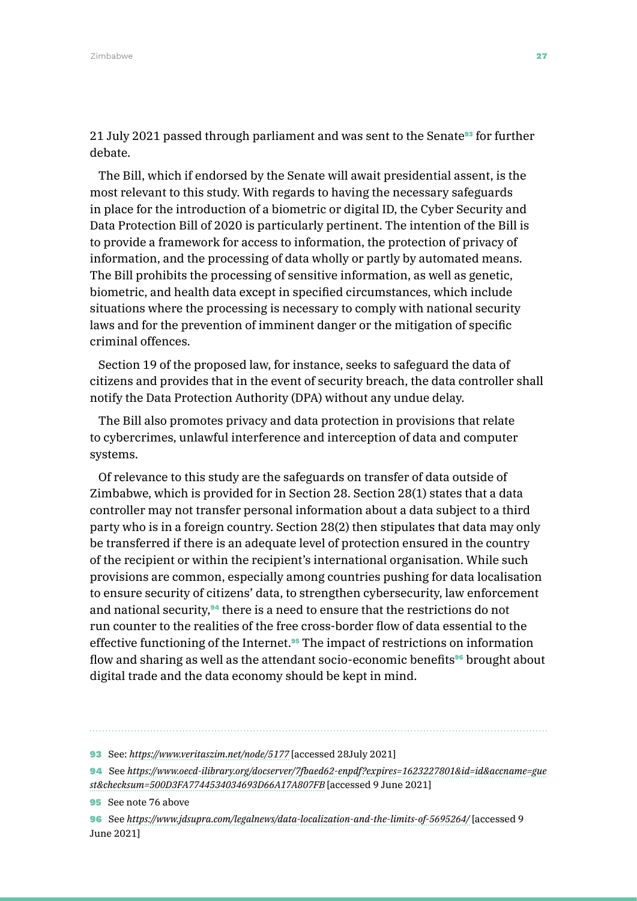21 July 2021 passed through parliament and was sent to the Senate[93] for further debate.

The Bill, which if endorsed by the Senate will await presidential assent, is the most relevant to this study. With regards to having the necessary safeguards in place for the introduction of a biometric or digital ID, the Cyber Security and Data Protection Bill of 2020 is particularly pertinent. The intention of the Bill is to provide a framework for access to information, the protection of privacy of information, and the processing of data wholly or partly by automated means. The Bill prohibits the processing of sensitive information, as well as genetic, biometric, and health data except in specified circumstances, which include situations where the processing is necessary to comply with national security laws and for the prevention of imminent danger or the mitigation of specific criminal offences.

Section 19 of the proposed law, for instance, seeks to safeguard the data of citizens and provides that in the event of security breach, the data controller shall notify the Data Protection Authority (DPA) without any undue delay.

The Bill also promotes privacy and data protection in provisions that relate to cybercrimes, unlawful interference and interception of data and computer systems.

Of relevance to this study are the safeguards on transfer of data outside of Zimbabwe, which is provided for in Section 28. Section 28(1) states that a data controller may not transfer personal information about a data subject to a third party who is in a foreign country. Section 28(2) then stipulates that data may only be transferred if there is an adequate level of protection ensured in the country of the recipient or within the recipient's international organisation. While such provisions are common, especially among countries pushing for data localisation to ensure security of citizens' data, to strengthen cybersecurity, law enforcement and national security,[94] there is a need to ensure that the restrictions do not run counter to the realities of the free cross-border flow of data essential to the effective functioning of the Internet.[95] The impact of restrictions on information flow and sharing as well as the attendant socio-economic benefits[96] brought about digital trade and the data economy should be kept in mind.

---

93 See: *https://www.veritaszim.net/node/5177* [accessed 28July 2021]

94 See *https://www.oecd-ilibrary.org/docserver/7fbaed62-enpdf?expires=1623227801&id=id&accname=guest&checksum=500D3FA7744534034693D66A17A807FB* [accessed 9 June 2021]

95 See note 76 above

96 See *https://www.jdsupra.com/legalnews/data-localization-and-the-limits-of-5695264/* [accessed 9 June 2021]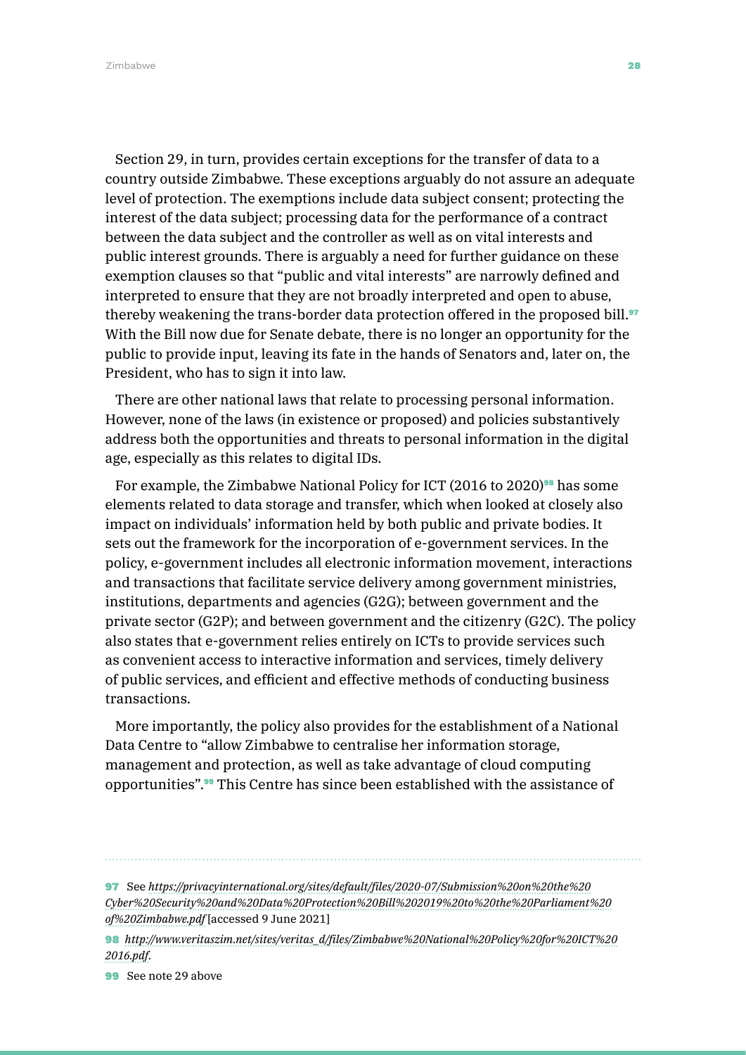Section 29, in turn, provides certain exceptions for the transfer of data to a country outside Zimbabwe. These exceptions arguably do not assure an adequate level of protection. The exemptions include data subject consent; protecting the interest of the data subject; processing data for the performance of a contract between the data subject and the controller as well as on vital interests and public interest grounds. There is arguably a need for further guidance on these exemption clauses so that "public and vital interests" are narrowly defined and interpreted to ensure that they are not broadly interpreted and open to abuse, thereby weakening the trans-border data protection offered in the proposed bill.[97] With the Bill now due for Senate debate, there is no longer an opportunity for the public to provide input, leaving its fate in the hands of Senators and, later on, the President, who has to sign it into law.

There are other national laws that relate to processing personal information. However, none of the laws (in existence or proposed) and policies substantively address both the opportunities and threats to personal information in the digital age, especially as this relates to digital IDs.

For example, the Zimbabwe National Policy for ICT (2016 to 2020)[98] has some elements related to data storage and transfer, which when looked at closely also impact on individuals' information held by both public and private bodies. It sets out the framework for the incorporation of e-government services. In the policy, e-government includes all electronic information movement, interactions and transactions that facilitate service delivery among government ministries, institutions, departments and agencies (G2G); between government and the private sector (G2P); and between government and the citizenry (G2C). The policy also states that e-government relies entirely on ICTs to provide services such as convenient access to interactive information and services, timely delivery of public services, and efficient and effective methods of conducting business transactions.

More importantly, the policy also provides for the establishment of a National Data Centre to "allow Zimbabwe to centralise her information storage, management and protection, as well as take advantage of cloud computing opportunities".[99] This Centre has since been established with the assistance of

---

97 See *https://privacyinternational.org/sites/default/files/2020-07/Submission%20on%20the%20Cyber%20Security%20and%20Data%20Protection%20Bill%202019%20to%20the%20Parliament%20of%20Zimbabwe.pdf* [accessed 9 June 2021]

98 *http://www.veritaszim.net/sites/veritas_d/files/Zimbabwe%20National%20Policy%20for%20ICT%202016.pdf*.

99 See note 29 above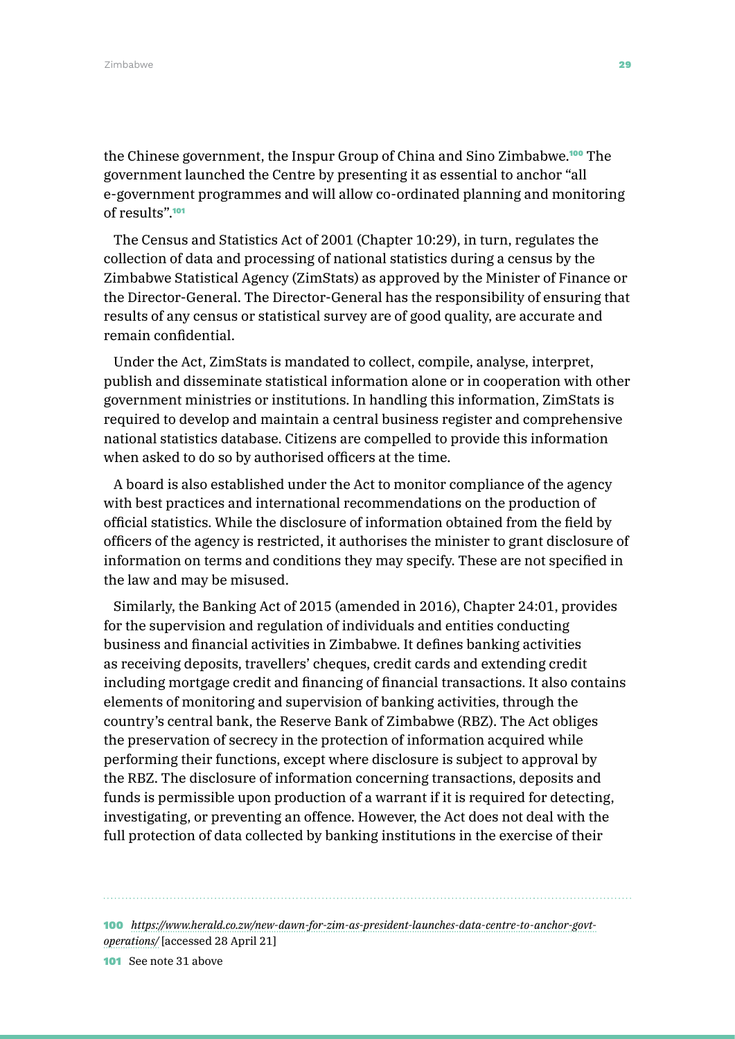the Chinese government, the Inspur Group of China and Sino Zimbabwe.[100] The government launched the Centre by presenting it as essential to anchor "all e-government programmes and will allow co-ordinated planning and monitoring of results".[101]

The Census and Statistics Act of 2001 (Chapter 10:29), in turn, regulates the collection of data and processing of national statistics during a census by the Zimbabwe Statistical Agency (ZimStats) as approved by the Minister of Finance or the Director-General. The Director-General has the responsibility of ensuring that results of any census or statistical survey are of good quality, are accurate and remain confidential.

Under the Act, ZimStats is mandated to collect, compile, analyse, interpret, publish and disseminate statistical information alone or in cooperation with other government ministries or institutions. In handling this information, ZimStats is required to develop and maintain a central business register and comprehensive national statistics database. Citizens are compelled to provide this information when asked to do so by authorised officers at the time.

A board is also established under the Act to monitor compliance of the agency with best practices and international recommendations on the production of official statistics. While the disclosure of information obtained from the field by officers of the agency is restricted, it authorises the minister to grant disclosure of information on terms and conditions they may specify. These are not specified in the law and may be misused.

Similarly, the Banking Act of 2015 (amended in 2016), Chapter 24:01, provides for the supervision and regulation of individuals and entities conducting business and financial activities in Zimbabwe. It defines banking activities as receiving deposits, travellers' cheques, credit cards and extending credit including mortgage credit and financing of financial transactions. It also contains elements of monitoring and supervision of banking activities, through the country's central bank, the Reserve Bank of Zimbabwe (RBZ). The Act obliges the preservation of secrecy in the protection of information acquired while performing their functions, except where disclosure is subject to approval by the RBZ. The disclosure of information concerning transactions, deposits and funds is permissible upon production of a warrant if it is required for detecting, investigating, or preventing an offence. However, the Act does not deal with the full protection of data collected by banking institutions in the exercise of their

---

100 *https://www.herald.co.zw/new-dawn-for-zim-as-president-launches-data-centre-to-anchor-govt-operations/* [accessed 28 April 21]

101 See note 31 above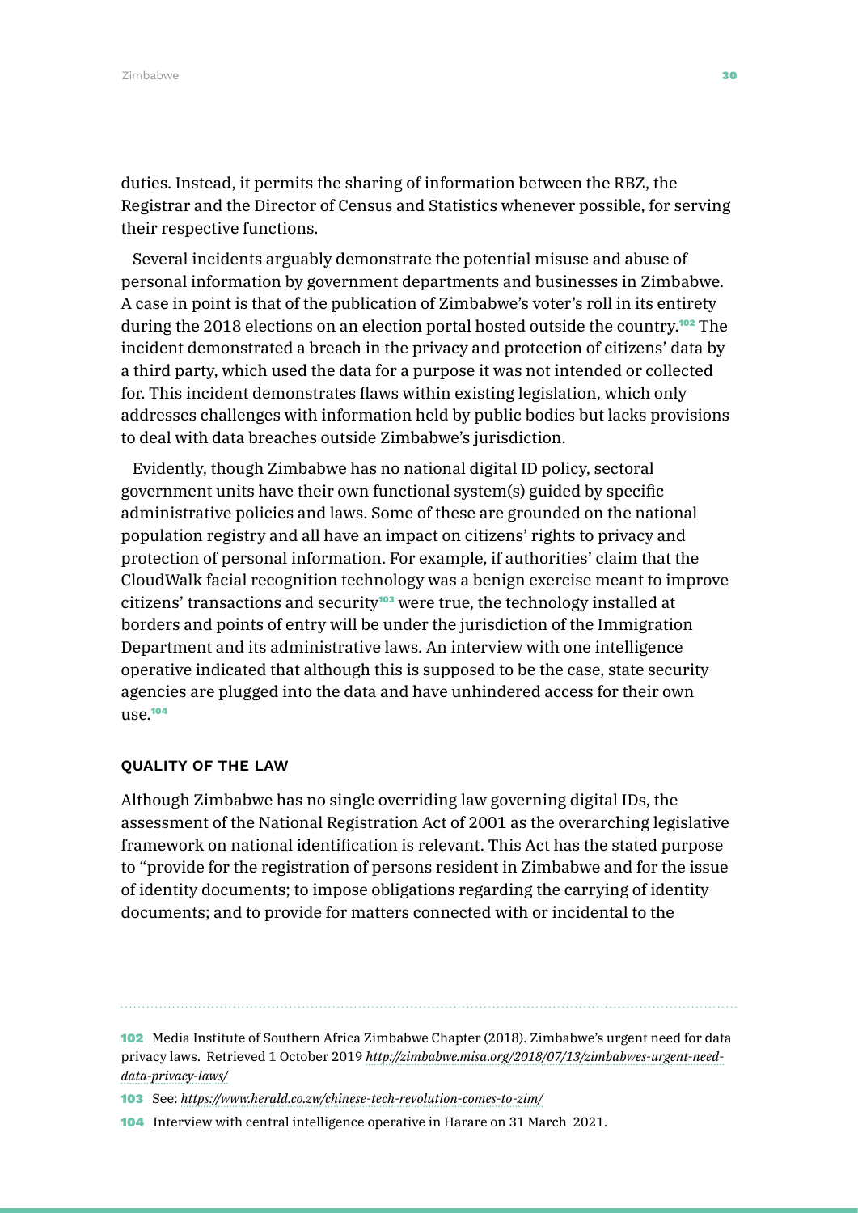duties. Instead, it permits the sharing of information between the RBZ, the Registrar and the Director of Census and Statistics whenever possible, for serving their respective functions.

Several incidents arguably demonstrate the potential misuse and abuse of personal information by government departments and businesses in Zimbabwe. A case in point is that of the publication of Zimbabwe's voter's roll in its entirety during the 2018 elections on an election portal hosted outside the country.[102] The incident demonstrated a breach in the privacy and protection of citizens' data by a third party, which used the data for a purpose it was not intended or collected for. This incident demonstrates flaws within existing legislation, which only addresses challenges with information held by public bodies but lacks provisions to deal with data breaches outside Zimbabwe's jurisdiction.

Evidently, though Zimbabwe has no national digital ID policy, sectoral government units have their own functional system(s) guided by specific administrative policies and laws. Some of these are grounded on the national population registry and all have an impact on citizens' rights to privacy and protection of personal information. For example, if authorities' claim that the CloudWalk facial recognition technology was a benign exercise meant to improve citizens' transactions and security[103] were true, the technology installed at borders and points of entry will be under the jurisdiction of the Immigration Department and its administrative laws. An interview with one intelligence operative indicated that although this is supposed to be the case, state security agencies are plugged into the data and have unhindered access for their own use.[104]

### QUALITY OF THE LAW

Although Zimbabwe has no single overriding law governing digital IDs, the assessment of the National Registration Act of 2001 as the overarching legislative framework on national identification is relevant. This Act has the stated purpose to "provide for the registration of persons resident in Zimbabwe and for the issue of identity documents; to impose obligations regarding the carrying of identity documents; and to provide for matters connected with or incidental to the

---

102 Media Institute of Southern Africa Zimbabwe Chapter (2018). Zimbabwe's urgent need for data privacy laws. Retrieved 1 October 2019 *http://zimbabwe.misa.org/2018/07/13/zimbabwes-urgent-need-data-privacy-laws/*

103 See: *https://www.herald.co.zw/chinese-tech-revolution-comes-to-zim/*

104 Interview with central intelligence operative in Harare on 31 March 2021.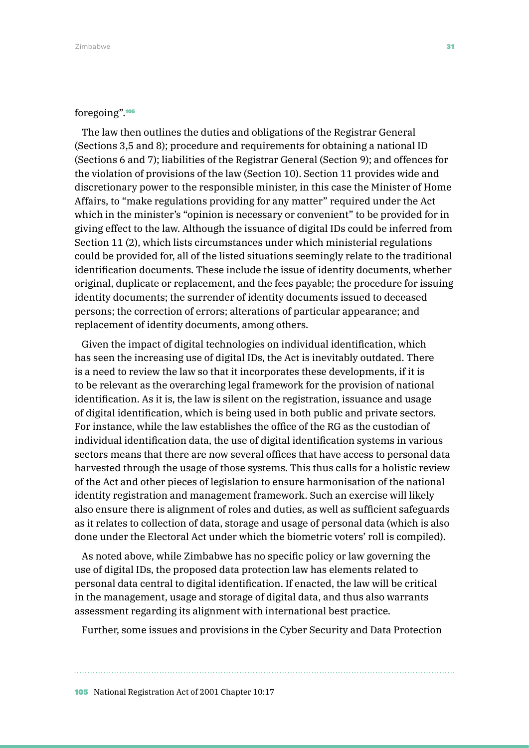foregoing".[105]

The law then outlines the duties and obligations of the Registrar General (Sections 3,5 and 8); procedure and requirements for obtaining a national ID (Sections 6 and 7); liabilities of the Registrar General (Section 9); and offences for the violation of provisions of the law (Section 10). Section 11 provides wide and discretionary power to the responsible minister, in this case the Minister of Home Affairs, to "make regulations providing for any matter" required under the Act which in the minister's "opinion is necessary or convenient" to be provided for in giving effect to the law. Although the issuance of digital IDs could be inferred from Section 11 (2), which lists circumstances under which ministerial regulations could be provided for, all of the listed situations seemingly relate to the traditional identification documents. These include the issue of identity documents, whether original, duplicate or replacement, and the fees payable; the procedure for issuing identity documents; the surrender of identity documents issued to deceased persons; the correction of errors; alterations of particular appearance; and replacement of identity documents, among others.

Given the impact of digital technologies on individual identification, which has seen the increasing use of digital IDs, the Act is inevitably outdated. There is a need to review the law so that it incorporates these developments, if it is to be relevant as the overarching legal framework for the provision of national identification. As it is, the law is silent on the registration, issuance and usage of digital identification, which is being used in both public and private sectors. For instance, while the law establishes the office of the RG as the custodian of individual identification data, the use of digital identification systems in various sectors means that there are now several offices that have access to personal data harvested through the usage of those systems. This thus calls for a holistic review of the Act and other pieces of legislation to ensure harmonisation of the national identity registration and management framework. Such an exercise will likely also ensure there is alignment of roles and duties, as well as sufficient safeguards as it relates to collection of data, storage and usage of personal data (which is also done under the Electoral Act under which the biometric voters' roll is compiled).

As noted above, while Zimbabwe has no specific policy or law governing the use of digital IDs, the proposed data protection law has elements related to personal data central to digital identification. If enacted, the law will be critical in the management, usage and storage of digital data, and thus also warrants assessment regarding its alignment with international best practice.

Further, some issues and provisions in the Cyber Security and Data Protection

---

[105] National Registration Act of 2001 Chapter 10:17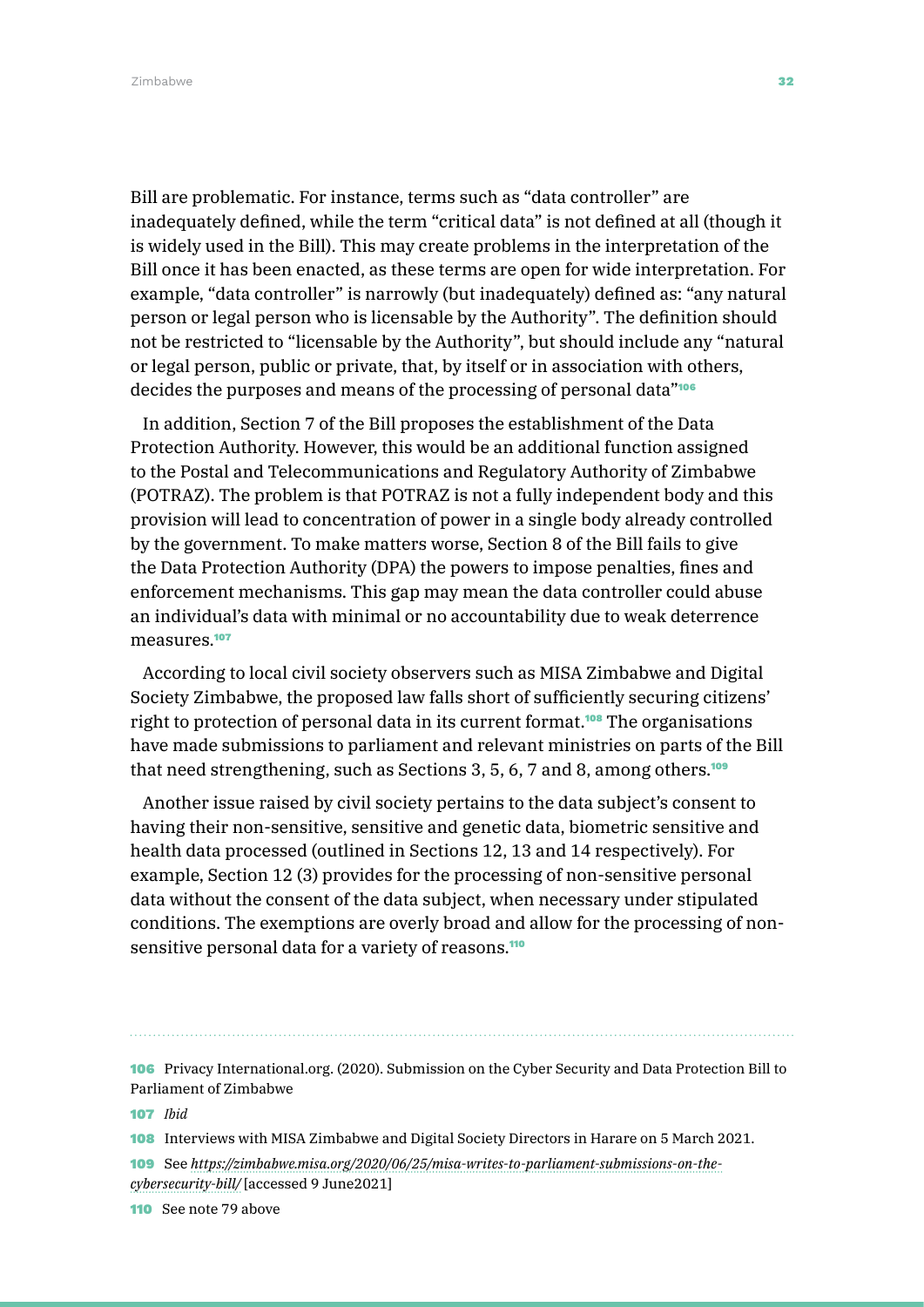Bill are problematic. For instance, terms such as "data controller" are inadequately defined, while the term "critical data" is not defined at all (though it is widely used in the Bill). This may create problems in the interpretation of the Bill once it has been enacted, as these terms are open for wide interpretation. For example, "data controller" is narrowly (but inadequately) defined as: "any natural person or legal person who is licensable by the Authority". The definition should not be restricted to "licensable by the Authority", but should include any "natural or legal person, public or private, that, by itself or in association with others, decides the purposes and means of the processing of personal data"[106]

In addition, Section 7 of the Bill proposes the establishment of the Data Protection Authority. However, this would be an additional function assigned to the Postal and Telecommunications and Regulatory Authority of Zimbabwe (POTRAZ). The problem is that POTRAZ is not a fully independent body and this provision will lead to concentration of power in a single body already controlled by the government. To make matters worse, Section 8 of the Bill fails to give the Data Protection Authority (DPA) the powers to impose penalties, fines and enforcement mechanisms. This gap may mean the data controller could abuse an individual's data with minimal or no accountability due to weak deterrence measures.[107]

According to local civil society observers such as MISA Zimbabwe and Digital Society Zimbabwe, the proposed law falls short of sufficiently securing citizens' right to protection of personal data in its current format.[108] The organisations have made submissions to parliament and relevant ministries on parts of the Bill that need strengthening, such as Sections 3, 5, 6, 7 and 8, among others.[109]

Another issue raised by civil society pertains to the data subject's consent to having their non-sensitive, sensitive and genetic data, biometric sensitive and health data processed (outlined in Sections 12, 13 and 14 respectively). For example, Section 12 (3) provides for the processing of non-sensitive personal data without the consent of the data subject, when necessary under stipulated conditions. The exemptions are overly broad and allow for the processing of non-sensitive personal data for a variety of reasons.[110]

---

106 Privacy International.org. (2020). Submission on the Cyber Security and Data Protection Bill to Parliament of Zimbabwe

107 *Ibid*

108 Interviews with MISA Zimbabwe and Digital Society Directors in Harare on 5 March 2021.

109 See *https://zimbabwe.misa.org/2020/06/25/misa-writes-to-parliament-submissions-on-the-cybersecurity-bill/* [accessed 9 June2021]

110 See note 79 above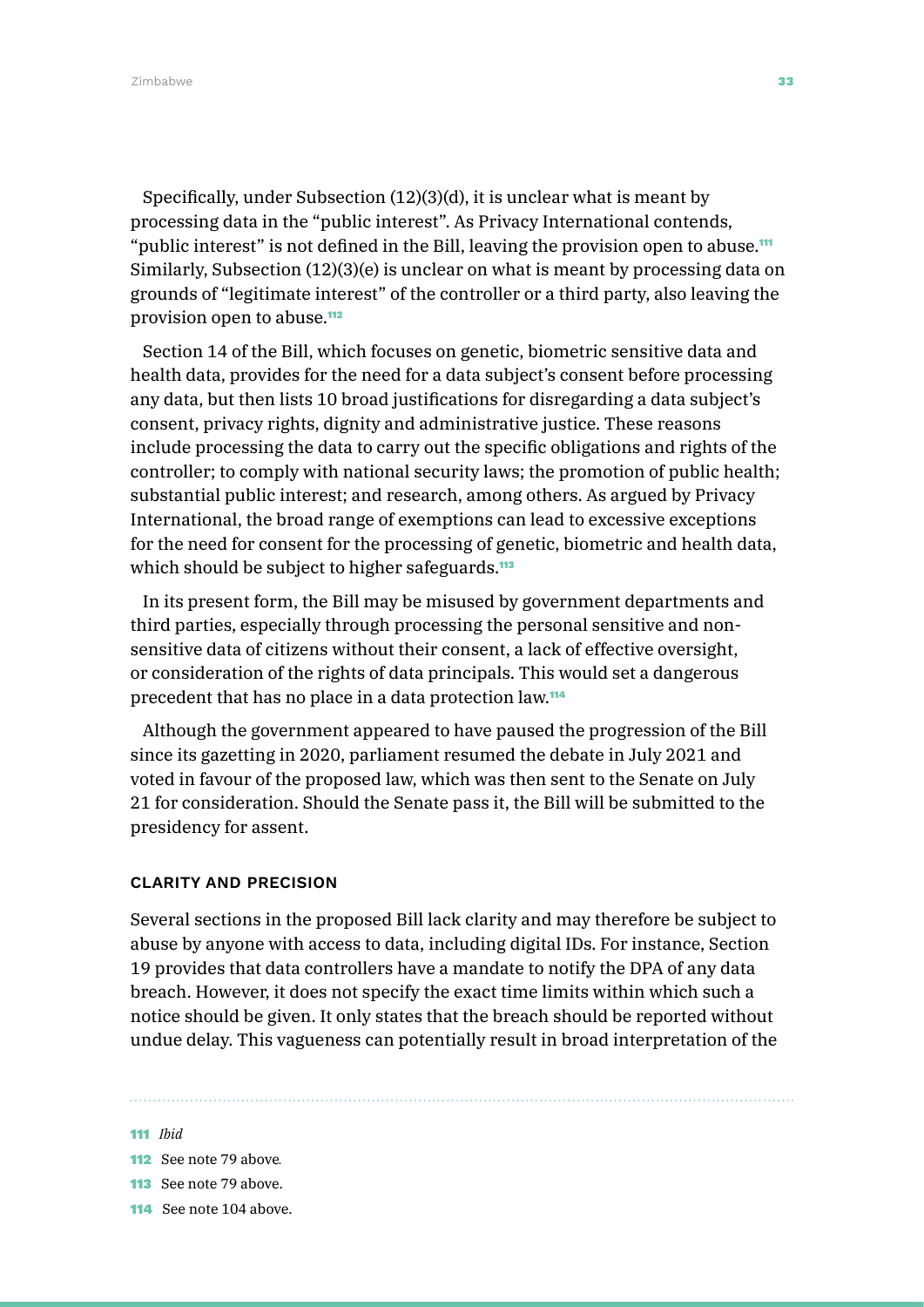Specifically, under Subsection (12)(3)(d), it is unclear what is meant by processing data in the "public interest". As Privacy International contends, "public interest" is not defined in the Bill, leaving the provision open to abuse.[111] Similarly, Subsection (12)(3)(e) is unclear on what is meant by processing data on grounds of "legitimate interest" of the controller or a third party, also leaving the provision open to abuse.[112]

Section 14 of the Bill, which focuses on genetic, biometric sensitive data and health data, provides for the need for a data subject's consent before processing any data, but then lists 10 broad justifications for disregarding a data subject's consent, privacy rights, dignity and administrative justice. These reasons include processing the data to carry out the specific obligations and rights of the controller; to comply with national security laws; the promotion of public health; substantial public interest; and research, among others. As argued by Privacy International, the broad range of exemptions can lead to excessive exceptions for the need for consent for the processing of genetic, biometric and health data, which should be subject to higher safeguards.[113]

In its present form, the Bill may be misused by government departments and third parties, especially through processing the personal sensitive and non-sensitive data of citizens without their consent, a lack of effective oversight, or consideration of the rights of data principals. This would set a dangerous precedent that has no place in a data protection law.[114]

Although the government appeared to have paused the progression of the Bill since its gazetting in 2020, parliament resumed the debate in July 2021 and voted in favour of the proposed law, which was then sent to the Senate on July 21 for consideration. Should the Senate pass it, the Bill will be submitted to the presidency for assent.

#### CLARITY AND PRECISION

Several sections in the proposed Bill lack clarity and may therefore be subject to abuse by anyone with access to data, including digital IDs. For instance, Section 19 provides that data controllers have a mandate to notify the DPA of any data breach. However, it does not specify the exact time limits within which such a notice should be given. It only states that the breach should be reported without undue delay. This vagueness can potentially result in broad interpretation of the

---

111 *Ibid*

112 See note 79 above.

113 See note 79 above.

114 See note 104 above.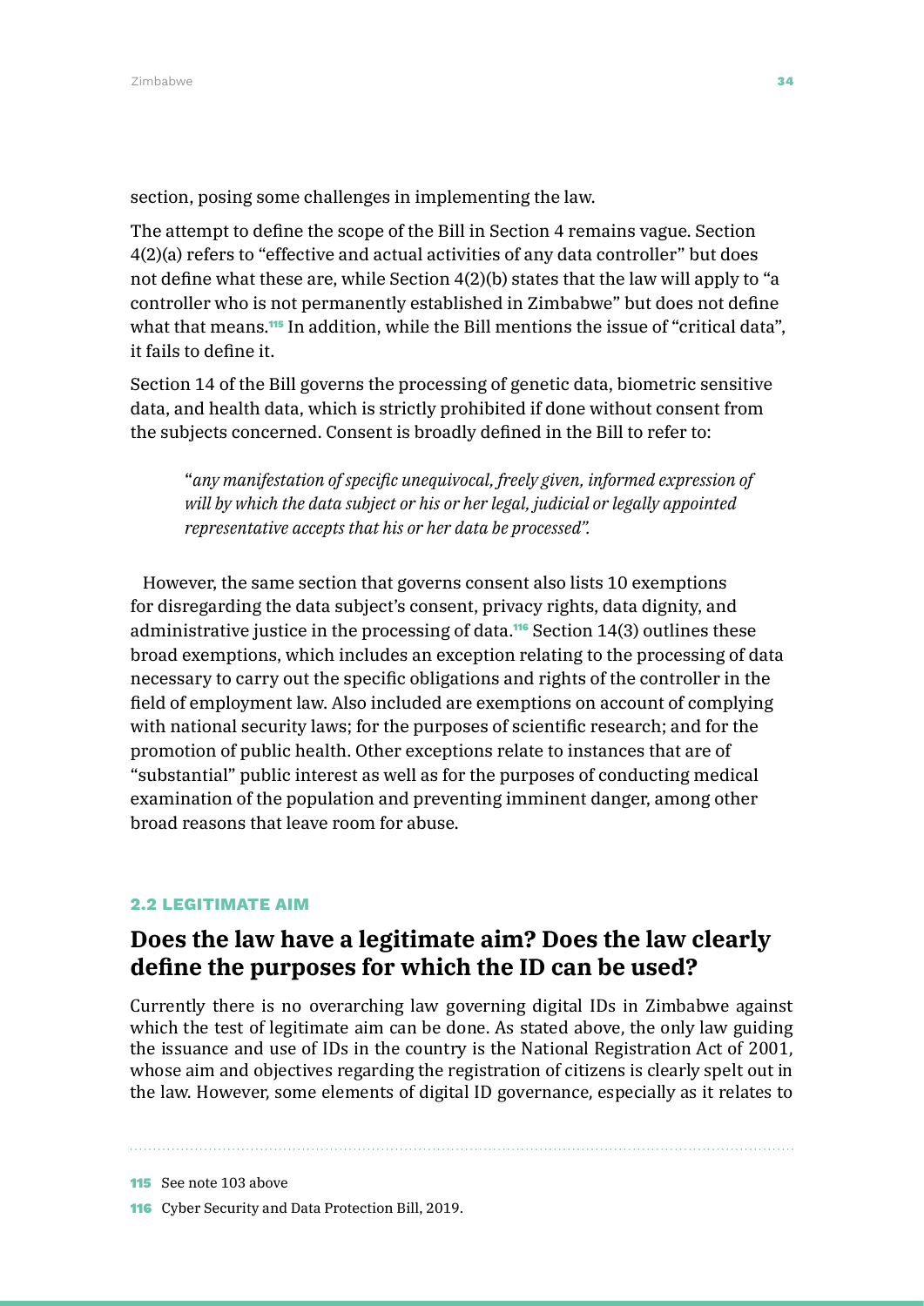section, posing some challenges in implementing the law.

The attempt to define the scope of the Bill in Section 4 remains vague. Section 4(2)(a) refers to "effective and actual activities of any data controller" but does not define what these are, while Section 4(2)(b) states that the law will apply to "a controller who is not permanently established in Zimbabwe" but does not define what that means.[115] In addition, while the Bill mentions the issue of "critical data", it fails to define it.

Section 14 of the Bill governs the processing of genetic data, biometric sensitive data, and health data, which is strictly prohibited if done without consent from the subjects concerned. Consent is broadly defined in the Bill to refer to:

> "*any manifestation of specific unequivocal, freely given, informed expression of will by which the data subject or his or her legal, judicial or legally appointed representative accepts that his or her data be processed".*

However, the same section that governs consent also lists 10 exemptions for disregarding the data subject's consent, privacy rights, data dignity, and administrative justice in the processing of data.[116] Section 14(3) outlines these broad exemptions, which includes an exception relating to the processing of data necessary to carry out the specific obligations and rights of the controller in the field of employment law. Also included are exemptions on account of complying with national security laws; for the purposes of scientific research; and for the promotion of public health. Other exceptions relate to instances that are of "substantial" public interest as well as for the purposes of conducting medical examination of the population and preventing imminent danger, among other broad reasons that leave room for abuse.

### 2.2 LEGITIMATE AIM

## Does the law have a legitimate aim? Does the law clearly define the purposes for which the ID can be used?

Currently there is no overarching law governing digital IDs in Zimbabwe against which the test of legitimate aim can be done. As stated above, the only law guiding the issuance and use of IDs in the country is the National Registration Act of 2001, whose aim and objectives regarding the registration of citizens is clearly spelt out in the law. However, some elements of digital ID governance, especially as it relates to

---

[115] See note 103 above

[116] Cyber Security and Data Protection Bill, 2019.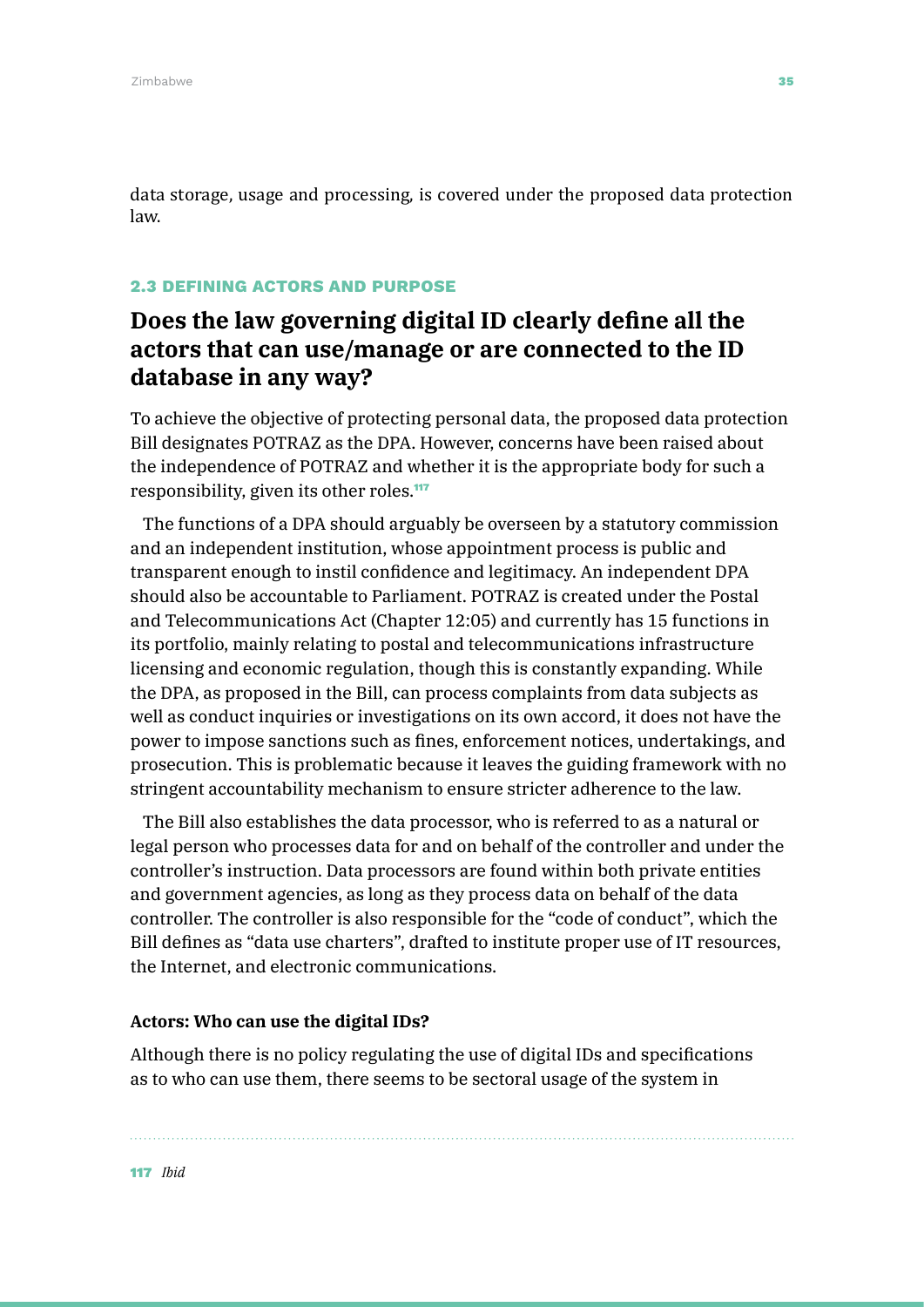data storage, usage and processing, is covered under the proposed data protection law.

### 2.3 DEFINING ACTORS AND PURPOSE

## Does the law governing digital ID clearly define all the actors that can use/manage or are connected to the ID database in any way?

To achieve the objective of protecting personal data, the proposed data protection Bill designates POTRAZ as the DPA. However, concerns have been raised about the independence of POTRAZ and whether it is the appropriate body for such a responsibility, given its other roles.[117]

The functions of a DPA should arguably be overseen by a statutory commission and an independent institution, whose appointment process is public and transparent enough to instil confidence and legitimacy. An independent DPA should also be accountable to Parliament. POTRAZ is created under the Postal and Telecommunications Act (Chapter 12:05) and currently has 15 functions in its portfolio, mainly relating to postal and telecommunications infrastructure licensing and economic regulation, though this is constantly expanding. While the DPA, as proposed in the Bill, can process complaints from data subjects as well as conduct inquiries or investigations on its own accord, it does not have the power to impose sanctions such as fines, enforcement notices, undertakings, and prosecution. This is problematic because it leaves the guiding framework with no stringent accountability mechanism to ensure stricter adherence to the law.

The Bill also establishes the data processor, who is referred to as a natural or legal person who processes data for and on behalf of the controller and under the controller's instruction. Data processors are found within both private entities and government agencies, as long as they process data on behalf of the data controller. The controller is also responsible for the "code of conduct", which the Bill defines as "data use charters", drafted to institute proper use of IT resources, the Internet, and electronic communications.

**Actors: Who can use the digital IDs?**

Although there is no policy regulating the use of digital IDs and specifications as to who can use them, there seems to be sectoral usage of the system in

---

117 *Ibid*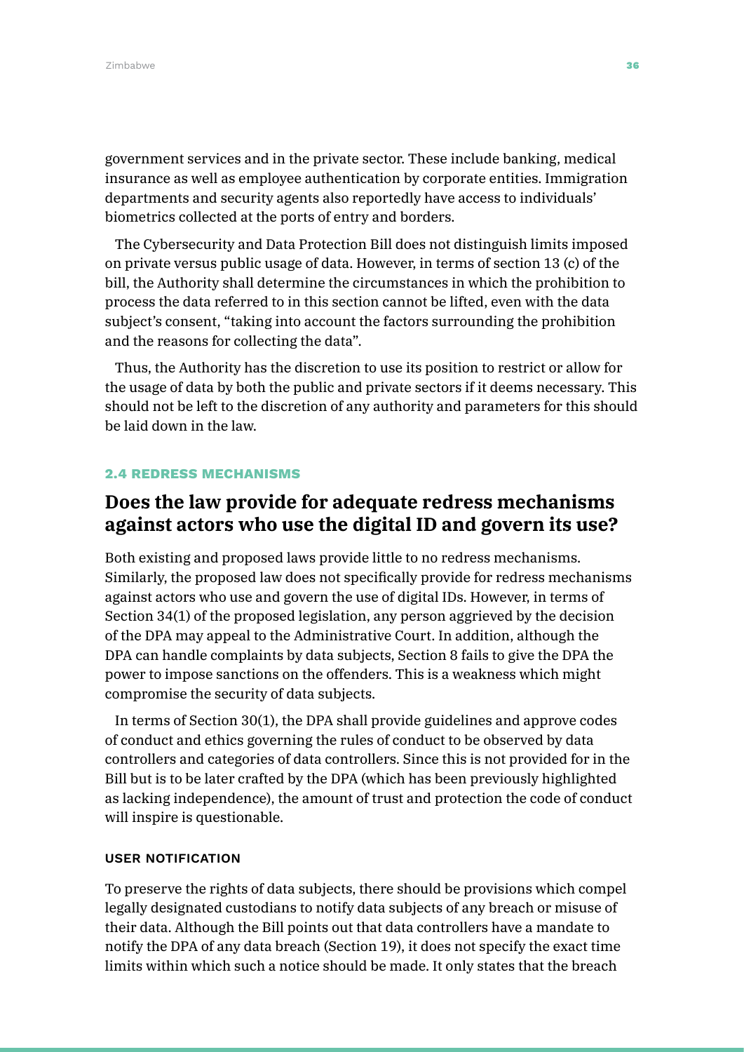government services and in the private sector. These include banking, medical insurance as well as employee authentication by corporate entities. Immigration departments and security agents also reportedly have access to individuals' biometrics collected at the ports of entry and borders.

The Cybersecurity and Data Protection Bill does not distinguish limits imposed on private versus public usage of data. However, in terms of section 13 (c) of the bill, the Authority shall determine the circumstances in which the prohibition to process the data referred to in this section cannot be lifted, even with the data subject's consent, "taking into account the factors surrounding the prohibition and the reasons for collecting the data".

Thus, the Authority has the discretion to use its position to restrict or allow for the usage of data by both the public and private sectors if it deems necessary. This should not be left to the discretion of any authority and parameters for this should be laid down in the law.

### 2.4 REDRESS MECHANISMS

## Does the law provide for adequate redress mechanisms against actors who use the digital ID and govern its use?

Both existing and proposed laws provide little to no redress mechanisms. Similarly, the proposed law does not specifically provide for redress mechanisms against actors who use and govern the use of digital IDs. However, in terms of Section 34(1) of the proposed legislation, any person aggrieved by the decision of the DPA may appeal to the Administrative Court. In addition, although the DPA can handle complaints by data subjects, Section 8 fails to give the DPA the power to impose sanctions on the offenders. This is a weakness which might compromise the security of data subjects.

In terms of Section 30(1), the DPA shall provide guidelines and approve codes of conduct and ethics governing the rules of conduct to be observed by data controllers and categories of data controllers. Since this is not provided for in the Bill but is to be later crafted by the DPA (which has been previously highlighted as lacking independence), the amount of trust and protection the code of conduct will inspire is questionable.

#### USER NOTIFICATION

To preserve the rights of data subjects, there should be provisions which compel legally designated custodians to notify data subjects of any breach or misuse of their data. Although the Bill points out that data controllers have a mandate to notify the DPA of any data breach (Section 19), it does not specify the exact time limits within which such a notice should be made. It only states that the breach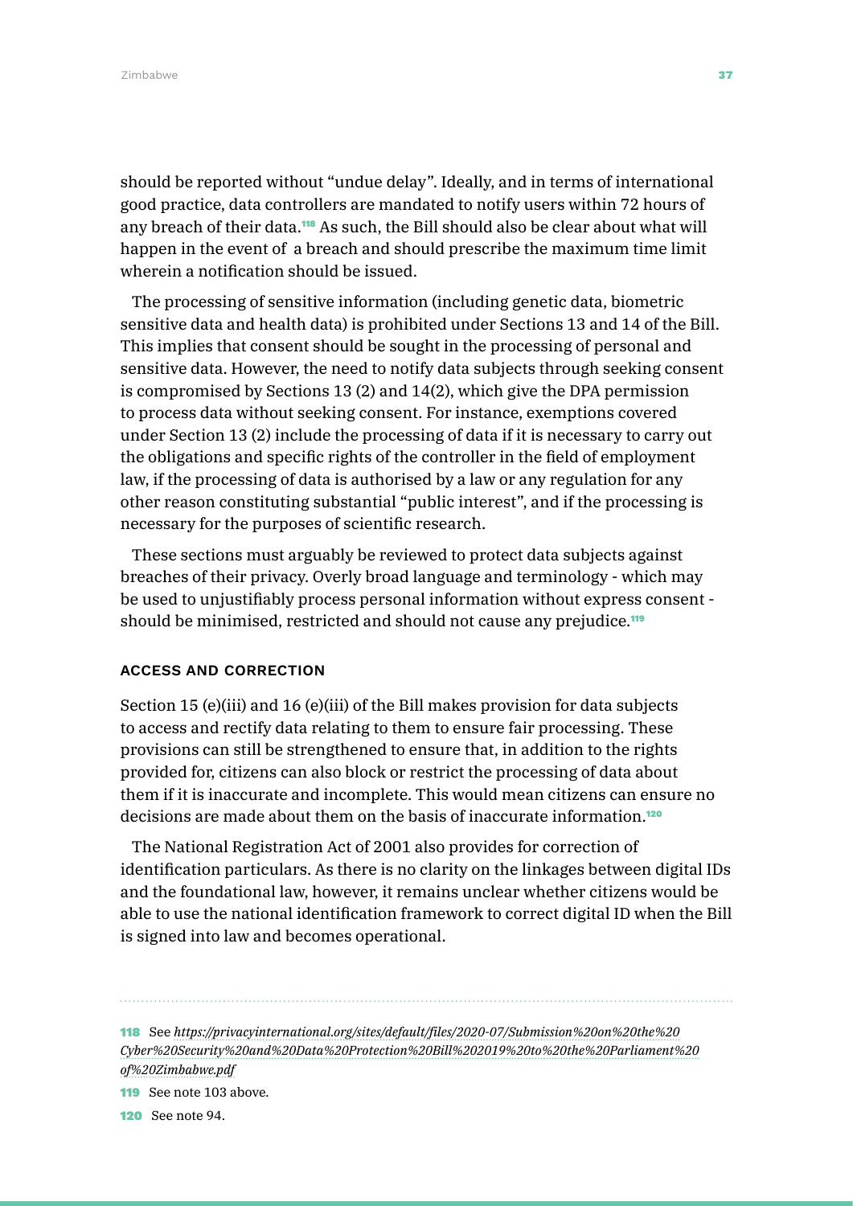should be reported without "undue delay". Ideally, and in terms of international good practice, data controllers are mandated to notify users within 72 hours of any breach of their data.[118] As such, the Bill should also be clear about what will happen in the event of a breach and should prescribe the maximum time limit wherein a notification should be issued.

The processing of sensitive information (including genetic data, biometric sensitive data and health data) is prohibited under Sections 13 and 14 of the Bill. This implies that consent should be sought in the processing of personal and sensitive data. However, the need to notify data subjects through seeking consent is compromised by Sections 13 (2) and 14(2), which give the DPA permission to process data without seeking consent. For instance, exemptions covered under Section 13 (2) include the processing of data if it is necessary to carry out the obligations and specific rights of the controller in the field of employment law, if the processing of data is authorised by a law or any regulation for any other reason constituting substantial "public interest", and if the processing is necessary for the purposes of scientific research.

These sections must arguably be reviewed to protect data subjects against breaches of their privacy. Overly broad language and terminology - which may be used to unjustifiably process personal information without express consent - should be minimised, restricted and should not cause any prejudice.[119]

### ACCESS AND CORRECTION

Section 15 (e)(iii) and 16 (e)(iii) of the Bill makes provision for data subjects to access and rectify data relating to them to ensure fair processing. These provisions can still be strengthened to ensure that, in addition to the rights provided for, citizens can also block or restrict the processing of data about them if it is inaccurate and incomplete. This would mean citizens can ensure no decisions are made about them on the basis of inaccurate information.[120]

The National Registration Act of 2001 also provides for correction of identification particulars. As there is no clarity on the linkages between digital IDs and the foundational law, however, it remains unclear whether citizens would be able to use the national identification framework to correct digital ID when the Bill is signed into law and becomes operational.

---

118 See *https://privacyinternational.org/sites/default/files/2020-07/Submission%20on%20the%20Cyber%20Security%20and%20Data%20Protection%20Bill%202019%20to%20the%20Parliament%20of%20Zimbabwe.pdf*

119 See note 103 above.

120 See note 94.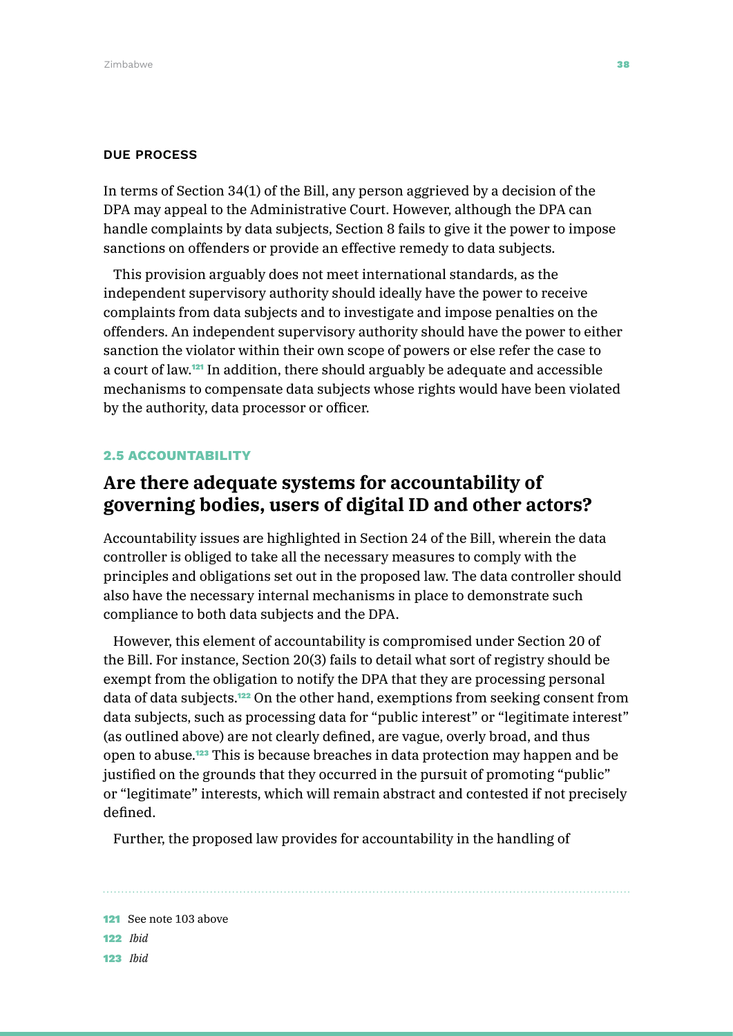#### DUE PROCESS

In terms of Section 34(1) of the Bill, any person aggrieved by a decision of the DPA may appeal to the Administrative Court. However, although the DPA can handle complaints by data subjects, Section 8 fails to give it the power to impose sanctions on offenders or provide an effective remedy to data subjects.

This provision arguably does not meet international standards, as the independent supervisory authority should ideally have the power to receive complaints from data subjects and to investigate and impose penalties on the offenders. An independent supervisory authority should have the power to either sanction the violator within their own scope of powers or else refer the case to a court of law.[121] In addition, there should arguably be adequate and accessible mechanisms to compensate data subjects whose rights would have been violated by the authority, data processor or officer.

### 2.5 ACCOUNTABILITY

## Are there adequate systems for accountability of governing bodies, users of digital ID and other actors?

Accountability issues are highlighted in Section 24 of the Bill, wherein the data controller is obliged to take all the necessary measures to comply with the principles and obligations set out in the proposed law. The data controller should also have the necessary internal mechanisms in place to demonstrate such compliance to both data subjects and the DPA.

However, this element of accountability is compromised under Section 20 of the Bill. For instance, Section 20(3) fails to detail what sort of registry should be exempt from the obligation to notify the DPA that they are processing personal data of data subjects.[122] On the other hand, exemptions from seeking consent from data subjects, such as processing data for "public interest" or "legitimate interest" (as outlined above) are not clearly defined, are vague, overly broad, and thus open to abuse.[123] This is because breaches in data protection may happen and be justified on the grounds that they occurred in the pursuit of promoting "public" or "legitimate" interests, which will remain abstract and contested if not precisely defined.

Further, the proposed law provides for accountability in the handling of

---

[121] See note 103 above

[122] *Ibid*

[123] *Ibid*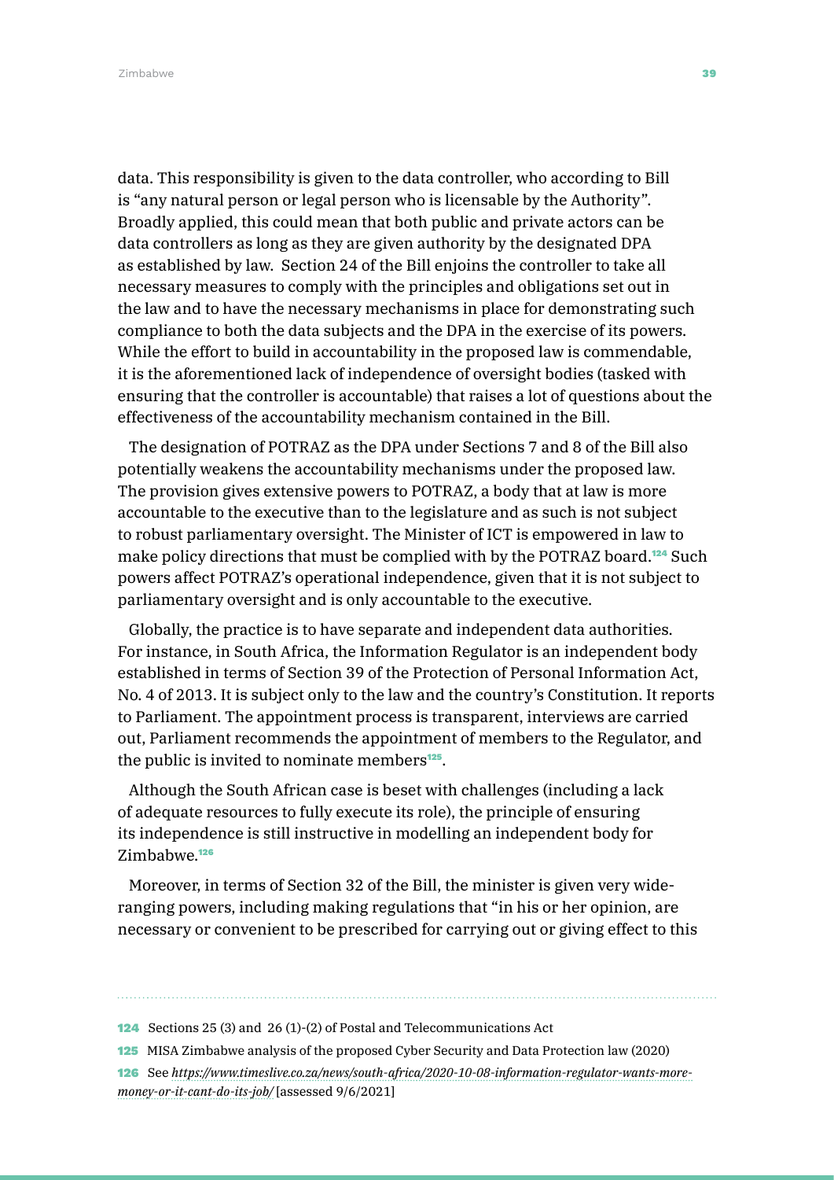data. This responsibility is given to the data controller, who according to Bill is "any natural person or legal person who is licensable by the Authority". Broadly applied, this could mean that both public and private actors can be data controllers as long as they are given authority by the designated DPA as established by law. Section 24 of the Bill enjoins the controller to take all necessary measures to comply with the principles and obligations set out in the law and to have the necessary mechanisms in place for demonstrating such compliance to both the data subjects and the DPA in the exercise of its powers. While the effort to build in accountability in the proposed law is commendable, it is the aforementioned lack of independence of oversight bodies (tasked with ensuring that the controller is accountable) that raises a lot of questions about the effectiveness of the accountability mechanism contained in the Bill.

The designation of POTRAZ as the DPA under Sections 7 and 8 of the Bill also potentially weakens the accountability mechanisms under the proposed law. The provision gives extensive powers to POTRAZ, a body that at law is more accountable to the executive than to the legislature and as such is not subject to robust parliamentary oversight. The Minister of ICT is empowered in law to make policy directions that must be complied with by the POTRAZ board.[124] Such powers affect POTRAZ's operational independence, given that it is not subject to parliamentary oversight and is only accountable to the executive.

Globally, the practice is to have separate and independent data authorities. For instance, in South Africa, the Information Regulator is an independent body established in terms of Section 39 of the Protection of Personal Information Act, No. 4 of 2013. It is subject only to the law and the country's Constitution. It reports to Parliament. The appointment process is transparent, interviews are carried out, Parliament recommends the appointment of members to the Regulator, and the public is invited to nominate members[125].

Although the South African case is beset with challenges (including a lack of adequate resources to fully execute its role), the principle of ensuring its independence is still instructive in modelling an independent body for Zimbabwe.[126]

Moreover, in terms of Section 32 of the Bill, the minister is given very wide-ranging powers, including making regulations that "in his or her opinion, are necessary or convenient to be prescribed for carrying out or giving effect to this

---

124 Sections 25 (3) and 26 (1)-(2) of Postal and Telecommunications Act

125 MISA Zimbabwe analysis of the proposed Cyber Security and Data Protection law (2020)

126 See *https://www.timeslive.co.za/news/south-africa/2020-10-08-information-regulator-wants-more-money-or-it-cant-do-its-job/* [assessed 9/6/2021]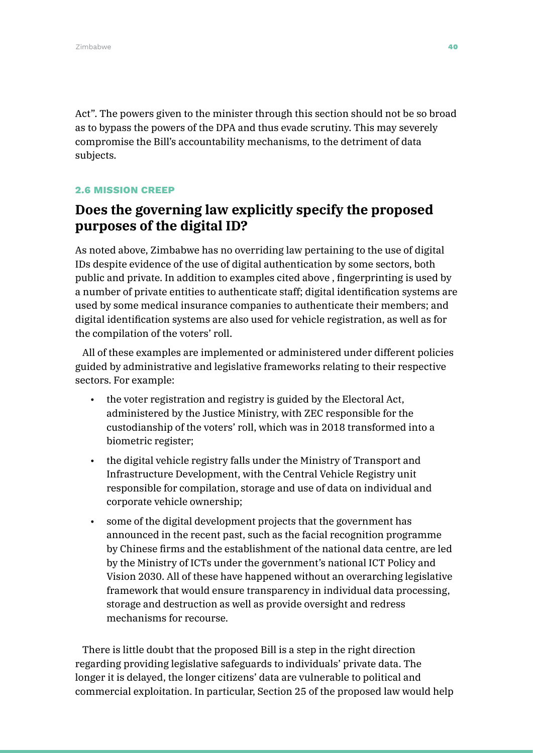Act". The powers given to the minister through this section should not be so broad as to bypass the powers of the DPA and thus evade scrutiny. This may severely compromise the Bill's accountability mechanisms, to the detriment of data subjects.

### 2.6 MISSION CREEP

## Does the governing law explicitly specify the proposed purposes of the digital ID?

As noted above, Zimbabwe has no overriding law pertaining to the use of digital IDs despite evidence of the use of digital authentication by some sectors, both public and private. In addition to examples cited above , fingerprinting is used by a number of private entities to authenticate staff; digital identification systems are used by some medical insurance companies to authenticate their members; and digital identification systems are also used for vehicle registration, as well as for the compilation of the voters' roll.

All of these examples are implemented or administered under different policies guided by administrative and legislative frameworks relating to their respective sectors. For example:

- the voter registration and registry is guided by the Electoral Act, administered by the Justice Ministry, with ZEC responsible for the custodianship of the voters' roll, which was in 2018 transformed into a biometric register;
- the digital vehicle registry falls under the Ministry of Transport and Infrastructure Development, with the Central Vehicle Registry unit responsible for compilation, storage and use of data on individual and corporate vehicle ownership;
- some of the digital development projects that the government has announced in the recent past, such as the facial recognition programme by Chinese firms and the establishment of the national data centre, are led by the Ministry of ICTs under the government's national ICT Policy and Vision 2030. All of these have happened without an overarching legislative framework that would ensure transparency in individual data processing, storage and destruction as well as provide oversight and redress mechanisms for recourse.

There is little doubt that the proposed Bill is a step in the right direction regarding providing legislative safeguards to individuals' private data. The longer it is delayed, the longer citizens' data are vulnerable to political and commercial exploitation. In particular, Section 25 of the proposed law would help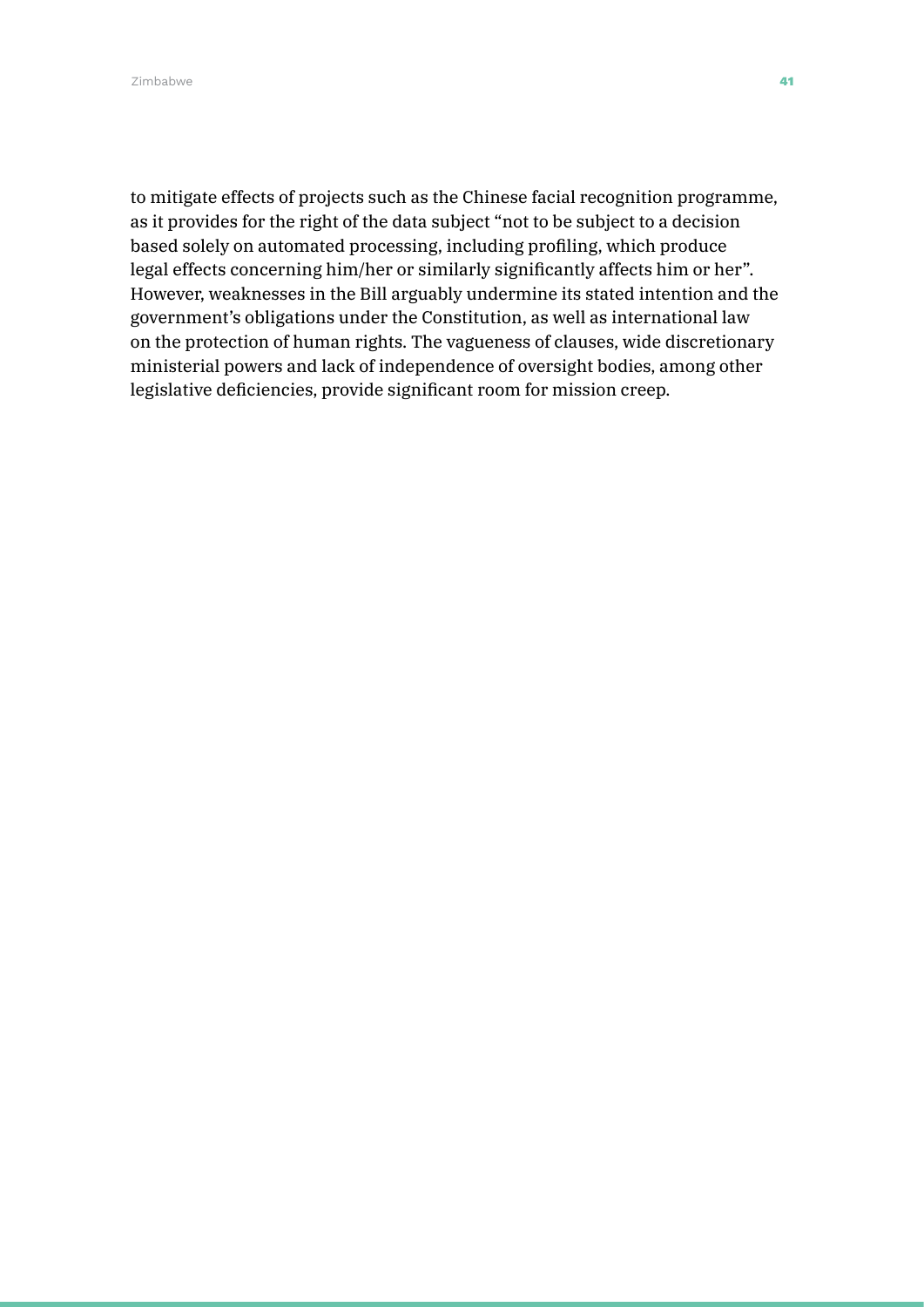to mitigate effects of projects such as the Chinese facial recognition programme, as it provides for the right of the data subject "not to be subject to a decision based solely on automated processing, including profiling, which produce legal effects concerning him/her or similarly significantly affects him or her". However, weaknesses in the Bill arguably undermine its stated intention and the government's obligations under the Constitution, as well as international law on the protection of human rights. The vagueness of clauses, wide discretionary ministerial powers and lack of independence of oversight bodies, among other legislative deficiencies, provide significant room for mission creep.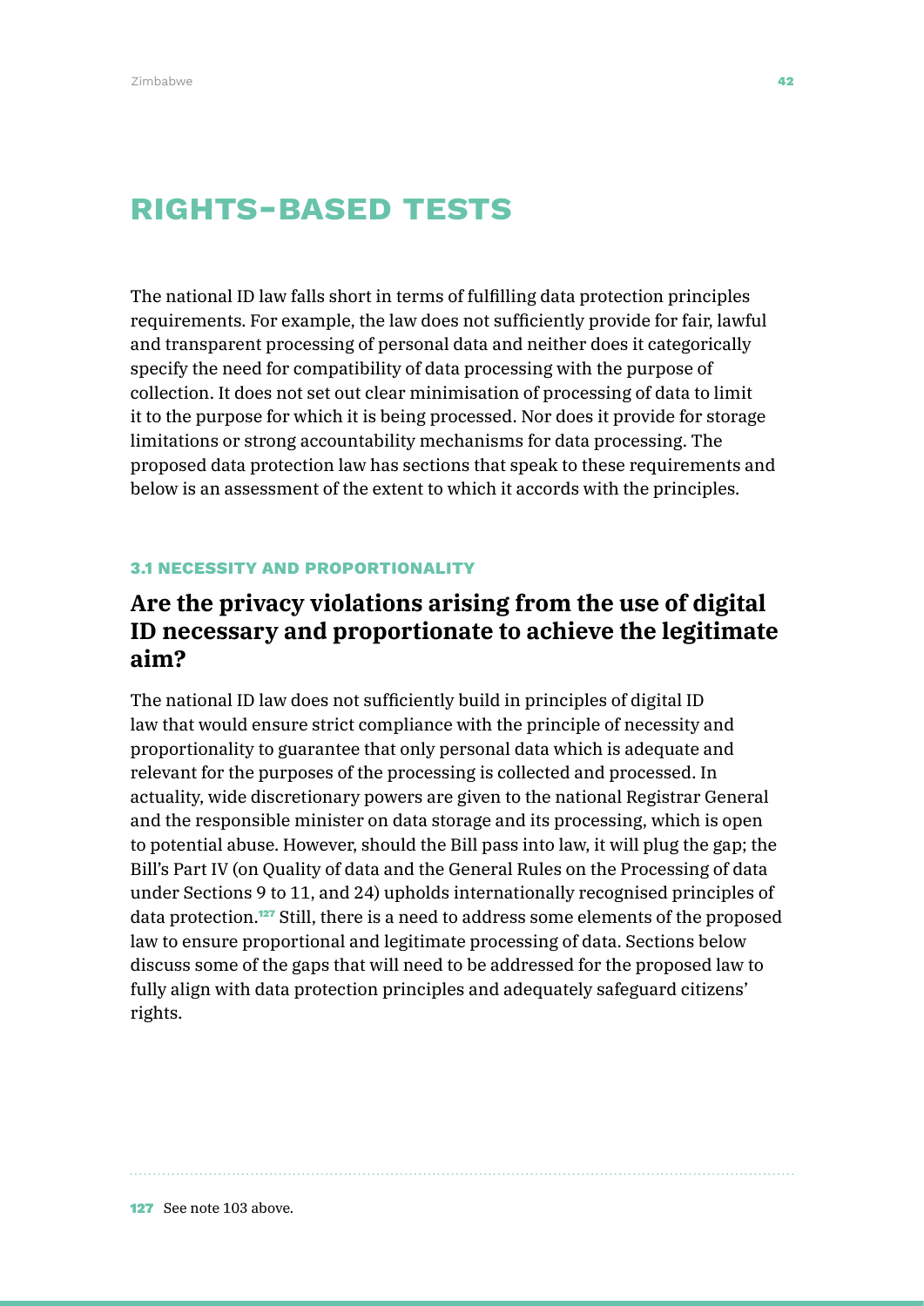# RIGHTS-BASED TESTS

The national ID law falls short in terms of fulfilling data protection principles requirements. For example, the law does not sufficiently provide for fair, lawful and transparent processing of personal data and neither does it categorically specify the need for compatibility of data processing with the purpose of collection. It does not set out clear minimisation of processing of data to limit it to the purpose for which it is being processed. Nor does it provide for storage limitations or strong accountability mechanisms for data processing. The proposed data protection law has sections that speak to these requirements and below is an assessment of the extent to which it accords with the principles.

### 3.1 NECESSITY AND PROPORTIONALITY

## Are the privacy violations arising from the use of digital ID necessary and proportionate to achieve the legitimate aim?

The national ID law does not sufficiently build in principles of digital ID law that would ensure strict compliance with the principle of necessity and proportionality to guarantee that only personal data which is adequate and relevant for the purposes of the processing is collected and processed. In actuality, wide discretionary powers are given to the national Registrar General and the responsible minister on data storage and its processing, which is open to potential abuse. However, should the Bill pass into law, it will plug the gap; the Bill's Part IV (on Quality of data and the General Rules on the Processing of data under Sections 9 to 11, and 24) upholds internationally recognised principles of data protection.[127] Still, there is a need to address some elements of the proposed law to ensure proportional and legitimate processing of data. Sections below discuss some of the gaps that will need to be addressed for the proposed law to fully align with data protection principles and adequately safeguard citizens' rights.

[127] See note 103 above.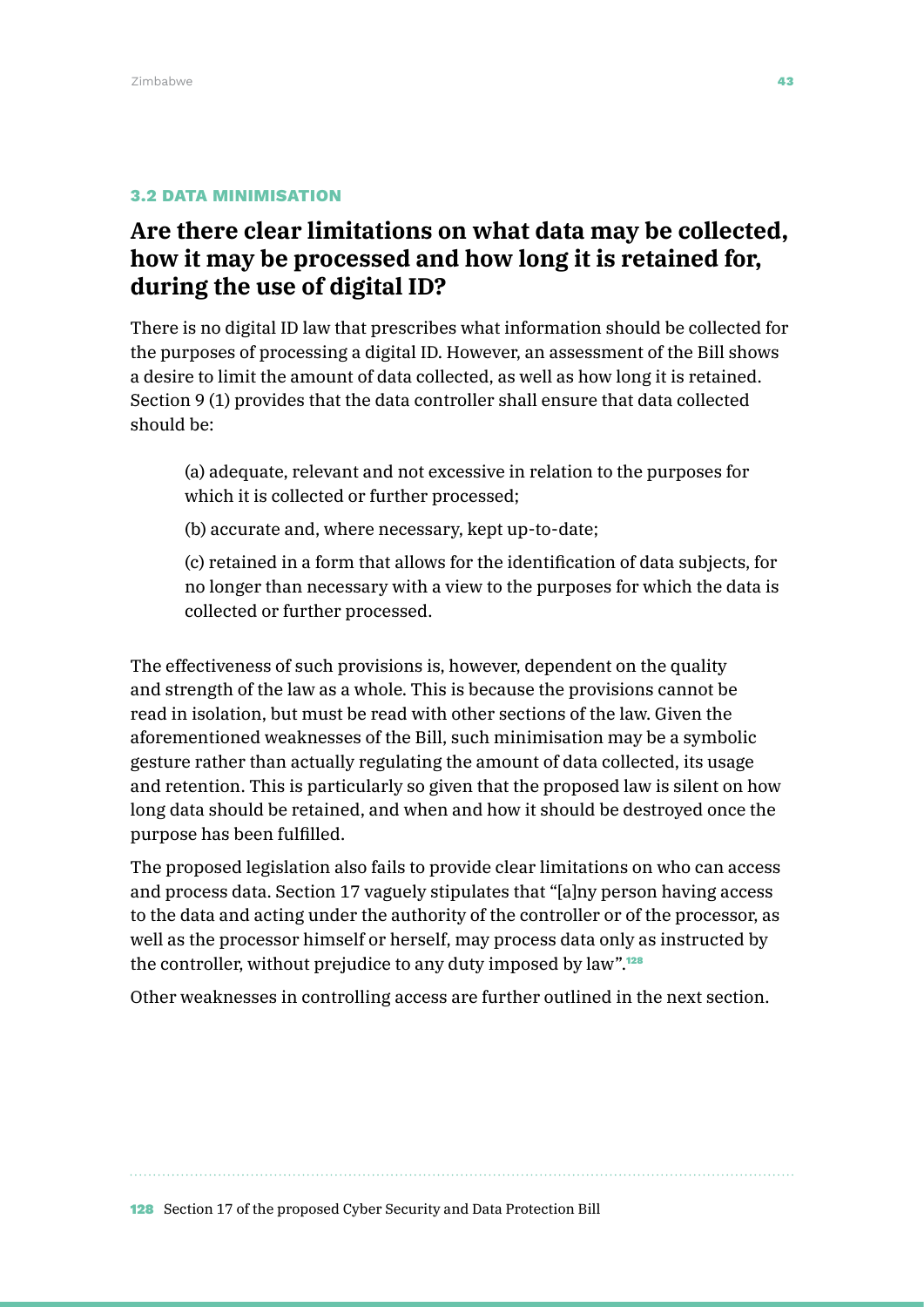### 3.2 DATA MINIMISATION

## Are there clear limitations on what data may be collected, how it may be processed and how long it is retained for, during the use of digital ID?

There is no digital ID law that prescribes what information should be collected for the purposes of processing a digital ID. However, an assessment of the Bill shows a desire to limit the amount of data collected, as well as how long it is retained. Section 9 (1) provides that the data controller shall ensure that data collected should be:

> (a) adequate, relevant and not excessive in relation to the purposes for which it is collected or further processed;
>
> (b) accurate and, where necessary, kept up-to-date;
>
> (c) retained in a form that allows for the identification of data subjects, for no longer than necessary with a view to the purposes for which the data is collected or further processed.

The effectiveness of such provisions is, however, dependent on the quality and strength of the law as a whole. This is because the provisions cannot be read in isolation, but must be read with other sections of the law. Given the aforementioned weaknesses of the Bill, such minimisation may be a symbolic gesture rather than actually regulating the amount of data collected, its usage and retention. This is particularly so given that the proposed law is silent on how long data should be retained, and when and how it should be destroyed once the purpose has been fulfilled.

The proposed legislation also fails to provide clear limitations on who can access and process data. Section 17 vaguely stipulates that "[a]ny person having access to the data and acting under the authority of the controller or of the processor, as well as the processor himself or herself, may process data only as instructed by the controller, without prejudice to any duty imposed by law".[128]

Other weaknesses in controlling access are further outlined in the next section.

---

[128] Section 17 of the proposed Cyber Security and Data Protection Bill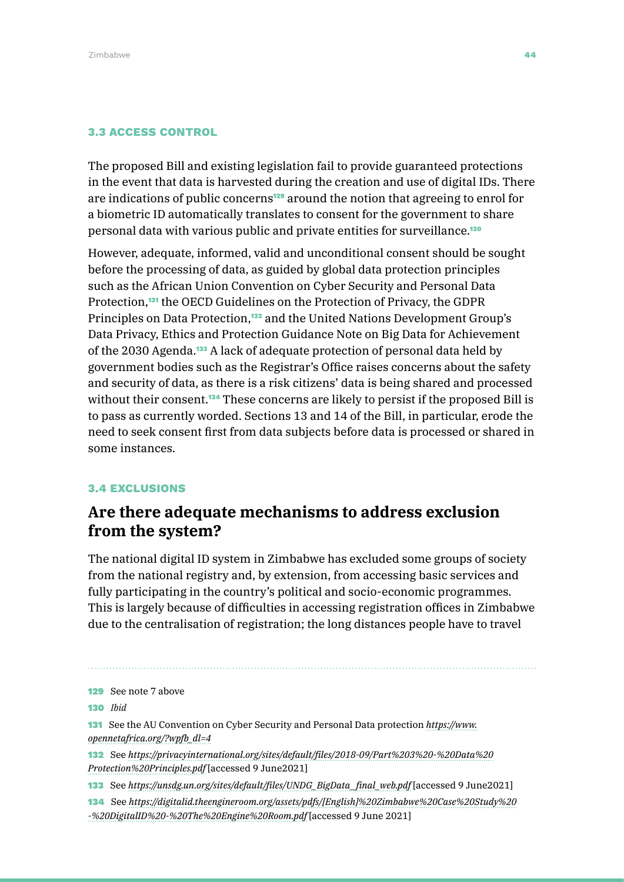### 3.3 ACCESS CONTROL

The proposed Bill and existing legislation fail to provide guaranteed protections in the event that data is harvested during the creation and use of digital IDs. There are indications of public concerns[129] around the notion that agreeing to enrol for a biometric ID automatically translates to consent for the government to share personal data with various public and private entities for surveillance.[130]

However, adequate, informed, valid and unconditional consent should be sought before the processing of data, as guided by global data protection principles such as the African Union Convention on Cyber Security and Personal Data Protection,[131] the OECD Guidelines on the Protection of Privacy, the GDPR Principles on Data Protection,[132] and the United Nations Development Group's Data Privacy, Ethics and Protection Guidance Note on Big Data for Achievement of the 2030 Agenda.[133] A lack of adequate protection of personal data held by government bodies such as the Registrar's Office raises concerns about the safety and security of data, as there is a risk citizens' data is being shared and processed without their consent.[134] These concerns are likely to persist if the proposed Bill is to pass as currently worded. Sections 13 and 14 of the Bill, in particular, erode the need to seek consent first from data subjects before data is processed or shared in some instances.

### 3.4 EXCLUSIONS

## Are there adequate mechanisms to address exclusion from the system?

The national digital ID system in Zimbabwe has excluded some groups of society from the national registry and, by extension, from accessing basic services and fully participating in the country's political and socio-economic programmes. This is largely because of difficulties in accessing registration offices in Zimbabwe due to the centralisation of registration; the long distances people have to travel

---

129 See note 7 above

130 *Ibid*

131 See the AU Convention on Cyber Security and Personal Data protection *https://www.opennetafrica.org/?wpfb_dl=4*

132 See *https://privacyinternational.org/sites/default/files/2018-09/Part%203%20-%20Data%20Protection%20Principles.pdf* [accessed 9 June2021]

133 See *https://unsdg.un.org/sites/default/files/UNDG_BigData_final_web.pdf* [accessed 9 June2021]

134 See *https://digitalid.theengineroom.org/assets/pdfs/[English]%20Zimbabwe%20Case%20Study%20-%20DigitalID%20-%20The%20Engine%20Room.pdf* [accessed 9 June 2021]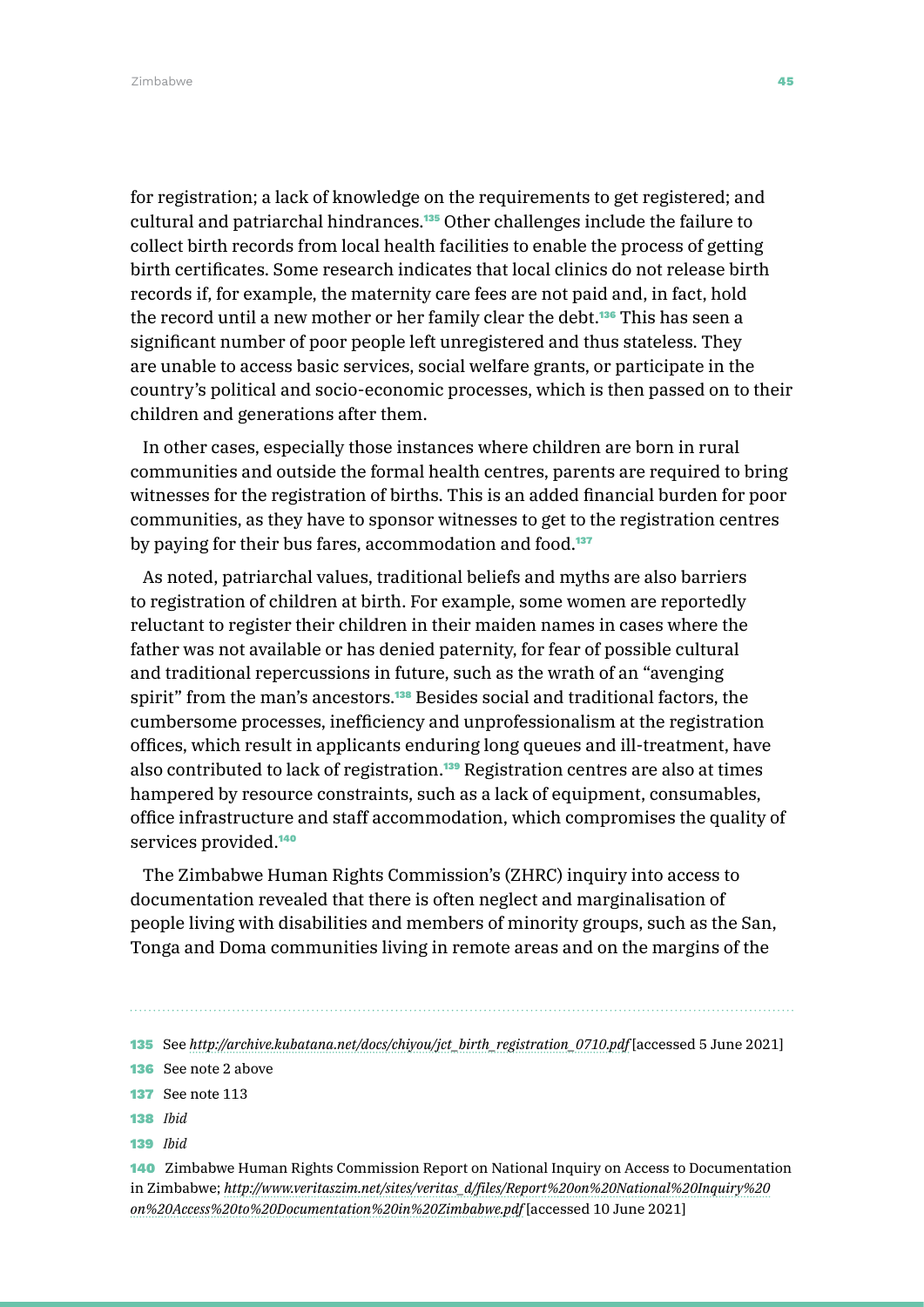for registration; a lack of knowledge on the requirements to get registered; and cultural and patriarchal hindrances.[135] Other challenges include the failure to collect birth records from local health facilities to enable the process of getting birth certificates. Some research indicates that local clinics do not release birth records if, for example, the maternity care fees are not paid and, in fact, hold the record until a new mother or her family clear the debt.[136] This has seen a significant number of poor people left unregistered and thus stateless. They are unable to access basic services, social welfare grants, or participate in the country's political and socio-economic processes, which is then passed on to their children and generations after them.

In other cases, especially those instances where children are born in rural communities and outside the formal health centres, parents are required to bring witnesses for the registration of births. This is an added financial burden for poor communities, as they have to sponsor witnesses to get to the registration centres by paying for their bus fares, accommodation and food.[137]

As noted, patriarchal values, traditional beliefs and myths are also barriers to registration of children at birth. For example, some women are reportedly reluctant to register their children in their maiden names in cases where the father was not available or has denied paternity, for fear of possible cultural and traditional repercussions in future, such as the wrath of an "avenging spirit" from the man's ancestors.[138] Besides social and traditional factors, the cumbersome processes, inefficiency and unprofessionalism at the registration offices, which result in applicants enduring long queues and ill-treatment, have also contributed to lack of registration.[139] Registration centres are also at times hampered by resource constraints, such as a lack of equipment, consumables, office infrastructure and staff accommodation, which compromises the quality of services provided.[140]

The Zimbabwe Human Rights Commission's (ZHRC) inquiry into access to documentation revealed that there is often neglect and marginalisation of people living with disabilities and members of minority groups, such as the San, Tonga and Doma communities living in remote areas and on the margins of the

---

135 See *http://archive.kubatana.net/docs/chiyou/jct_birth_registration_0710.pdf* [accessed 5 June 2021]

136 See note 2 above

137 See note 113

138 *Ibid*

139 *Ibid*

140 Zimbabwe Human Rights Commission Report on National Inquiry on Access to Documentation in Zimbabwe; *http://www.veritaszim.net/sites/veritas_d/files/Report%20on%20National%20Inquiry%20on%20Access%20to%20Documentation%20in%20Zimbabwe.pdf* [accessed 10 June 2021]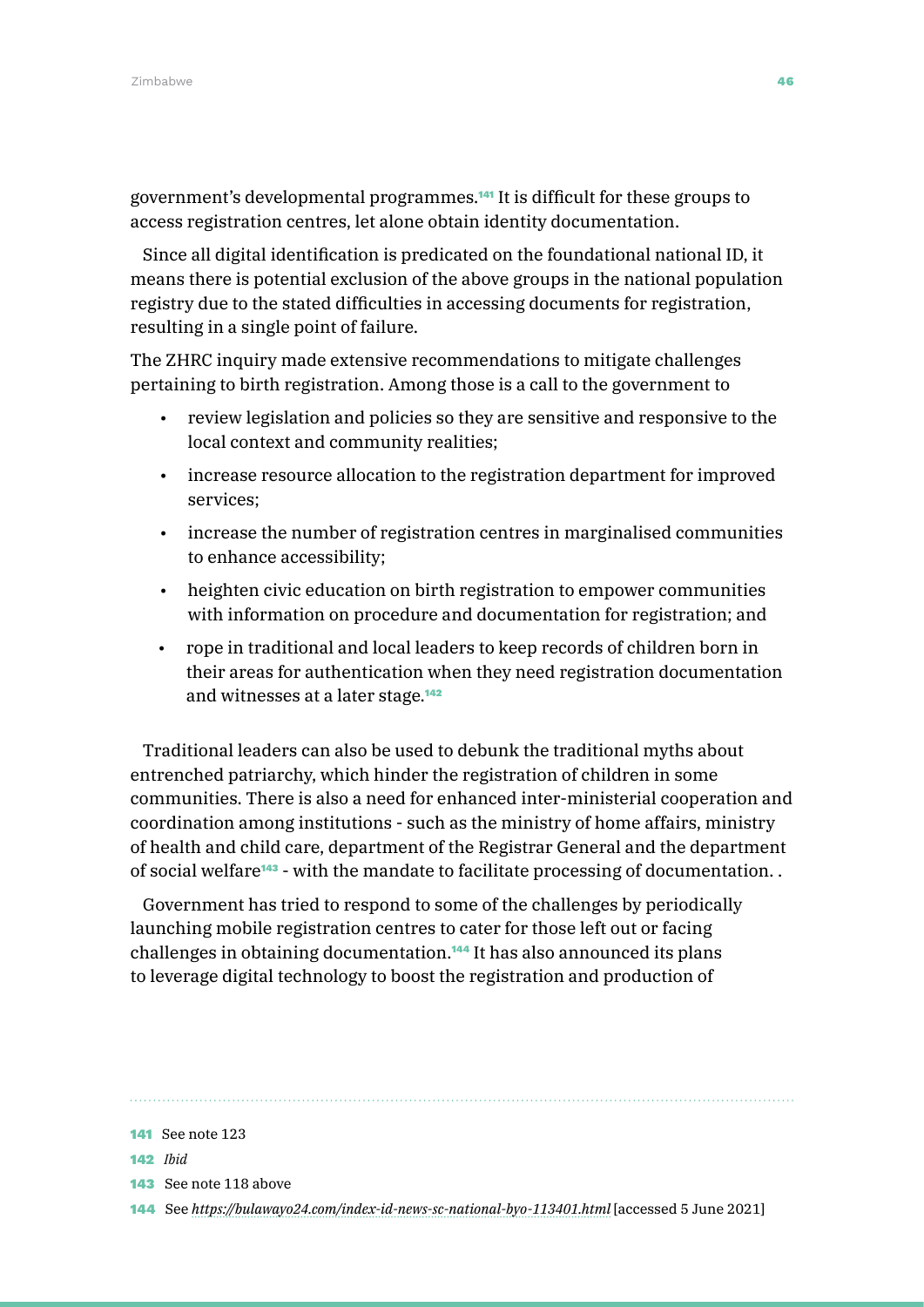government's developmental programmes.[141] It is difficult for these groups to access registration centres, let alone obtain identity documentation.

Since all digital identification is predicated on the foundational national ID, it means there is potential exclusion of the above groups in the national population registry due to the stated difficulties in accessing documents for registration, resulting in a single point of failure.

The ZHRC inquiry made extensive recommendations to mitigate challenges pertaining to birth registration. Among those is a call to the government to

- review legislation and policies so they are sensitive and responsive to the local context and community realities;
- increase resource allocation to the registration department for improved services;
- increase the number of registration centres in marginalised communities to enhance accessibility;
- heighten civic education on birth registration to empower communities with information on procedure and documentation for registration; and
- rope in traditional and local leaders to keep records of children born in their areas for authentication when they need registration documentation and witnesses at a later stage.[142]

Traditional leaders can also be used to debunk the traditional myths about entrenched patriarchy, which hinder the registration of children in some communities. There is also a need for enhanced inter-ministerial cooperation and coordination among institutions - such as the ministry of home affairs, ministry of health and child care, department of the Registrar General and the department of social welfare[143] - with the mandate to facilitate processing of documentation. .

Government has tried to respond to some of the challenges by periodically launching mobile registration centres to cater for those left out or facing challenges in obtaining documentation.[144] It has also announced its plans to leverage digital technology to boost the registration and production of

---

141 See note 123

142 *Ibid*

143 See note 118 above

144 See *https://bulawayo24.com/index-id-news-sc-national-byo-113401.html* [accessed 5 June 2021]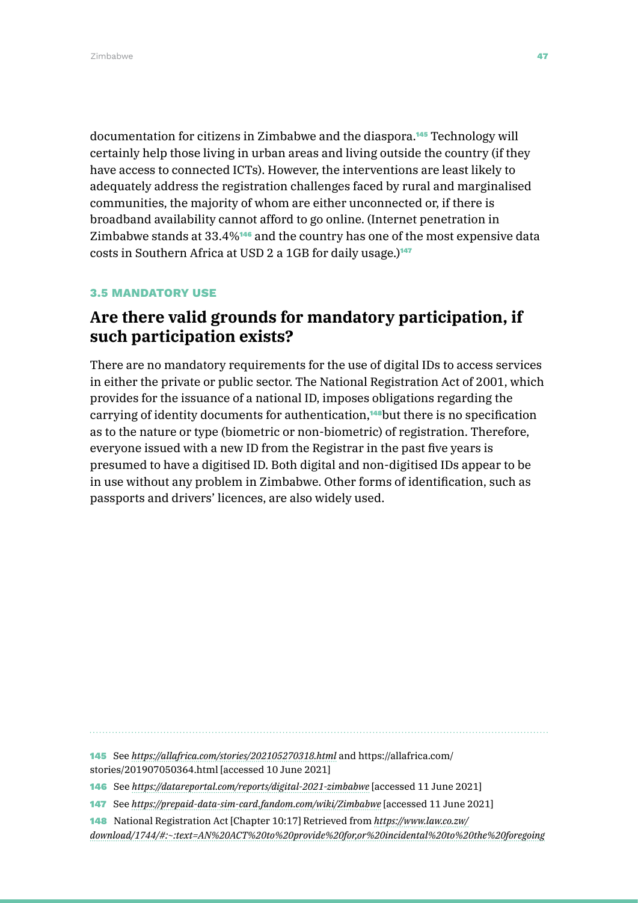documentation for citizens in Zimbabwe and the diaspora.[145] Technology will certainly help those living in urban areas and living outside the country (if they have access to connected ICTs). However, the interventions are least likely to adequately address the registration challenges faced by rural and marginalised communities, the majority of whom are either unconnected or, if there is broadband availability cannot afford to go online. (Internet penetration in Zimbabwe stands at 33.4%[146] and the country has one of the most expensive data costs in Southern Africa at USD 2 a 1GB for daily usage.)[147]

### 3.5 MANDATORY USE

## Are there valid grounds for mandatory participation, if such participation exists?

There are no mandatory requirements for the use of digital IDs to access services in either the private or public sector. The National Registration Act of 2001, which provides for the issuance of a national ID, imposes obligations regarding the carrying of identity documents for authentication,[148]but there is no specification as to the nature or type (biometric or non-biometric) of registration. Therefore, everyone issued with a new ID from the Registrar in the past five years is presumed to have a digitised ID. Both digital and non-digitised IDs appear to be in use without any problem in Zimbabwe. Other forms of identification, such as passports and drivers' licences, are also widely used.

---

145 See *https://allafrica.com/stories/202105270318.html* and https://allafrica.com/stories/201907050364.html [accessed 10 June 2021]

146 See *https://datareportal.com/reports/digital-2021-zimbabwe* [accessed 11 June 2021]

147 See *https://prepaid-data-sim-card.fandom.com/wiki/Zimbabwe* [accessed 11 June 2021]

148 National Registration Act [Chapter 10:17] Retrieved from *https://www.law.co.zw/download/1744/#:~:text=AN%20ACT%20to%20provide%20for,or%20incidental%20to%20the%20foregoing*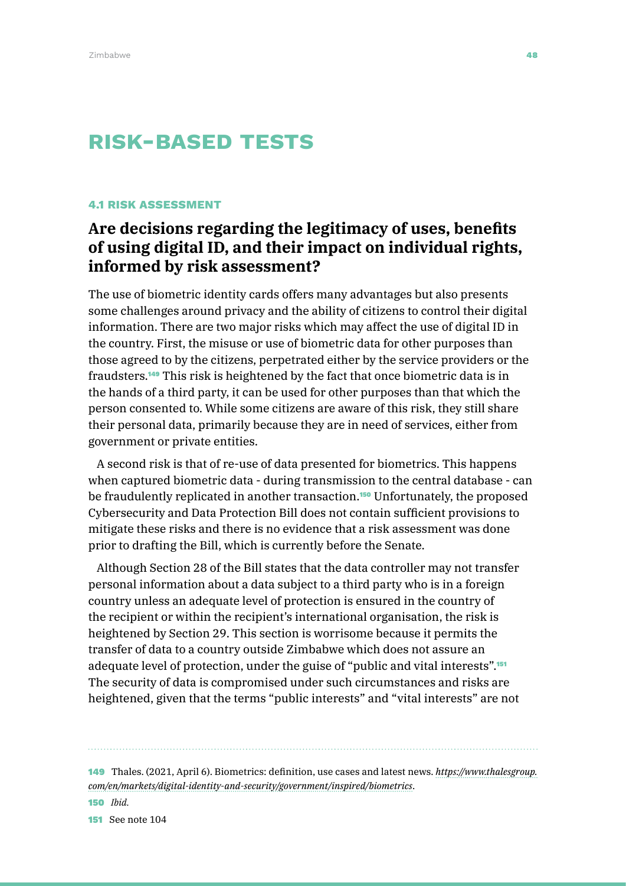# RISK-BASED TESTS

## 4.1 RISK ASSESSMENT

### Are decisions regarding the legitimacy of uses, benefits of using digital ID, and their impact on individual rights, informed by risk assessment?

The use of biometric identity cards offers many advantages but also presents some challenges around privacy and the ability of citizens to control their digital information. There are two major risks which may affect the use of digital ID in the country. First, the misuse or use of biometric data for other purposes than those agreed to by the citizens, perpetrated either by the service providers or the fraudsters.[149] This risk is heightened by the fact that once biometric data is in the hands of a third party, it can be used for other purposes than that which the person consented to. While some citizens are aware of this risk, they still share their personal data, primarily because they are in need of services, either from government or private entities.

A second risk is that of re-use of data presented for biometrics. This happens when captured biometric data - during transmission to the central database - can be fraudulently replicated in another transaction.[150] Unfortunately, the proposed Cybersecurity and Data Protection Bill does not contain sufficient provisions to mitigate these risks and there is no evidence that a risk assessment was done prior to drafting the Bill, which is currently before the Senate.

Although Section 28 of the Bill states that the data controller may not transfer personal information about a data subject to a third party who is in a foreign country unless an adequate level of protection is ensured in the country of the recipient or within the recipient's international organisation, the risk is heightened by Section 29. This section is worrisome because it permits the transfer of data to a country outside Zimbabwe which does not assure an adequate level of protection, under the guise of "public and vital interests".[151] The security of data is compromised under such circumstances and risks are heightened, given that the terms "public interests" and "vital interests" are not

---

149 Thales. (2021, April 6). Biometrics: definition, use cases and latest news. *https://www.thalesgroup.com/en/markets/digital-identity-and-security/government/inspired/biometrics*.

150 *Ibid.*

151 See note 104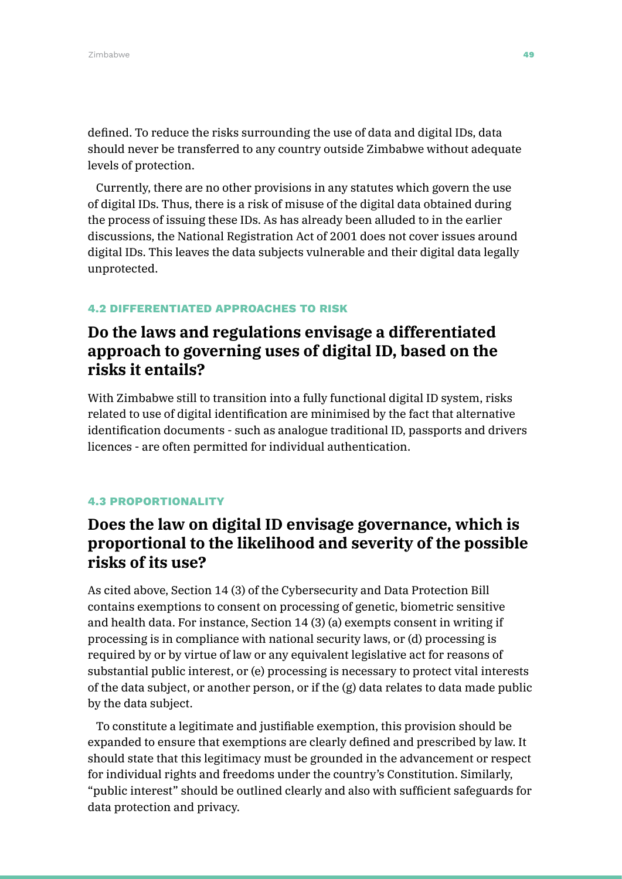defined. To reduce the risks surrounding the use of data and digital IDs, data should never be transferred to any country outside Zimbabwe without adequate levels of protection.

Currently, there are no other provisions in any statutes which govern the use of digital IDs. Thus, there is a risk of misuse of the digital data obtained during the process of issuing these IDs. As has already been alluded to in the earlier discussions, the National Registration Act of 2001 does not cover issues around digital IDs. This leaves the data subjects vulnerable and their digital data legally unprotected.

#### 4.2 DIFFERENTIATED APPROACHES TO RISK

## Do the laws and regulations envisage a differentiated approach to governing uses of digital ID, based on the risks it entails?

With Zimbabwe still to transition into a fully functional digital ID system, risks related to use of digital identification are minimised by the fact that alternative identification documents - such as analogue traditional ID, passports and drivers licences - are often permitted for individual authentication.

#### 4.3 PROPORTIONALITY

## Does the law on digital ID envisage governance, which is proportional to the likelihood and severity of the possible risks of its use?

As cited above, Section 14 (3) of the Cybersecurity and Data Protection Bill contains exemptions to consent on processing of genetic, biometric sensitive and health data. For instance, Section 14 (3) (a) exempts consent in writing if processing is in compliance with national security laws, or (d) processing is required by or by virtue of law or any equivalent legislative act for reasons of substantial public interest, or (e) processing is necessary to protect vital interests of the data subject, or another person, or if the (g) data relates to data made public by the data subject.

To constitute a legitimate and justifiable exemption, this provision should be expanded to ensure that exemptions are clearly defined and prescribed by law. It should state that this legitimacy must be grounded in the advancement or respect for individual rights and freedoms under the country's Constitution. Similarly, "public interest" should be outlined clearly and also with sufficient safeguards for data protection and privacy.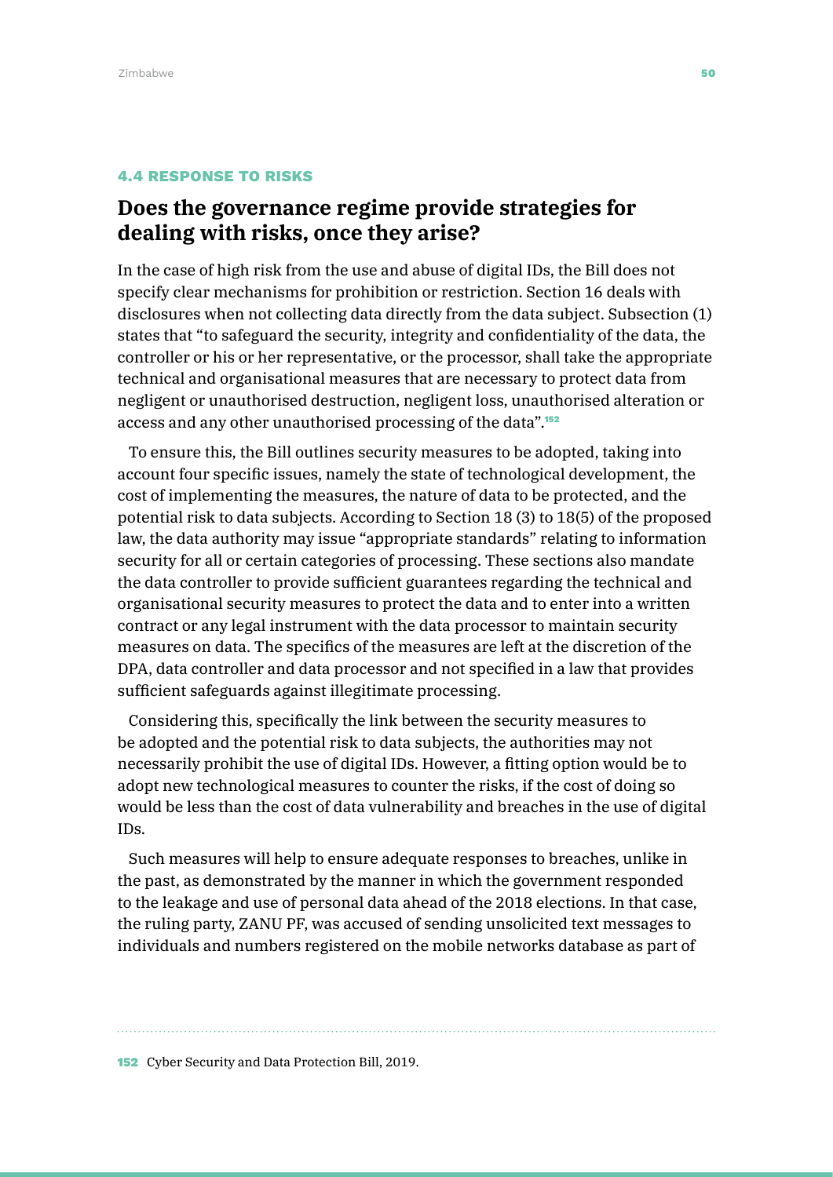#### 4.4 RESPONSE TO RISKS

## Does the governance regime provide strategies for dealing with risks, once they arise?

In the case of high risk from the use and abuse of digital IDs, the Bill does not specify clear mechanisms for prohibition or restriction. Section 16 deals with disclosures when not collecting data directly from the data subject. Subsection (1) states that "to safeguard the security, integrity and confidentiality of the data, the controller or his or her representative, or the processor, shall take the appropriate technical and organisational measures that are necessary to protect data from negligent or unauthorised destruction, negligent loss, unauthorised alteration or access and any other unauthorised processing of the data".[152]

To ensure this, the Bill outlines security measures to be adopted, taking into account four specific issues, namely the state of technological development, the cost of implementing the measures, the nature of data to be protected, and the potential risk to data subjects. According to Section 18 (3) to 18(5) of the proposed law, the data authority may issue "appropriate standards" relating to information security for all or certain categories of processing. These sections also mandate the data controller to provide sufficient guarantees regarding the technical and organisational security measures to protect the data and to enter into a written contract or any legal instrument with the data processor to maintain security measures on data. The specifics of the measures are left at the discretion of the DPA, data controller and data processor and not specified in a law that provides sufficient safeguards against illegitimate processing.

Considering this, specifically the link between the security measures to be adopted and the potential risk to data subjects, the authorities may not necessarily prohibit the use of digital IDs. However, a fitting option would be to adopt new technological measures to counter the risks, if the cost of doing so would be less than the cost of data vulnerability and breaches in the use of digital IDs.

Such measures will help to ensure adequate responses to breaches, unlike in the past, as demonstrated by the manner in which the government responded to the leakage and use of personal data ahead of the 2018 elections. In that case, the ruling party, ZANU PF, was accused of sending unsolicited text messages to individuals and numbers registered on the mobile networks database as part of

---

[152] Cyber Security and Data Protection Bill, 2019.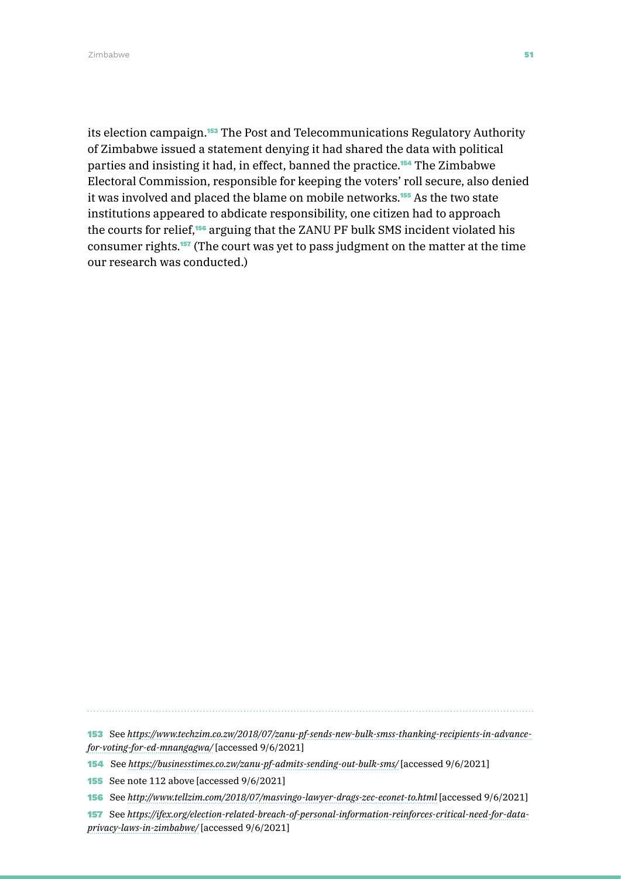its election campaign.[153] The Post and Telecommunications Regulatory Authority of Zimbabwe issued a statement denying it had shared the data with political parties and insisting it had, in effect, banned the practice.[154] The Zimbabwe Electoral Commission, responsible for keeping the voters' roll secure, also denied it was involved and placed the blame on mobile networks.[155] As the two state institutions appeared to abdicate responsibility, one citizen had to approach the courts for relief,[156] arguing that the ZANU PF bulk SMS incident violated his consumer rights.[157] (The court was yet to pass judgment on the matter at the time our research was conducted.)

---

153 See *https://www.techzim.co.zw/2018/07/zanu-pf-sends-new-bulk-smss-thanking-recipients-in-advance-for-voting-for-ed-mnangagwa/* [accessed 9/6/2021]

154 See *https://businesstimes.co.zw/zanu-pf-admits-sending-out-bulk-sms/* [accessed 9/6/2021]

155 See note 112 above [accessed 9/6/2021]

156 See *http://www.tellzim.com/2018/07/masvingo-lawyer-drags-zec-econet-to.html* [accessed 9/6/2021]

157 See *https://ifex.org/election-related-breach-of-personal-information-reinforces-critical-need-for-data-privacy-laws-in-zimbabwe/* [accessed 9/6/2021]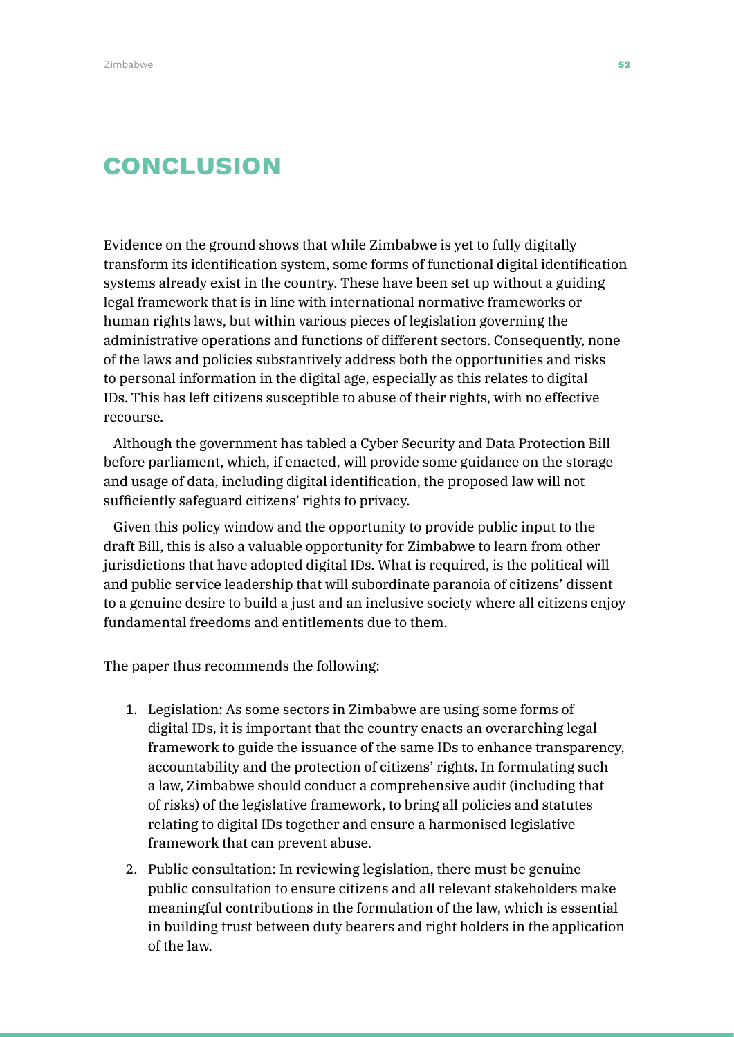# CONCLUSION

Evidence on the ground shows that while Zimbabwe is yet to fully digitally transform its identification system, some forms of functional digital identification systems already exist in the country. These have been set up without a guiding legal framework that is in line with international normative frameworks or human rights laws, but within various pieces of legislation governing the administrative operations and functions of different sectors. Consequently, none of the laws and policies substantively address both the opportunities and risks to personal information in the digital age, especially as this relates to digital IDs. This has left citizens susceptible to abuse of their rights, with no effective recourse.

Although the government has tabled a Cyber Security and Data Protection Bill before parliament, which, if enacted, will provide some guidance on the storage and usage of data, including digital identification, the proposed law will not sufficiently safeguard citizens' rights to privacy.

Given this policy window and the opportunity to provide public input to the draft Bill, this is also a valuable opportunity for Zimbabwe to learn from other jurisdictions that have adopted digital IDs. What is required, is the political will and public service leadership that will subordinate paranoia of citizens' dissent to a genuine desire to build a just and an inclusive society where all citizens enjoy fundamental freedoms and entitlements due to them.

The paper thus recommends the following:

1. Legislation: As some sectors in Zimbabwe are using some forms of digital IDs, it is important that the country enacts an overarching legal framework to guide the issuance of the same IDs to enhance transparency, accountability and the protection of citizens' rights. In formulating such a law, Zimbabwe should conduct a comprehensive audit (including that of risks) of the legislative framework, to bring all policies and statutes relating to digital IDs together and ensure a harmonised legislative framework that can prevent abuse.
2. Public consultation: In reviewing legislation, there must be genuine public consultation to ensure citizens and all relevant stakeholders make meaningful contributions in the formulation of the law, which is essential in building trust between duty bearers and right holders in the application of the law.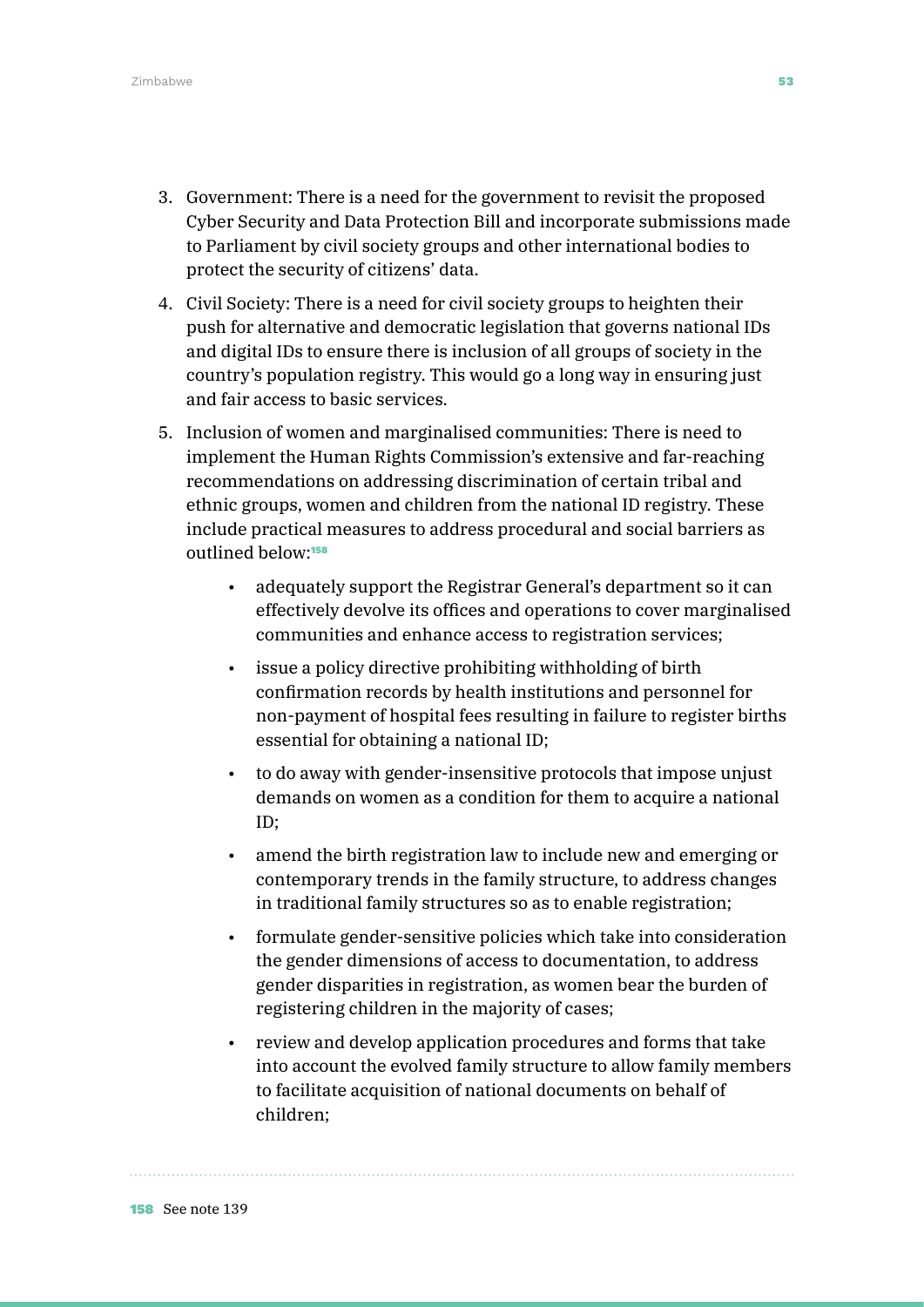3. Government: There is a need for the government to revisit the proposed Cyber Security and Data Protection Bill and incorporate submissions made to Parliament by civil society groups and other international bodies to protect the security of citizens' data.

4. Civil Society: There is a need for civil society groups to heighten their push for alternative and democratic legislation that governs national IDs and digital IDs to ensure there is inclusion of all groups of society in the country's population registry. This would go a long way in ensuring just and fair access to basic services.

5. Inclusion of women and marginalised communities: There is need to implement the Human Rights Commission's extensive and far-reaching recommendations on addressing discrimination of certain tribal and ethnic groups, women and children from the national ID registry. These include practical measures to address procedural and social barriers as outlined below:[158]

    - adequately support the Registrar General's department so it can effectively devolve its offices and operations to cover marginalised communities and enhance access to registration services;
    - issue a policy directive prohibiting withholding of birth confirmation records by health institutions and personnel for non-payment of hospital fees resulting in failure to register births essential for obtaining a national ID;
    - to do away with gender-insensitive protocols that impose unjust demands on women as a condition for them to acquire a national ID;
    - amend the birth registration law to include new and emerging or contemporary trends in the family structure, to address changes in traditional family structures so as to enable registration;
    - formulate gender-sensitive policies which take into consideration the gender dimensions of access to documentation, to address gender disparities in registration, as women bear the burden of registering children in the majority of cases;
    - review and develop application procedures and forms that take into account the evolved family structure to allow family members to facilitate acquisition of national documents on behalf of children;

[158] See note 139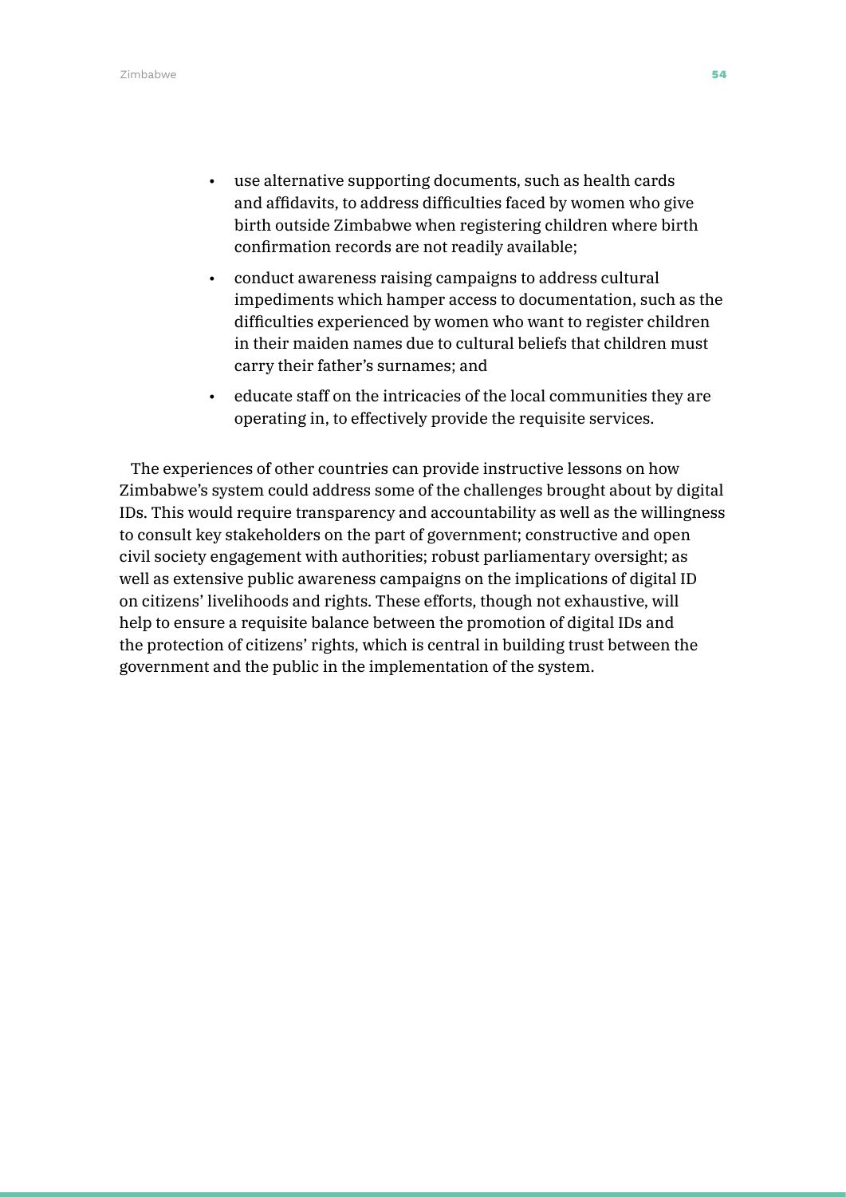- use alternative supporting documents, such as health cards and affidavits, to address difficulties faced by women who give birth outside Zimbabwe when registering children where birth confirmation records are not readily available;
- conduct awareness raising campaigns to address cultural impediments which hamper access to documentation, such as the difficulties experienced by women who want to register children in their maiden names due to cultural beliefs that children must carry their father's surnames; and
- educate staff on the intricacies of the local communities they are operating in, to effectively provide the requisite services.

The experiences of other countries can provide instructive lessons on how Zimbabwe's system could address some of the challenges brought about by digital IDs. This would require transparency and accountability as well as the willingness to consult key stakeholders on the part of government; constructive and open civil society engagement with authorities; robust parliamentary oversight; as well as extensive public awareness campaigns on the implications of digital ID on citizens' livelihoods and rights. These efforts, though not exhaustive, will help to ensure a requisite balance between the promotion of digital IDs and the protection of citizens' rights, which is central in building trust between the government and the public in the implementation of the system.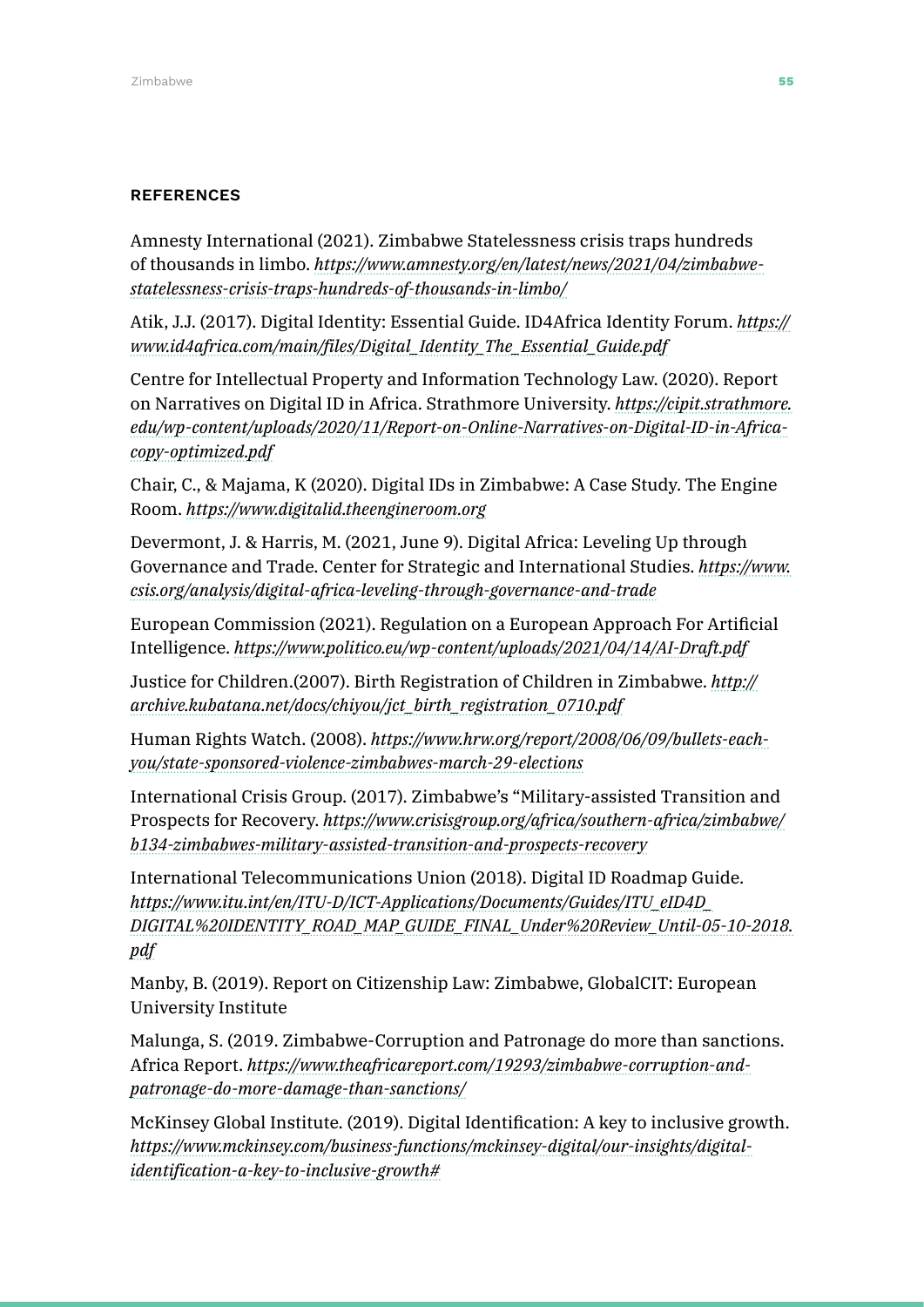### REFERENCES

Amnesty International (2021). Zimbabwe Statelessness crisis traps hundreds of thousands in limbo. *https://www.amnesty.org/en/latest/news/2021/04/zimbabwe-statelessness-crisis-traps-hundreds-of-thousands-in-limbo/*

Atik, J.J. (2017). Digital Identity: Essential Guide. ID4Africa Identity Forum. *https://www.id4africa.com/main/files/Digital_Identity_The_Essential_Guide.pdf*

Centre for Intellectual Property and Information Technology Law. (2020). Report on Narratives on Digital ID in Africa. Strathmore University. *https://cipit.strathmore.edu/wp-content/uploads/2020/11/Report-on-Online-Narratives-on-Digital-ID-in-Africa-copy-optimized.pdf*

Chair, C., & Majama, K (2020). Digital IDs in Zimbabwe: A Case Study. The Engine Room. *https://www.digitalid.theengineroom.org*

Devermont, J. & Harris, M. (2021, June 9). Digital Africa: Leveling Up through Governance and Trade. Center for Strategic and International Studies. *https://www.csis.org/analysis/digital-africa-leveling-through-governance-and-trade*

European Commission (2021). Regulation on a European Approach For Artificial Intelligence. *https://www.politico.eu/wp-content/uploads/2021/04/14/AI-Draft.pdf*

Justice for Children.(2007). Birth Registration of Children in Zimbabwe. *http://archive.kubatana.net/docs/chiyou/jct_birth_registration_0710.pdf*

Human Rights Watch. (2008). *https://www.hrw.org/report/2008/06/09/bullets-each-you/state-sponsored-violence-zimbabwes-march-29-elections*

International Crisis Group. (2017). Zimbabwe's "Military-assisted Transition and Prospects for Recovery. *https://www.crisisgroup.org/africa/southern-africa/zimbabwe/b134-zimbabwes-military-assisted-transition-and-prospects-recovery*

International Telecommunications Union (2018). Digital ID Roadmap Guide. *https://www.itu.int/en/ITU-D/ICT-Applications/Documents/Guides/ITU_eID4D_DIGITAL%20IDENTITY_ROAD_MAP_GUIDE_FINAL_Under%20Review_Until-05-10-2018.pdf*

Manby, B. (2019). Report on Citizenship Law: Zimbabwe, GlobalCIT: European University Institute

Malunga, S. (2019. Zimbabwe-Corruption and Patronage do more than sanctions. Africa Report. *https://www.theafricareport.com/19293/zimbabwe-corruption-and-patronage-do-more-damage-than-sanctions/*

McKinsey Global Institute. (2019). Digital Identification: A key to inclusive growth. *https://www.mckinsey.com/business-functions/mckinsey-digital/our-insights/digital-identification-a-key-to-inclusive-growth#*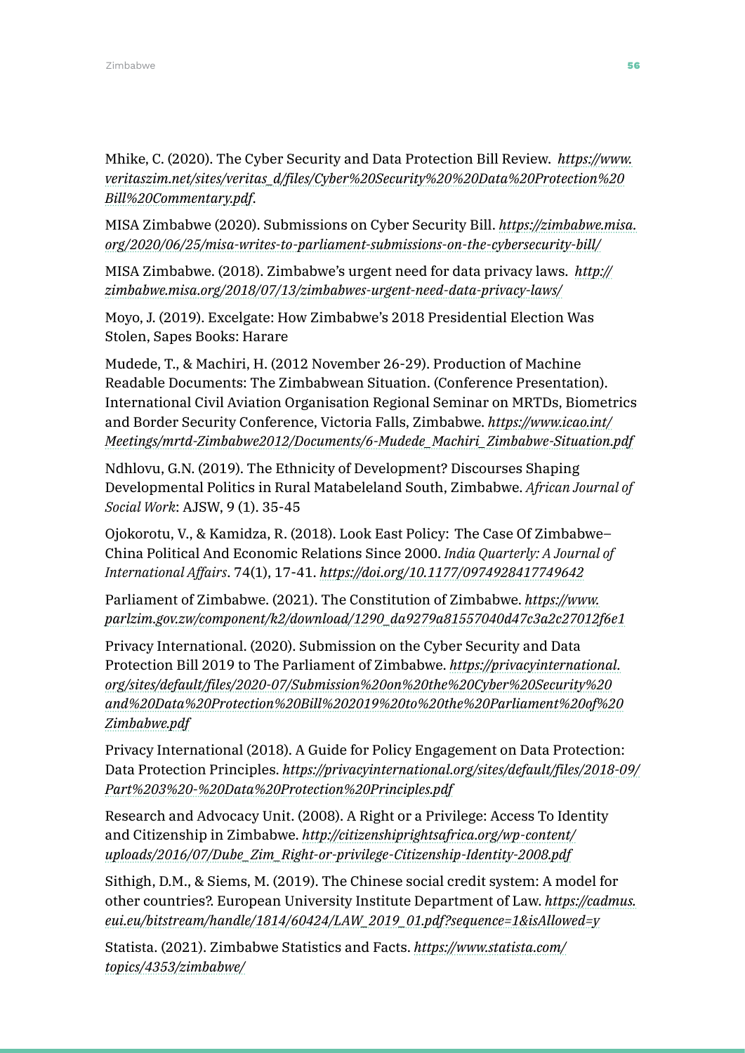Mhike, C. (2020). The Cyber Security and Data Protection Bill Review. *https://www.veritaszim.net/sites/veritas_d/files/Cyber%20Security%20%20Data%20Protection%20Bill%20Commentary.pdf*.

MISA Zimbabwe (2020). Submissions on Cyber Security Bill. *https://zimbabwe.misa.org/2020/06/25/misa-writes-to-parliament-submissions-on-the-cybersecurity-bill/*

MISA Zimbabwe. (2018). Zimbabwe's urgent need for data privacy laws. *http://zimbabwe.misa.org/2018/07/13/zimbabwes-urgent-need-data-privacy-laws/*

Moyo, J. (2019). Excelgate: How Zimbabwe's 2018 Presidential Election Was Stolen, Sapes Books: Harare

Mudede, T., & Machiri, H. (2012 November 26-29). Production of Machine Readable Documents: The Zimbabwean Situation. (Conference Presentation). International Civil Aviation Organisation Regional Seminar on MRTDs, Biometrics and Border Security Conference, Victoria Falls, Zimbabwe. *https://www.icao.int/Meetings/mrtd-Zimbabwe2012/Documents/6-Mudede_Machiri_Zimbabwe-Situation.pdf*

Ndhlovu, G.N. (2019). The Ethnicity of Development? Discourses Shaping Developmental Politics in Rural Matabeleland South, Zimbabwe. *African Journal of Social Work*: AJSW, 9 (1). 35-45

Ojokorotu, V., & Kamidza, R. (2018). Look East Policy: The Case Of Zimbabwe–China Political And Economic Relations Since 2000. *India Quarterly: A Journal of International Affairs*. 74(1), 17-41. *https://doi.org/10.1177/0974928417749642*

Parliament of Zimbabwe. (2021). The Constitution of Zimbabwe. *https://www.parlzim.gov.zw/component/k2/download/1290_da9279a81557040d47c3a2c27012f6e1*

Privacy International. (2020). Submission on the Cyber Security and Data Protection Bill 2019 to The Parliament of Zimbabwe. *https://privacyinternational.org/sites/default/files/2020-07/Submission%20on%20the%20Cyber%20Security%20and%20Data%20Protection%20Bill%202019%20to%20the%20Parliament%20of%20Zimbabwe.pdf*

Privacy International (2018). A Guide for Policy Engagement on Data Protection: Data Protection Principles. *https://privacyinternational.org/sites/default/files/2018-09/Part%203%20-%20Data%20Protection%20Principles.pdf*

Research and Advocacy Unit. (2008). A Right or a Privilege: Access To Identity and Citizenship in Zimbabwe. *http://citizenshiprightsafrica.org/wp-content/uploads/2016/07/Dube_Zim_Right-or-privilege-Citizenship-Identity-2008.pdf*

Sithigh, D.M., & Siems, M. (2019). The Chinese social credit system: A model for other countries?. European University Institute Department of Law. *https://cadmus.eui.eu/bitstream/handle/1814/60424/LAW_2019_01.pdf?sequence=1&isAllowed=y*

Statista. (2021). Zimbabwe Statistics and Facts. *https://www.statista.com/topics/4353/zimbabwe/*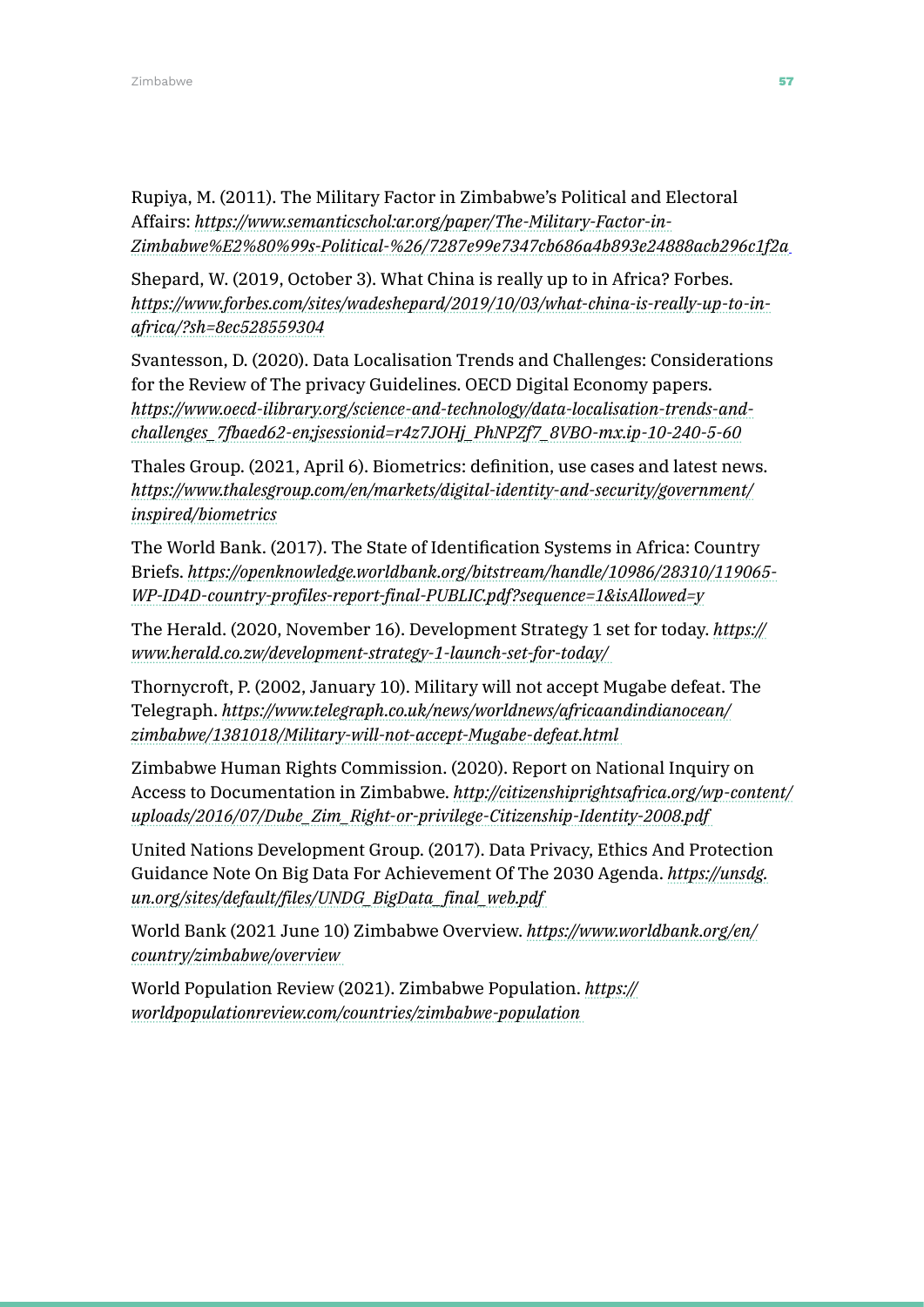Rupiya, M. (2011). The Military Factor in Zimbabwe's Political and Electoral Affairs: *https://www.semanticschol:ar.org/paper/The-Military-Factor-in-Zimbabwe%E2%80%99s-Political-%26/7287e99e7347cb686a4b893e24888acb296c1f2a*

Shepard, W. (2019, October 3). What China is really up to in Africa? Forbes. *https://www.forbes.com/sites/wadeshepard/2019/10/03/what-china-is-really-up-to-in-africa/?sh=8ec528559304*

Svantesson, D. (2020). Data Localisation Trends and Challenges: Considerations for the Review of The privacy Guidelines. OECD Digital Economy papers. *https://www.oecd-ilibrary.org/science-and-technology/data-localisation-trends-and-challenges_7fbaed62-en;jsessionid=r4z7JOHj_PhNPZf7_8VBO-mx.ip-10-240-5-60*

Thales Group. (2021, April 6). Biometrics: definition, use cases and latest news. *https://www.thalesgroup.com/en/markets/digital-identity-and-security/government/inspired/biometrics*

The World Bank. (2017). The State of Identification Systems in Africa: Country Briefs. *https://openknowledge.worldbank.org/bitstream/handle/10986/28310/119065-WP-ID4D-country-profiles-report-final-PUBLIC.pdf?sequence=1&isAllowed=y*

The Herald. (2020, November 16). Development Strategy 1 set for today. *https://www.herald.co.zw/development-strategy-1-launch-set-for-today/*

Thornycroft, P. (2002, January 10). Military will not accept Mugabe defeat. The Telegraph. *https://www.telegraph.co.uk/news/worldnews/africaandindianocean/zimbabwe/1381018/Military-will-not-accept-Mugabe-defeat.html*

Zimbabwe Human Rights Commission. (2020). Report on National Inquiry on Access to Documentation in Zimbabwe. *http://citizenshiprightsafrica.org/wp-content/uploads/2016/07/Dube_Zim_Right-or-privilege-Citizenship-Identity-2008.pdf*

United Nations Development Group. (2017). Data Privacy, Ethics And Protection Guidance Note On Big Data For Achievement Of The 2030 Agenda. *https://unsdg.un.org/sites/default/files/UNDG_BigData_final_web.pdf*

World Bank (2021 June 10) Zimbabwe Overview. *https://www.worldbank.org/en/country/zimbabwe/overview*

World Population Review (2021). Zimbabwe Population. *https://worldpopulationreview.com/countries/zimbabwe-population*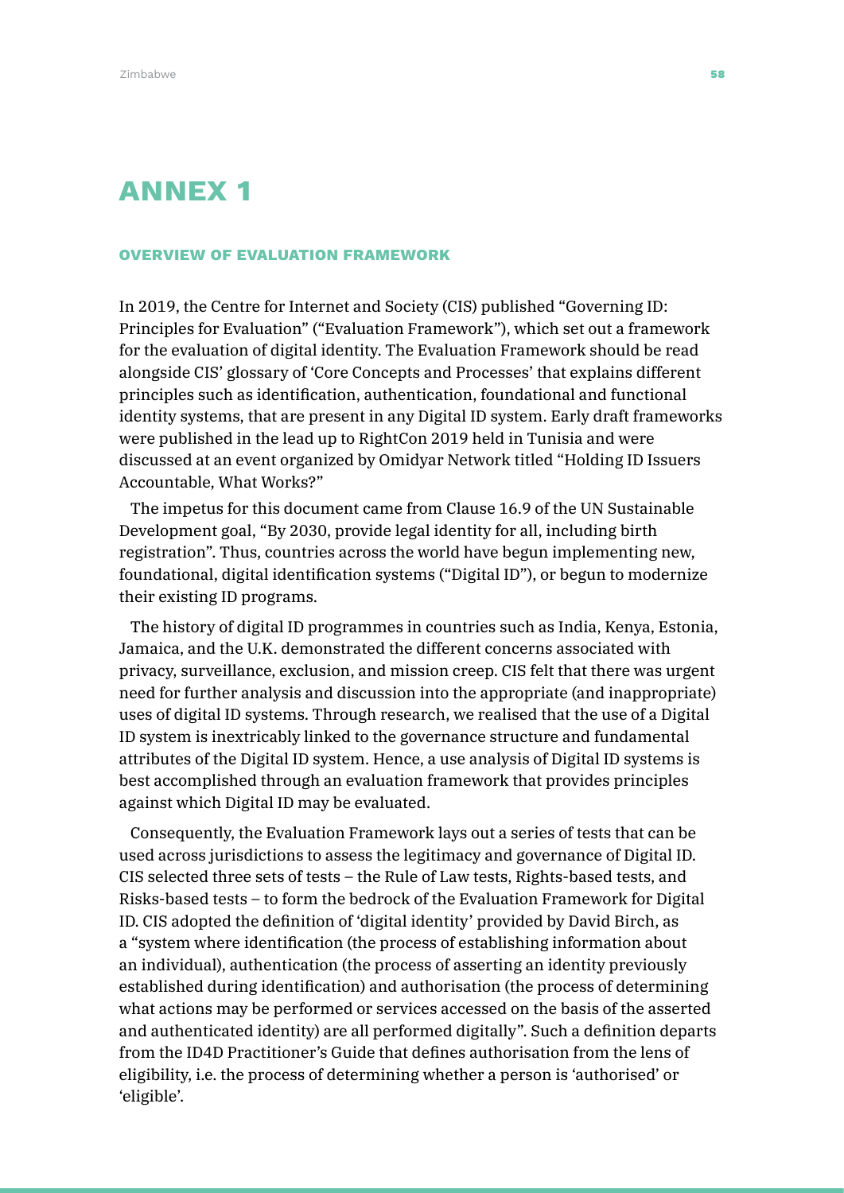# ANNEX 1

## OVERVIEW OF EVALUATION FRAMEWORK

In 2019, the Centre for Internet and Society (CIS) published "Governing ID: Principles for Evaluation" ("Evaluation Framework"), which set out a framework for the evaluation of digital identity. The Evaluation Framework should be read alongside CIS' glossary of 'Core Concepts and Processes' that explains different principles such as identification, authentication, foundational and functional identity systems, that are present in any Digital ID system. Early draft frameworks were published in the lead up to RightCon 2019 held in Tunisia and were discussed at an event organized by Omidyar Network titled "Holding ID Issuers Accountable, What Works?"

The impetus for this document came from Clause 16.9 of the UN Sustainable Development goal, "By 2030, provide legal identity for all, including birth registration". Thus, countries across the world have begun implementing new, foundational, digital identification systems ("Digital ID"), or begun to modernize their existing ID programs.

The history of digital ID programmes in countries such as India, Kenya, Estonia, Jamaica, and the U.K. demonstrated the different concerns associated with privacy, surveillance, exclusion, and mission creep. CIS felt that there was urgent need for further analysis and discussion into the appropriate (and inappropriate) uses of digital ID systems. Through research, we realised that the use of a Digital ID system is inextricably linked to the governance structure and fundamental attributes of the Digital ID system. Hence, a use analysis of Digital ID systems is best accomplished through an evaluation framework that provides principles against which Digital ID may be evaluated.

Consequently, the Evaluation Framework lays out a series of tests that can be used across jurisdictions to assess the legitimacy and governance of Digital ID. CIS selected three sets of tests – the Rule of Law tests, Rights-based tests, and Risks-based tests – to form the bedrock of the Evaluation Framework for Digital ID. CIS adopted the definition of 'digital identity' provided by David Birch, as a "system where identification (the process of establishing information about an individual), authentication (the process of asserting an identity previously established during identification) and authorisation (the process of determining what actions may be performed or services accessed on the basis of the asserted and authenticated identity) are all performed digitally". Such a definition departs from the ID4D Practitioner's Guide that defines authorisation from the lens of eligibility, i.e. the process of determining whether a person is 'authorised' or 'eligible'.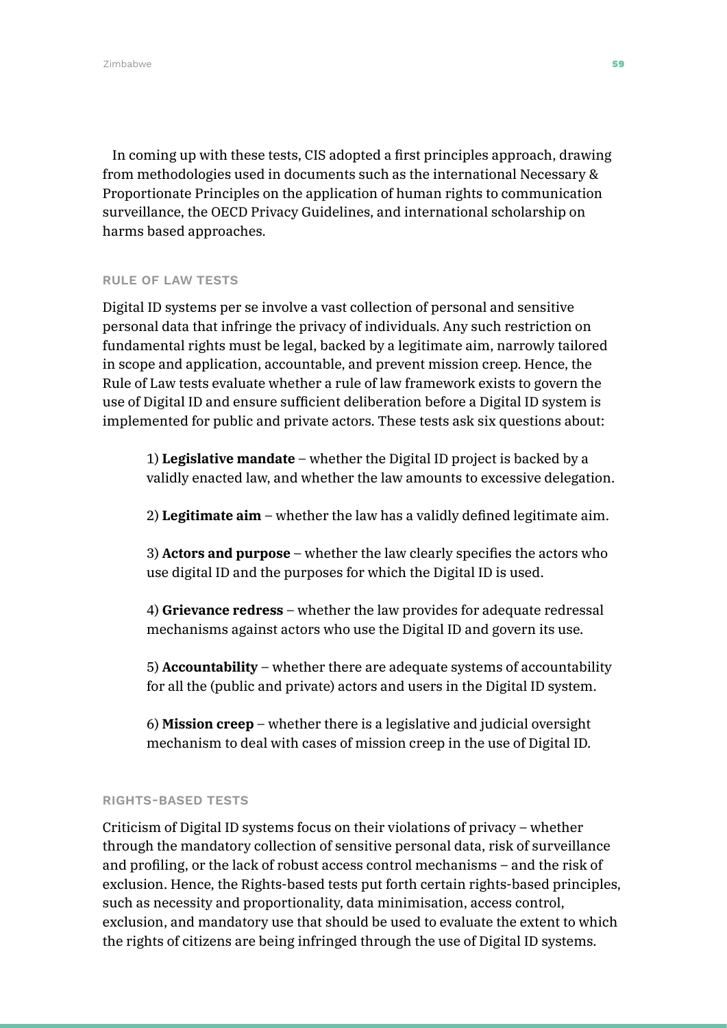In coming up with these tests, CIS adopted a first principles approach, drawing from methodologies used in documents such as the international Necessary & Proportionate Principles on the application of human rights to communication surveillance, the OECD Privacy Guidelines, and international scholarship on harms based approaches.

### RULE OF LAW TESTS

Digital ID systems per se involve a vast collection of personal and sensitive personal data that infringe the privacy of individuals. Any such restriction on fundamental rights must be legal, backed by a legitimate aim, narrowly tailored in scope and application, accountable, and prevent mission creep. Hence, the Rule of Law tests evaluate whether a rule of law framework exists to govern the use of Digital ID and ensure sufficient deliberation before a Digital ID system is implemented for public and private actors. These tests ask six questions about:

1) **Legislative mandate** – whether the Digital ID project is backed by a validly enacted law, and whether the law amounts to excessive delegation.

2) **Legitimate aim** – whether the law has a validly defined legitimate aim.

3) **Actors and purpose** – whether the law clearly specifies the actors who use digital ID and the purposes for which the Digital ID is used.

4) **Grievance redress** – whether the law provides for adequate redressal mechanisms against actors who use the Digital ID and govern its use.

5) **Accountability** – whether there are adequate systems of accountability for all the (public and private) actors and users in the Digital ID system.

6) **Mission creep** – whether there is a legislative and judicial oversight mechanism to deal with cases of mission creep in the use of Digital ID.

### RIGHTS-BASED TESTS

Criticism of Digital ID systems focus on their violations of privacy – whether through the mandatory collection of sensitive personal data, risk of surveillance and profiling, or the lack of robust access control mechanisms – and the risk of exclusion. Hence, the Rights-based tests put forth certain rights-based principles, such as necessity and proportionality, data minimisation, access control, exclusion, and mandatory use that should be used to evaluate the extent to which the rights of citizens are being infringed through the use of Digital ID systems.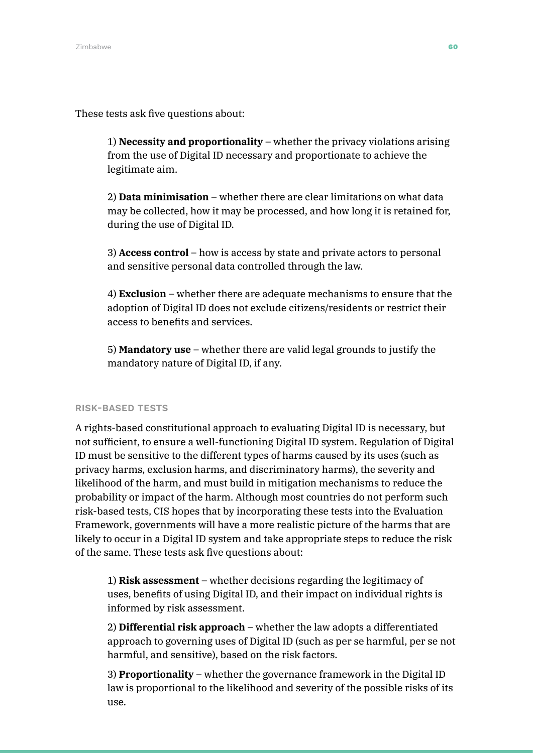These tests ask five questions about:

1) **Necessity and proportionality** – whether the privacy violations arising from the use of Digital ID necessary and proportionate to achieve the legitimate aim.

2) **Data minimisation** – whether there are clear limitations on what data may be collected, how it may be processed, and how long it is retained for, during the use of Digital ID.

3) **Access control** – how is access by state and private actors to personal and sensitive personal data controlled through the law.

4) **Exclusion** – whether there are adequate mechanisms to ensure that the adoption of Digital ID does not exclude citizens/residents or restrict their access to benefits and services.

5) **Mandatory use** – whether there are valid legal grounds to justify the mandatory nature of Digital ID, if any.

### RISK-BASED TESTS

A rights-based constitutional approach to evaluating Digital ID is necessary, but not sufficient, to ensure a well-functioning Digital ID system. Regulation of Digital ID must be sensitive to the different types of harms caused by its uses (such as privacy harms, exclusion harms, and discriminatory harms), the severity and likelihood of the harm, and must build in mitigation mechanisms to reduce the probability or impact of the harm. Although most countries do not perform such risk-based tests, CIS hopes that by incorporating these tests into the Evaluation Framework, governments will have a more realistic picture of the harms that are likely to occur in a Digital ID system and take appropriate steps to reduce the risk of the same. These tests ask five questions about:

1) **Risk assessment** – whether decisions regarding the legitimacy of uses, benefits of using Digital ID, and their impact on individual rights is informed by risk assessment.

2) **Differential risk approach** – whether the law adopts a differentiated approach to governing uses of Digital ID (such as per se harmful, per se not harmful, and sensitive), based on the risk factors.

3) **Proportionality** – whether the governance framework in the Digital ID law is proportional to the likelihood and severity of the possible risks of its use.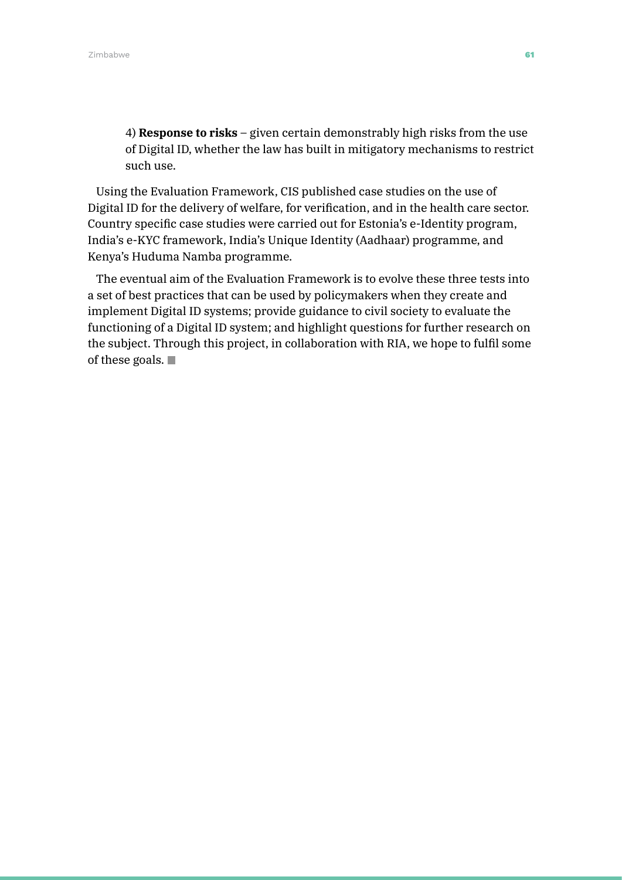4) **Response to risks** – given certain demonstrably high risks from the use of Digital ID, whether the law has built in mitigatory mechanisms to restrict such use.

Using the Evaluation Framework, CIS published case studies on the use of Digital ID for the delivery of welfare, for verification, and in the health care sector. Country specific case studies were carried out for Estonia's e-Identity program, India's e-KYC framework, India's Unique Identity (Aadhaar) programme, and Kenya's Huduma Namba programme.

The eventual aim of the Evaluation Framework is to evolve these three tests into a set of best practices that can be used by policymakers when they create and implement Digital ID systems; provide guidance to civil society to evaluate the functioning of a Digital ID system; and highlight questions for further research on the subject. Through this project, in collaboration with RIA, we hope to fulfil some of these goals. ■